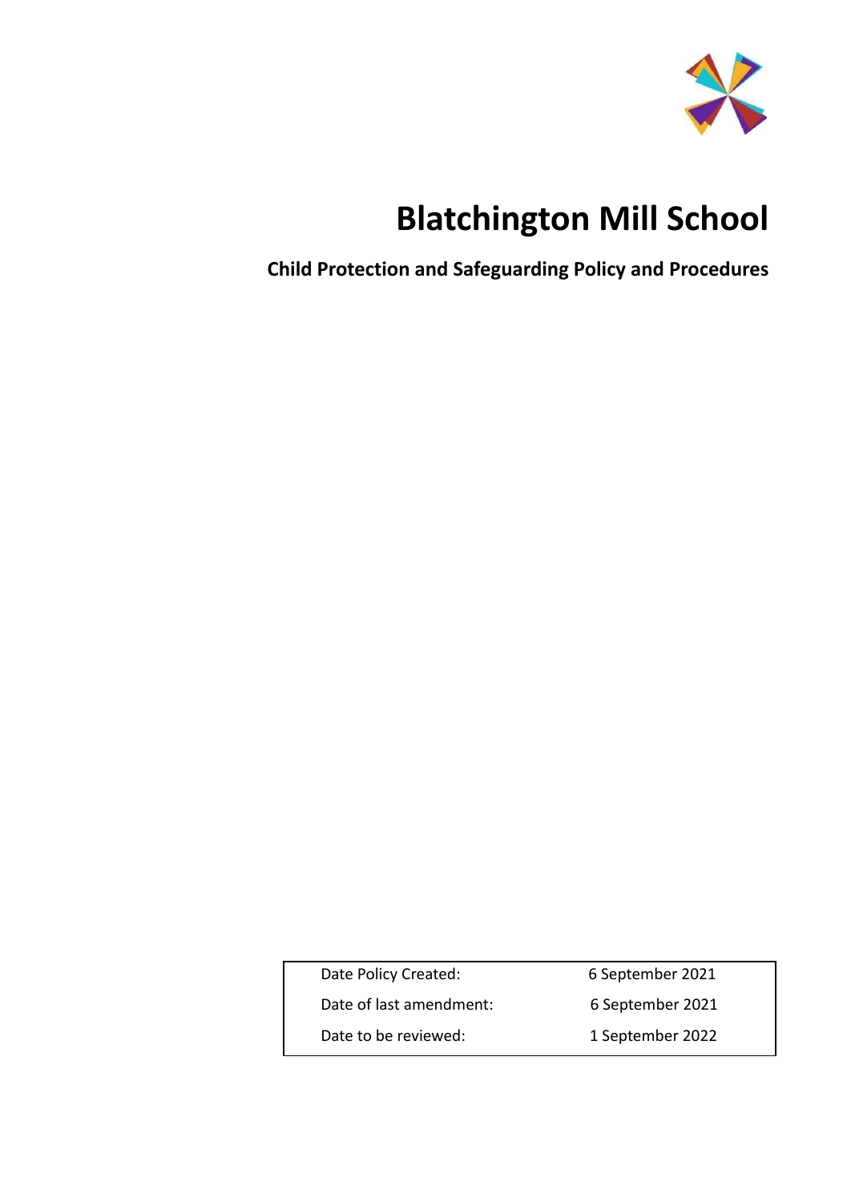# Blatchington Mill School

## Child Protection and Safeguarding Policy and Procedures

| | |
|---|---|
| Date Policy Created: | 6 September 2021 |
| Date of last amendment: | 6 September 2021 |
| Date to be reviewed: | 1 September 2022 |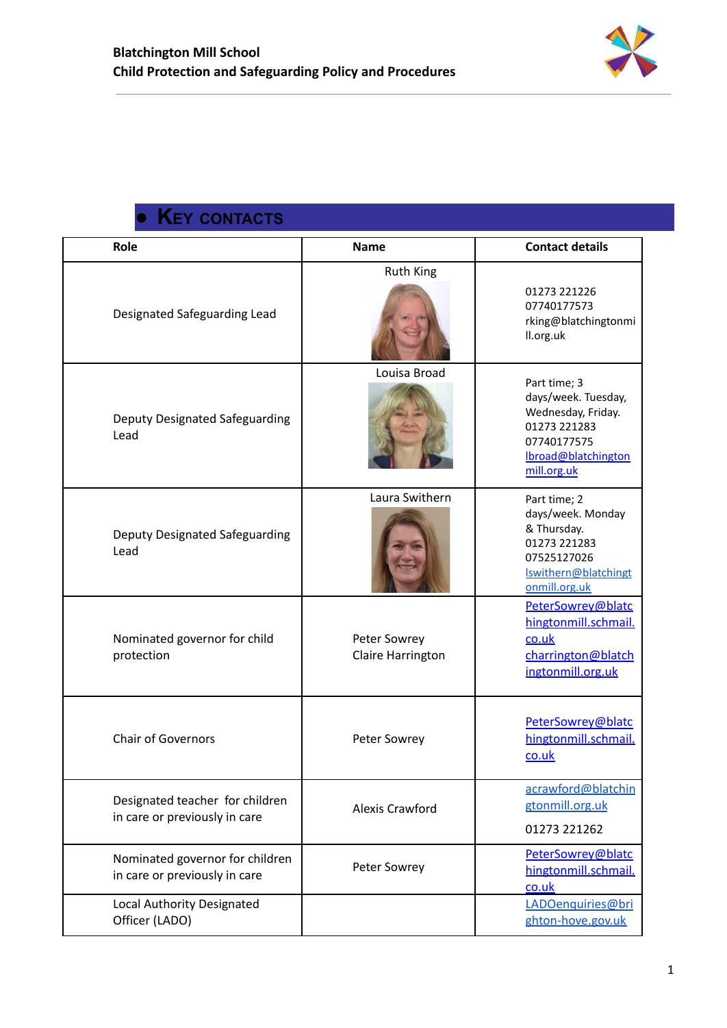# KEY CONTACTS

| Role | Name | Contact details |
|---|---|---|
| Designated Safeguarding Lead | Ruth King | 01273 221226<br>07740177573<br>rking@blatchingtonmill.org.uk |
| Deputy Designated Safeguarding Lead | Louisa Broad | Part time; 3 days/week. Tuesday, Wednesday, Friday.<br>01273 221283<br>07740177575<br>lbroad@blatchingtonmill.org.uk |
| Deputy Designated Safeguarding Lead | Laura Swithern | Part time; 2 days/week. Monday & Thursday.<br>01273 221283<br>07525127026<br>lswithern@blatchingtonmill.org.uk |
| Nominated governor for child protection | Peter Sowrey<br>Claire Harrington | PeterSowrey@blatchingtonmill.schmail.co.uk<br>charrington@blatchingtonmill.org.uk |
| Chair of Governors | Peter Sowrey | PeterSowrey@blatchingtonmill.schmail.co.uk |
| Designated teacher for children in care or previously in care | Alexis Crawford | acrawford@blatchingtonmill.org.uk<br>01273 221262 |
| Nominated governor for children in care or previously in care | Peter Sowrey | PeterSowrey@blatchingtonmill.schmail.co.uk |
| Local Authority Designated Officer (LADO) | | LADOenquiries@brighton-hove.gov.uk |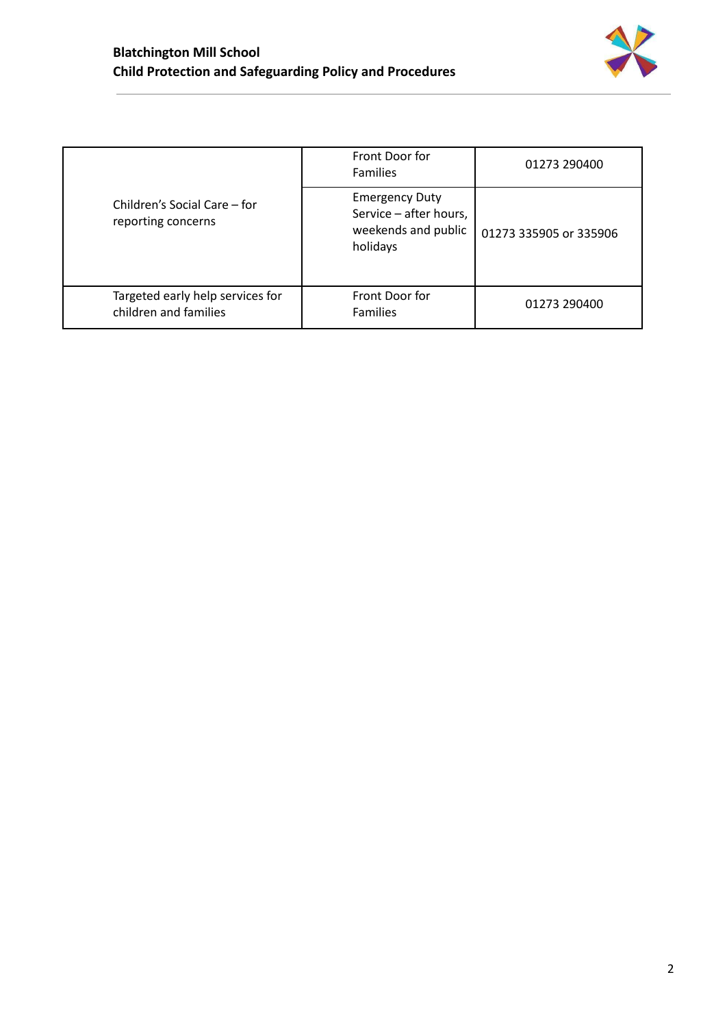| | | |
|---|---|---|
| Children's Social Care – for reporting concerns | Front Door for Families | 01273 290400 |
| | Emergency Duty Service – after hours, weekends and public holidays | 01273 335905 or 335906 |
| Targeted early help services for children and families | Front Door for Families | 01273 290400 |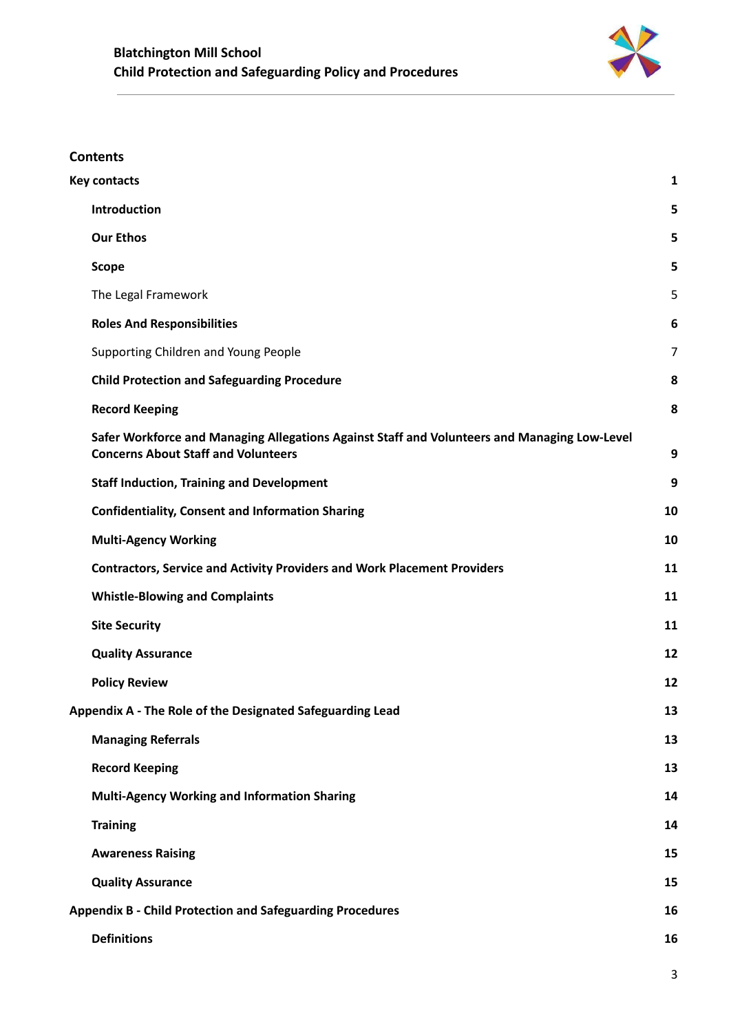## Contents

| | |
|---|---|
| **Key contacts** | **1** |
| **Introduction** | **5** |
| **Our Ethos** | **5** |
| **Scope** | **5** |
| The Legal Framework | 5 |
| **Roles And Responsibilities** | **6** |
| Supporting Children and Young People | 7 |
| **Child Protection and Safeguarding Procedure** | **8** |
| **Record Keeping** | **8** |
| **Safer Workforce and Managing Allegations Against Staff and Volunteers and Managing Low-Level Concerns About Staff and Volunteers** | **9** |
| **Staff Induction, Training and Development** | **9** |
| **Confidentiality, Consent and Information Sharing** | **10** |
| **Multi-Agency Working** | **10** |
| **Contractors, Service and Activity Providers and Work Placement Providers** | **11** |
| **Whistle-Blowing and Complaints** | **11** |
| **Site Security** | **11** |
| **Quality Assurance** | **12** |
| **Policy Review** | **12** |
| **Appendix A - The Role of the Designated Safeguarding Lead** | **13** |
| **Managing Referrals** | **13** |
| **Record Keeping** | **13** |
| **Multi-Agency Working and Information Sharing** | **14** |
| **Training** | **14** |
| **Awareness Raising** | **15** |
| **Quality Assurance** | **15** |
| **Appendix B - Child Protection and Safeguarding Procedures** | **16** |
| **Definitions** | **16** |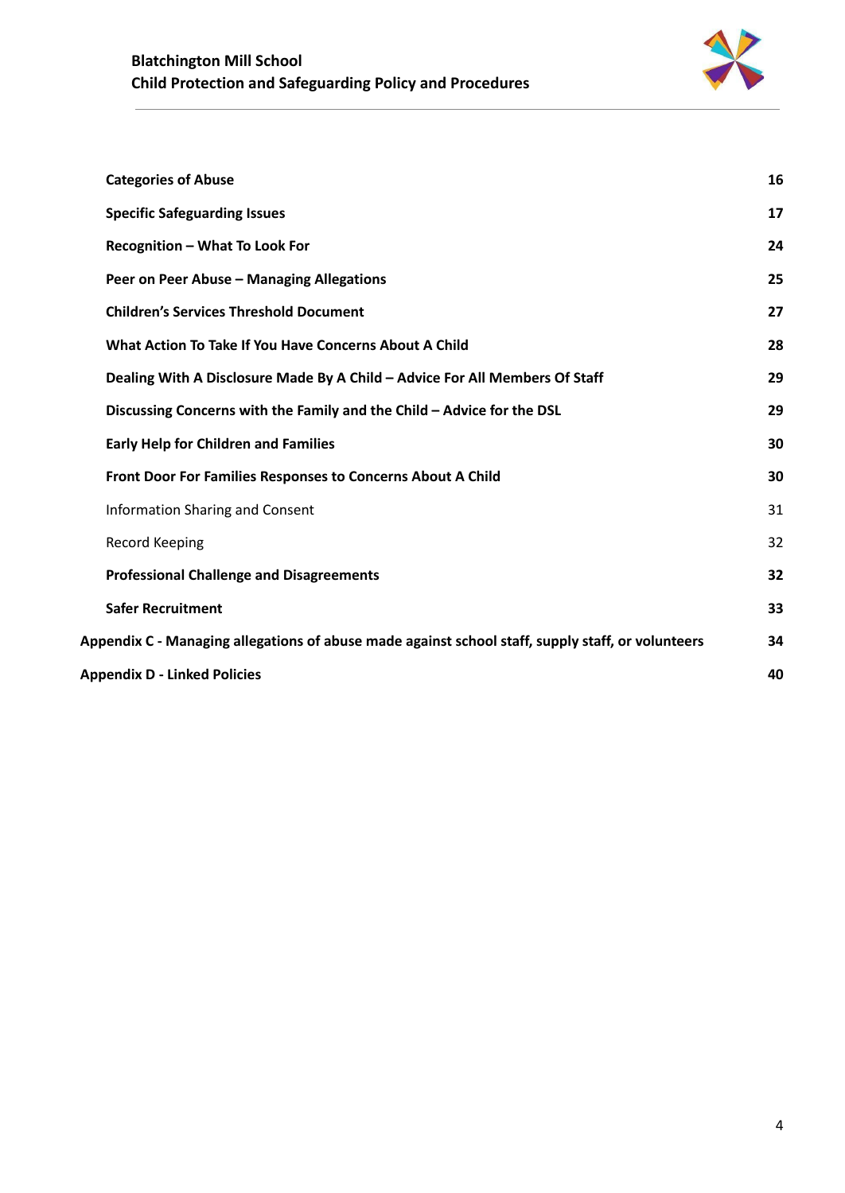| | |
|---|---|
| **Categories of Abuse** | **16** |
| **Specific Safeguarding Issues** | **17** |
| **Recognition – What To Look For** | **24** |
| **Peer on Peer Abuse – Managing Allegations** | **25** |
| **Children's Services Threshold Document** | **27** |
| **What Action To Take If You Have Concerns About A Child** | **28** |
| **Dealing With A Disclosure Made By A Child – Advice For All Members Of Staff** | **29** |
| **Discussing Concerns with the Family and the Child – Advice for the DSL** | **29** |
| **Early Help for Children and Families** | **30** |
| **Front Door For Families Responses to Concerns About A Child** | **30** |
| Information Sharing and Consent | 31 |
| Record Keeping | 32 |
| **Professional Challenge and Disagreements** | **32** |
| **Safer Recruitment** | **33** |
| **Appendix C - Managing allegations of abuse made against school staff, supply staff, or volunteers** | **34** |
| **Appendix D - Linked Policies** | **40** |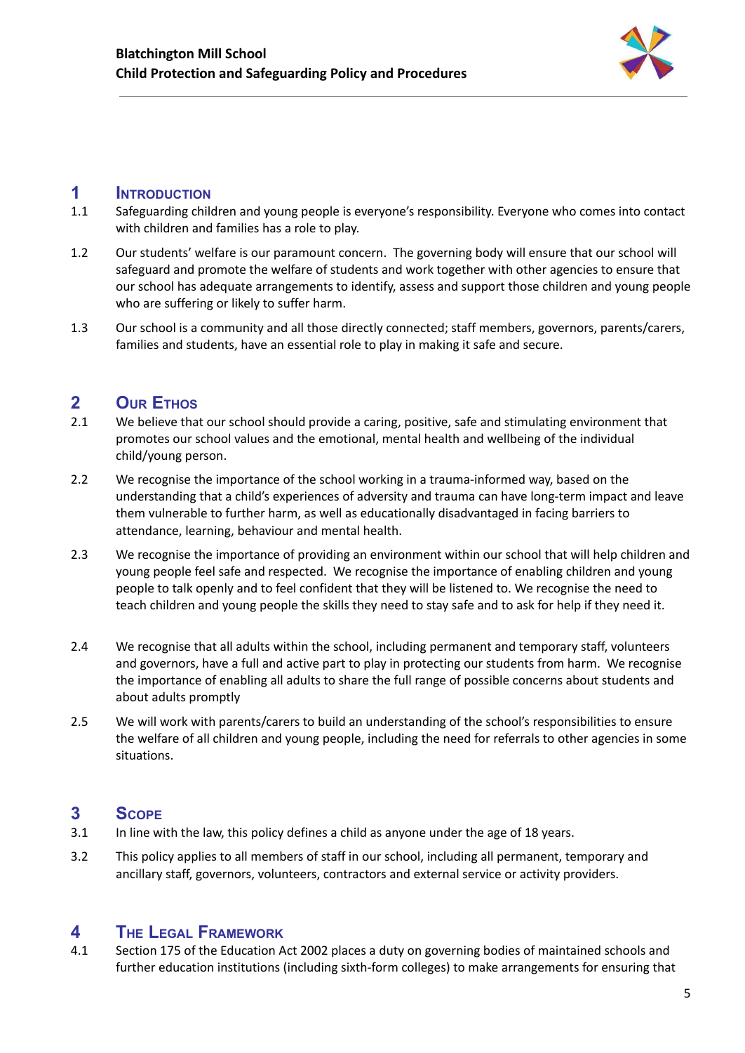## 1 Introduction

1.1 Safeguarding children and young people is everyone's responsibility. Everyone who comes into contact with children and families has a role to play.

1.2 Our students' welfare is our paramount concern. The governing body will ensure that our school will safeguard and promote the welfare of students and work together with other agencies to ensure that our school has adequate arrangements to identify, assess and support those children and young people who are suffering or likely to suffer harm.

1.3 Our school is a community and all those directly connected; staff members, governors, parents/carers, families and students, have an essential role to play in making it safe and secure.

## 2 Our Ethos

2.1 We believe that our school should provide a caring, positive, safe and stimulating environment that promotes our school values and the emotional, mental health and wellbeing of the individual child/young person.

2.2 We recognise the importance of the school working in a trauma-informed way, based on the understanding that a child's experiences of adversity and trauma can have long-term impact and leave them vulnerable to further harm, as well as educationally disadvantaged in facing barriers to attendance, learning, behaviour and mental health.

2.3 We recognise the importance of providing an environment within our school that will help children and young people feel safe and respected. We recognise the importance of enabling children and young people to talk openly and to feel confident that they will be listened to. We recognise the need to teach children and young people the skills they need to stay safe and to ask for help if they need it.

2.4 We recognise that all adults within the school, including permanent and temporary staff, volunteers and governors, have a full and active part to play in protecting our students from harm. We recognise the importance of enabling all adults to share the full range of possible concerns about students and about adults promptly

2.5 We will work with parents/carers to build an understanding of the school's responsibilities to ensure the welfare of all children and young people, including the need for referrals to other agencies in some situations.

## 3 Scope

3.1 In line with the law, this policy defines a child as anyone under the age of 18 years.

3.2 This policy applies to all members of staff in our school, including all permanent, temporary and ancillary staff, governors, volunteers, contractors and external service or activity providers.

## 4 The Legal Framework

4.1 Section 175 of the Education Act 2002 places a duty on governing bodies of maintained schools and further education institutions (including sixth-form colleges) to make arrangements for ensuring that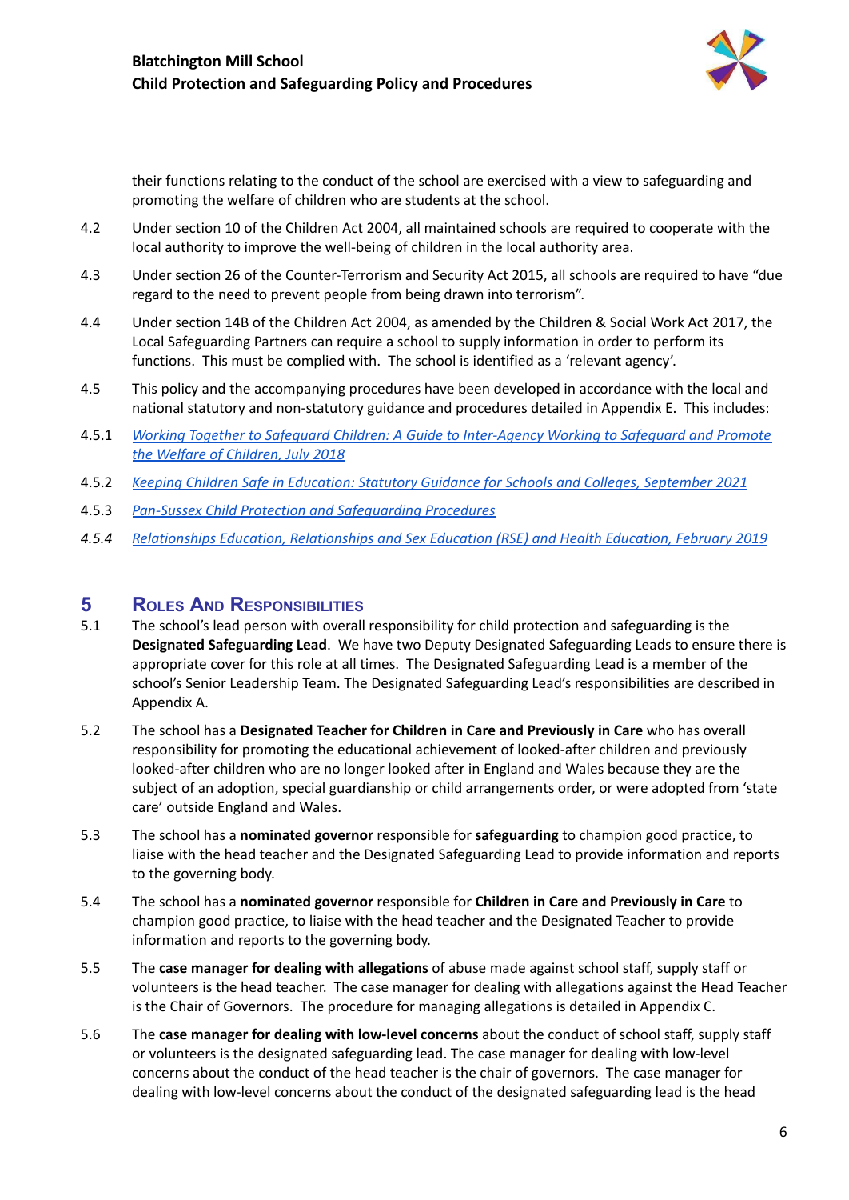their functions relating to the conduct of the school are exercised with a view to safeguarding and promoting the welfare of children who are students at the school.

4.2 Under section 10 of the Children Act 2004, all maintained schools are required to cooperate with the local authority to improve the well-being of children in the local authority area.

4.3 Under section 26 of the Counter-Terrorism and Security Act 2015, all schools are required to have "due regard to the need to prevent people from being drawn into terrorism".

4.4 Under section 14B of the Children Act 2004, as amended by the Children & Social Work Act 2017, the Local Safeguarding Partners can require a school to supply information in order to perform its functions. This must be complied with. The school is identified as a 'relevant agency'.

4.5 This policy and the accompanying procedures have been developed in accordance with the local and national statutory and non-statutory guidance and procedures detailed in Appendix E. This includes:

4.5.1 *Working Together to Safeguard Children: A Guide to Inter-Agency Working to Safeguard and Promote the Welfare of Children, July 2018*

4.5.2 *Keeping Children Safe in Education: Statutory Guidance for Schools and Colleges, September 2021*

4.5.3 *Pan-Sussex Child Protection and Safeguarding Procedures*

*4.5.4* *Relationships Education, Relationships and Sex Education (RSE) and Health Education, February 2019*

# 5 Roles And Responsibilities

5.1 The school's lead person with overall responsibility for child protection and safeguarding is the **Designated Safeguarding Lead**. We have two Deputy Designated Safeguarding Leads to ensure there is appropriate cover for this role at all times. The Designated Safeguarding Lead is a member of the school's Senior Leadership Team. The Designated Safeguarding Lead's responsibilities are described in Appendix A.

5.2 The school has a **Designated Teacher for Children in Care and Previously in Care** who has overall responsibility for promoting the educational achievement of looked-after children and previously looked-after children who are no longer looked after in England and Wales because they are the subject of an adoption, special guardianship or child arrangements order, or were adopted from 'state care' outside England and Wales.

5.3 The school has a **nominated governor** responsible for **safeguarding** to champion good practice, to liaise with the head teacher and the Designated Safeguarding Lead to provide information and reports to the governing body.

5.4 The school has a **nominated governor** responsible for **Children in Care and Previously in Care** to champion good practice, to liaise with the head teacher and the Designated Teacher to provide information and reports to the governing body.

5.5 The **case manager for dealing with allegations** of abuse made against school staff, supply staff or volunteers is the head teacher. The case manager for dealing with allegations against the Head Teacher is the Chair of Governors. The procedure for managing allegations is detailed in Appendix C.

5.6 The **case manager for dealing with low-level concerns** about the conduct of school staff, supply staff or volunteers is the designated safeguarding lead. The case manager for dealing with low-level concerns about the conduct of the head teacher is the chair of governors. The case manager for dealing with low-level concerns about the conduct of the designated safeguarding lead is the head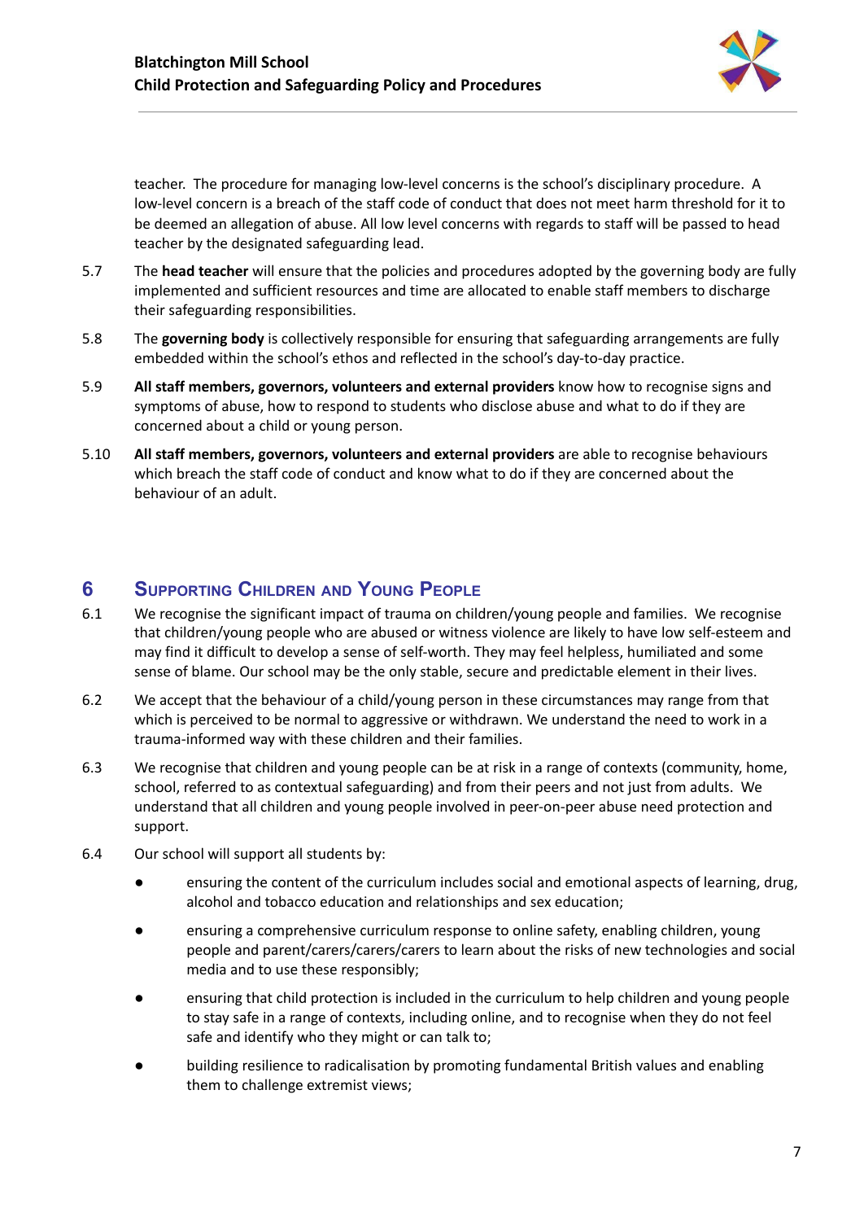teacher. The procedure for managing low-level concerns is the school's disciplinary procedure. A low-level concern is a breach of the staff code of conduct that does not meet harm threshold for it to be deemed an allegation of abuse. All low level concerns with regards to staff will be passed to head teacher by the designated safeguarding lead.

5.7 The **head teacher** will ensure that the policies and procedures adopted by the governing body are fully implemented and sufficient resources and time are allocated to enable staff members to discharge their safeguarding responsibilities.

5.8 The **governing body** is collectively responsible for ensuring that safeguarding arrangements are fully embedded within the school's ethos and reflected in the school's day-to-day practice.

5.9 **All staff members, governors, volunteers and external providers** know how to recognise signs and symptoms of abuse, how to respond to students who disclose abuse and what to do if they are concerned about a child or young person.

5.10 **All staff members, governors, volunteers and external providers** are able to recognise behaviours which breach the staff code of conduct and know what to do if they are concerned about the behaviour of an adult.

## 6 Supporting Children and Young People

6.1 We recognise the significant impact of trauma on children/young people and families. We recognise that children/young people who are abused or witness violence are likely to have low self-esteem and may find it difficult to develop a sense of self-worth. They may feel helpless, humiliated and some sense of blame. Our school may be the only stable, secure and predictable element in their lives.

6.2 We accept that the behaviour of a child/young person in these circumstances may range from that which is perceived to be normal to aggressive or withdrawn. We understand the need to work in a trauma-informed way with these children and their families.

6.3 We recognise that children and young people can be at risk in a range of contexts (community, home, school, referred to as contextual safeguarding) and from their peers and not just from adults. We understand that all children and young people involved in peer-on-peer abuse need protection and support.

6.4 Our school will support all students by:

- ensuring the content of the curriculum includes social and emotional aspects of learning, drug, alcohol and tobacco education and relationships and sex education;
- ensuring a comprehensive curriculum response to online safety, enabling children, young people and parent/carers/carers/carers to learn about the risks of new technologies and social media and to use these responsibly;
- ensuring that child protection is included in the curriculum to help children and young people to stay safe in a range of contexts, including online, and to recognise when they do not feel safe and identify who they might or can talk to;
- building resilience to radicalisation by promoting fundamental British values and enabling them to challenge extremist views;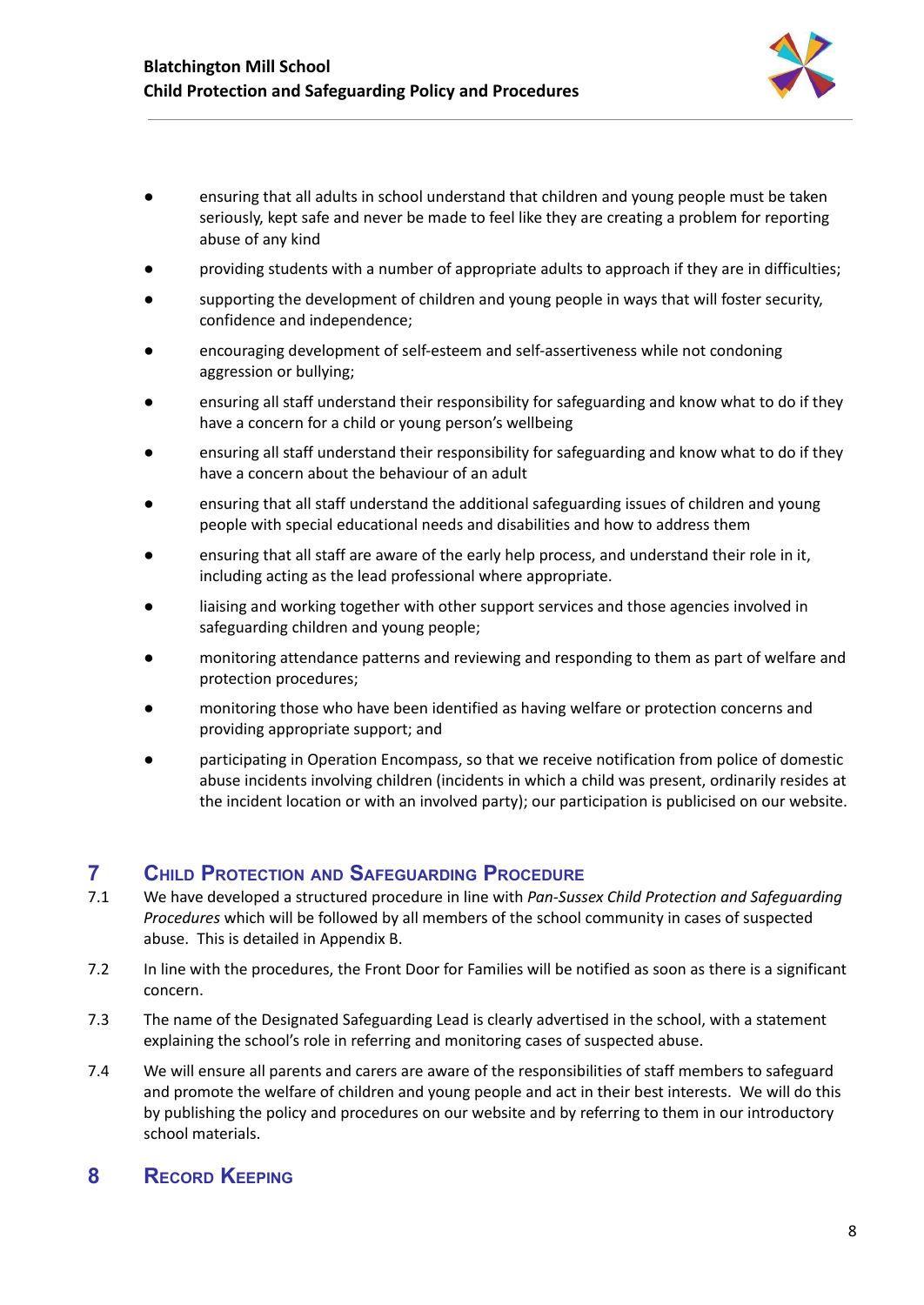- ensuring that all adults in school understand that children and young people must be taken seriously, kept safe and never be made to feel like they are creating a problem for reporting abuse of any kind
- providing students with a number of appropriate adults to approach if they are in difficulties;
- supporting the development of children and young people in ways that will foster security, confidence and independence;
- encouraging development of self-esteem and self-assertiveness while not condoning aggression or bullying;
- ensuring all staff understand their responsibility for safeguarding and know what to do if they have a concern for a child or young person's wellbeing
- ensuring all staff understand their responsibility for safeguarding and know what to do if they have a concern about the behaviour of an adult
- ensuring that all staff understand the additional safeguarding issues of children and young people with special educational needs and disabilities and how to address them
- ensuring that all staff are aware of the early help process, and understand their role in it, including acting as the lead professional where appropriate.
- liaising and working together with other support services and those agencies involved in safeguarding children and young people;
- monitoring attendance patterns and reviewing and responding to them as part of welfare and protection procedures;
- monitoring those who have been identified as having welfare or protection concerns and providing appropriate support; and
- participating in Operation Encompass, so that we receive notification from police of domestic abuse incidents involving children (incidents in which a child was present, ordinarily resides at the incident location or with an involved party); our participation is publicised on our website.

## 7 Child Protection and Safeguarding Procedure

7.1 We have developed a structured procedure in line with *Pan-Sussex Child Protection and Safeguarding Procedures* which will be followed by all members of the school community in cases of suspected abuse. This is detailed in Appendix B.

7.2 In line with the procedures, the Front Door for Families will be notified as soon as there is a significant concern.

7.3 The name of the Designated Safeguarding Lead is clearly advertised in the school, with a statement explaining the school's role in referring and monitoring cases of suspected abuse.

7.4 We will ensure all parents and carers are aware of the responsibilities of staff members to safeguard and promote the welfare of children and young people and act in their best interests. We will do this by publishing the policy and procedures on our website and by referring to them in our introductory school materials.

## 8 Record Keeping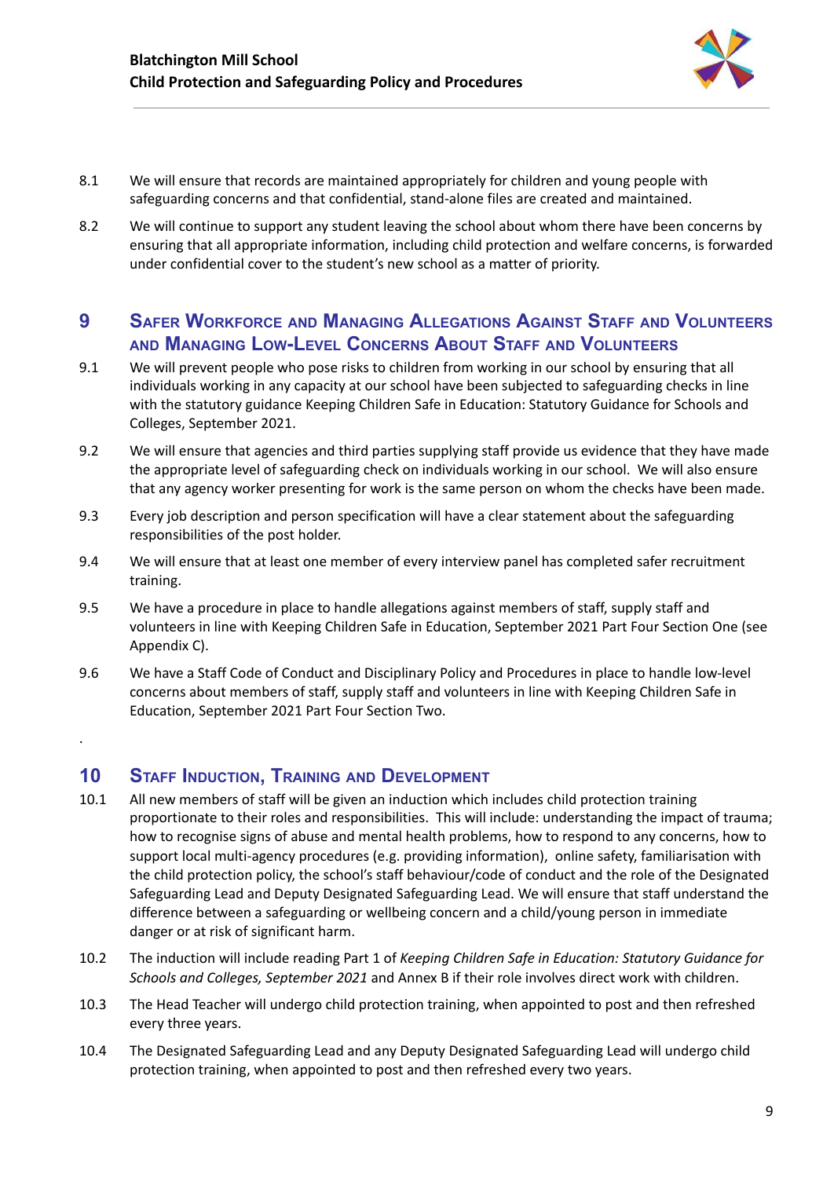8.1 We will ensure that records are maintained appropriately for children and young people with safeguarding concerns and that confidential, stand-alone files are created and maintained.

8.2 We will continue to support any student leaving the school about whom there have been concerns by ensuring that all appropriate information, including child protection and welfare concerns, is forwarded under confidential cover to the student's new school as a matter of priority.

## 9 Safer Workforce and Managing Allegations Against Staff and Volunteers and Managing Low-Level Concerns About Staff and Volunteers

9.1 We will prevent people who pose risks to children from working in our school by ensuring that all individuals working in any capacity at our school have been subjected to safeguarding checks in line with the statutory guidance Keeping Children Safe in Education: Statutory Guidance for Schools and Colleges, September 2021.

9.2 We will ensure that agencies and third parties supplying staff provide us evidence that they have made the appropriate level of safeguarding check on individuals working in our school. We will also ensure that any agency worker presenting for work is the same person on whom the checks have been made.

9.3 Every job description and person specification will have a clear statement about the safeguarding responsibilities of the post holder.

9.4 We will ensure that at least one member of every interview panel has completed safer recruitment training.

9.5 We have a procedure in place to handle allegations against members of staff, supply staff and volunteers in line with Keeping Children Safe in Education, September 2021 Part Four Section One (see Appendix C).

9.6 We have a Staff Code of Conduct and Disciplinary Policy and Procedures in place to handle low-level concerns about members of staff, supply staff and volunteers in line with Keeping Children Safe in Education, September 2021 Part Four Section Two.

.

## 10 Staff Induction, Training and Development

10.1 All new members of staff will be given an induction which includes child protection training proportionate to their roles and responsibilities. This will include: understanding the impact of trauma; how to recognise signs of abuse and mental health problems, how to respond to any concerns, how to support local multi-agency procedures (e.g. providing information), online safety, familiarisation with the child protection policy, the school's staff behaviour/code of conduct and the role of the Designated Safeguarding Lead and Deputy Designated Safeguarding Lead. We will ensure that staff understand the difference between a safeguarding or wellbeing concern and a child/young person in immediate danger or at risk of significant harm.

10.2 The induction will include reading Part 1 of *Keeping Children Safe in Education: Statutory Guidance for Schools and Colleges, September 2021* and Annex B if their role involves direct work with children.

10.3 The Head Teacher will undergo child protection training, when appointed to post and then refreshed every three years.

10.4 The Designated Safeguarding Lead and any Deputy Designated Safeguarding Lead will undergo child protection training, when appointed to post and then refreshed every two years.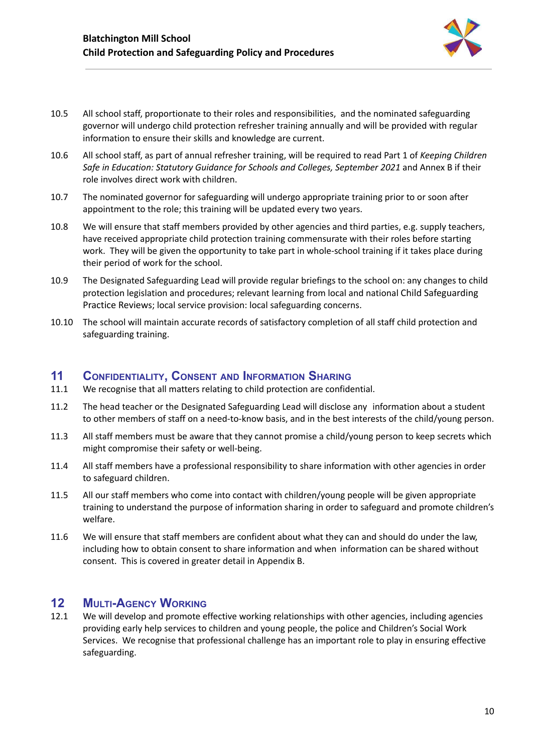10.5 All school staff, proportionate to their roles and responsibilities, and the nominated safeguarding governor will undergo child protection refresher training annually and will be provided with regular information to ensure their skills and knowledge are current.

10.6 All school staff, as part of annual refresher training, will be required to read Part 1 of *Keeping Children Safe in Education: Statutory Guidance for Schools and Colleges, September 2021* and Annex B if their role involves direct work with children.

10.7 The nominated governor for safeguarding will undergo appropriate training prior to or soon after appointment to the role; this training will be updated every two years.

10.8 We will ensure that staff members provided by other agencies and third parties, e.g. supply teachers, have received appropriate child protection training commensurate with their roles before starting work. They will be given the opportunity to take part in whole-school training if it takes place during their period of work for the school.

10.9 The Designated Safeguarding Lead will provide regular briefings to the school on: any changes to child protection legislation and procedures; relevant learning from local and national Child Safeguarding Practice Reviews; local service provision: local safeguarding concerns.

10.10 The school will maintain accurate records of satisfactory completion of all staff child protection and safeguarding training.

## 11 Confidentiality, Consent and Information Sharing

11.1 We recognise that all matters relating to child protection are confidential.

11.2 The head teacher or the Designated Safeguarding Lead will disclose any information about a student to other members of staff on a need-to-know basis, and in the best interests of the child/young person.

11.3 All staff members must be aware that they cannot promise a child/young person to keep secrets which might compromise their safety or well-being.

11.4 All staff members have a professional responsibility to share information with other agencies in order to safeguard children.

11.5 All our staff members who come into contact with children/young people will be given appropriate training to understand the purpose of information sharing in order to safeguard and promote children's welfare.

11.6 We will ensure that staff members are confident about what they can and should do under the law, including how to obtain consent to share information and when information can be shared without consent. This is covered in greater detail in Appendix B.

## 12 Multi-Agency Working

12.1 We will develop and promote effective working relationships with other agencies, including agencies providing early help services to children and young people, the police and Children's Social Work Services. We recognise that professional challenge has an important role to play in ensuring effective safeguarding.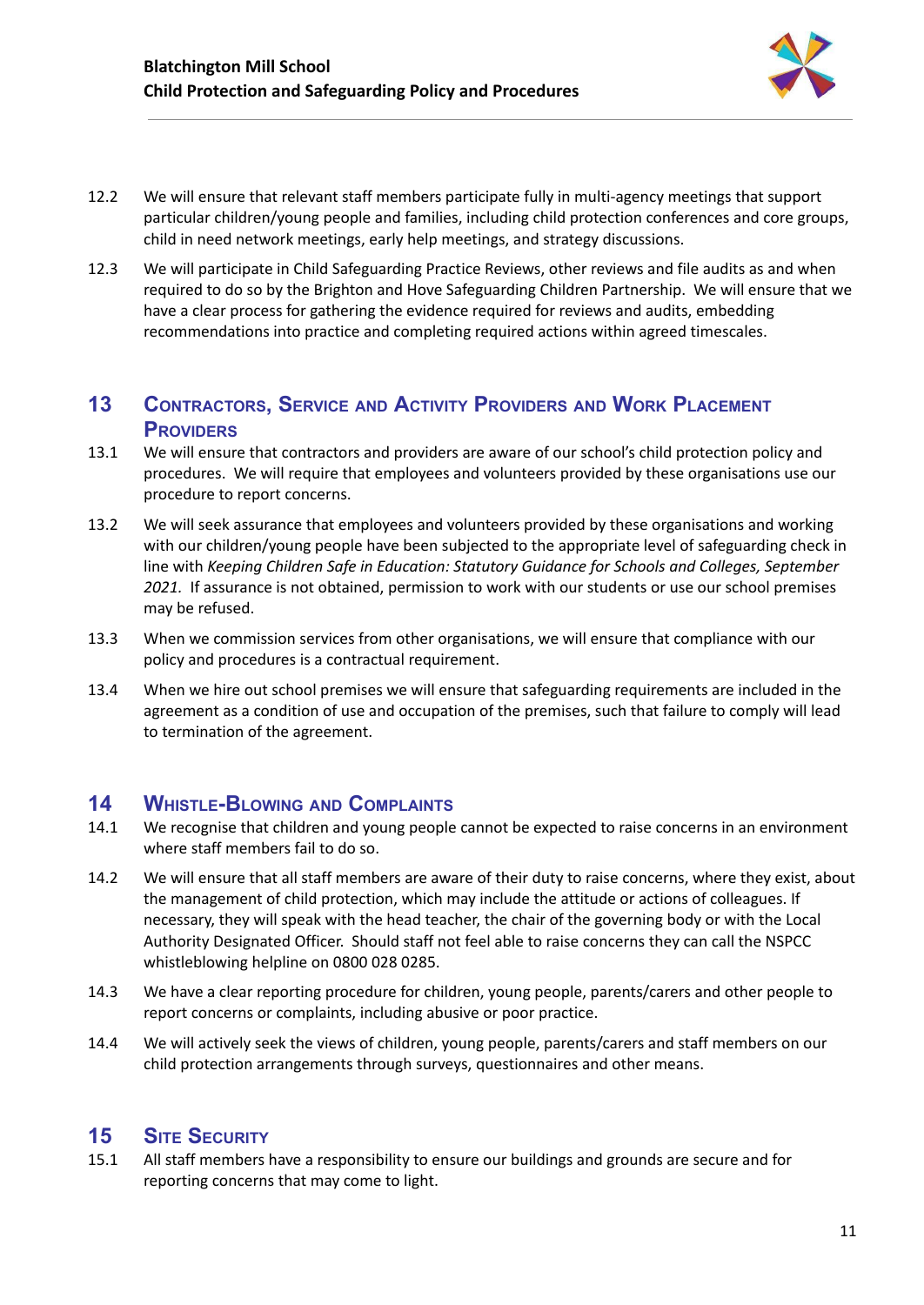12.2 We will ensure that relevant staff members participate fully in multi-agency meetings that support particular children/young people and families, including child protection conferences and core groups, child in need network meetings, early help meetings, and strategy discussions.

12.3 We will participate in Child Safeguarding Practice Reviews, other reviews and file audits as and when required to do so by the Brighton and Hove Safeguarding Children Partnership. We will ensure that we have a clear process for gathering the evidence required for reviews and audits, embedding recommendations into practice and completing required actions within agreed timescales.

## 13 Contractors, Service and Activity Providers and Work Placement Providers

13.1 We will ensure that contractors and providers are aware of our school's child protection policy and procedures. We will require that employees and volunteers provided by these organisations use our procedure to report concerns.

13.2 We will seek assurance that employees and volunteers provided by these organisations and working with our children/young people have been subjected to the appropriate level of safeguarding check in line with *Keeping Children Safe in Education: Statutory Guidance for Schools and Colleges, September 2021.* If assurance is not obtained, permission to work with our students or use our school premises may be refused.

13.3 When we commission services from other organisations, we will ensure that compliance with our policy and procedures is a contractual requirement.

13.4 When we hire out school premises we will ensure that safeguarding requirements are included in the agreement as a condition of use and occupation of the premises, such that failure to comply will lead to termination of the agreement.

## 14 Whistle-Blowing and Complaints

14.1 We recognise that children and young people cannot be expected to raise concerns in an environment where staff members fail to do so.

14.2 We will ensure that all staff members are aware of their duty to raise concerns, where they exist, about the management of child protection, which may include the attitude or actions of colleagues. If necessary, they will speak with the head teacher, the chair of the governing body or with the Local Authority Designated Officer. Should staff not feel able to raise concerns they can call the NSPCC whistleblowing helpline on 0800 028 0285.

14.3 We have a clear reporting procedure for children, young people, parents/carers and other people to report concerns or complaints, including abusive or poor practice.

14.4 We will actively seek the views of children, young people, parents/carers and staff members on our child protection arrangements through surveys, questionnaires and other means.

## 15 Site Security

15.1 All staff members have a responsibility to ensure our buildings and grounds are secure and for reporting concerns that may come to light.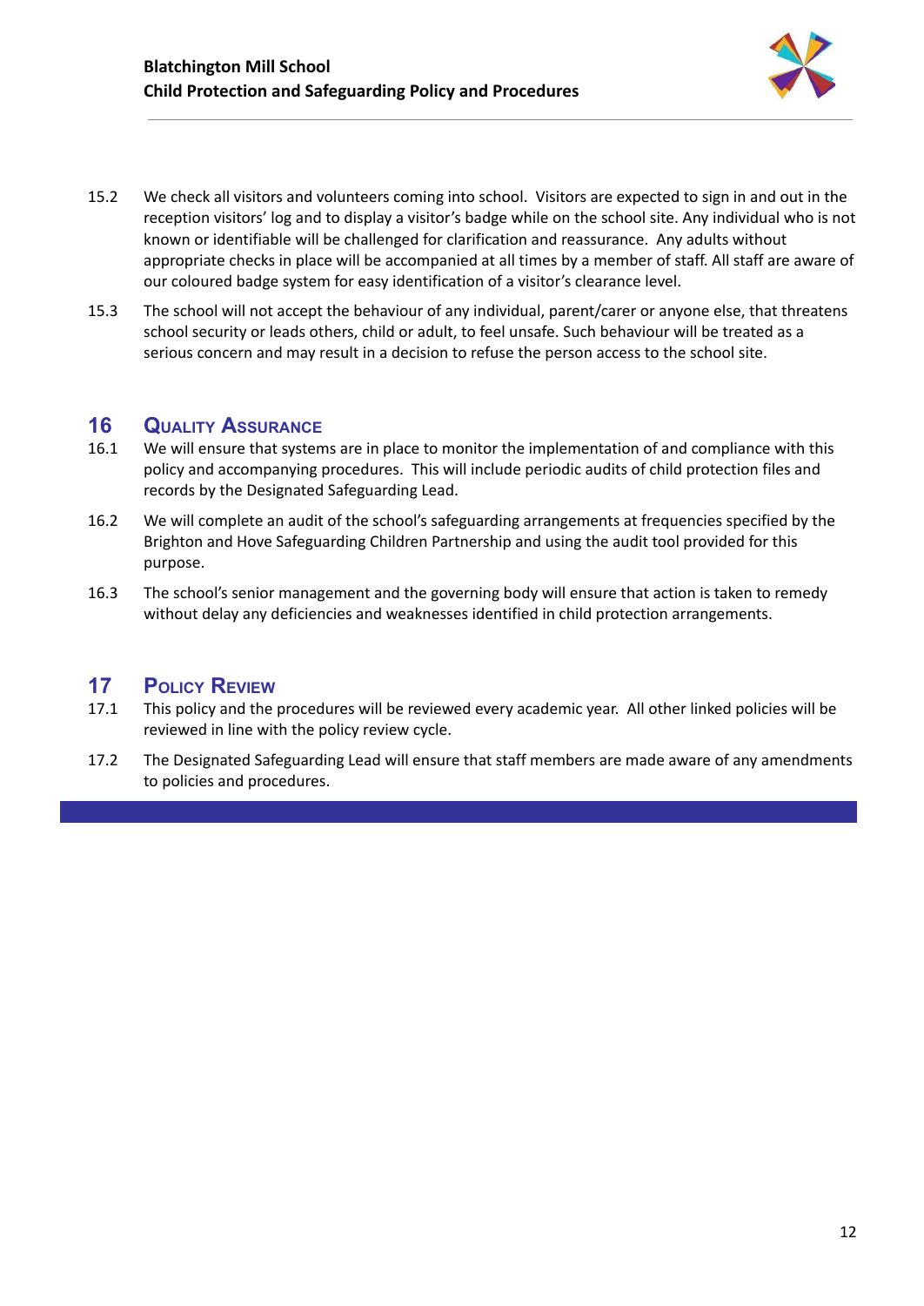15.2 We check all visitors and volunteers coming into school. Visitors are expected to sign in and out in the reception visitors' log and to display a visitor's badge while on the school site. Any individual who is not known or identifiable will be challenged for clarification and reassurance. Any adults without appropriate checks in place will be accompanied at all times by a member of staff. All staff are aware of our coloured badge system for easy identification of a visitor's clearance level.

15.3 The school will not accept the behaviour of any individual, parent/carer or anyone else, that threatens school security or leads others, child or adult, to feel unsafe. Such behaviour will be treated as a serious concern and may result in a decision to refuse the person access to the school site.

## 16 Quality Assurance

16.1 We will ensure that systems are in place to monitor the implementation of and compliance with this policy and accompanying procedures. This will include periodic audits of child protection files and records by the Designated Safeguarding Lead.

16.2 We will complete an audit of the school's safeguarding arrangements at frequencies specified by the Brighton and Hove Safeguarding Children Partnership and using the audit tool provided for this purpose.

16.3 The school's senior management and the governing body will ensure that action is taken to remedy without delay any deficiencies and weaknesses identified in child protection arrangements.

## 17 Policy Review

17.1 This policy and the procedures will be reviewed every academic year. All other linked policies will be reviewed in line with the policy review cycle.

17.2 The Designated Safeguarding Lead will ensure that staff members are made aware of any amendments to policies and procedures.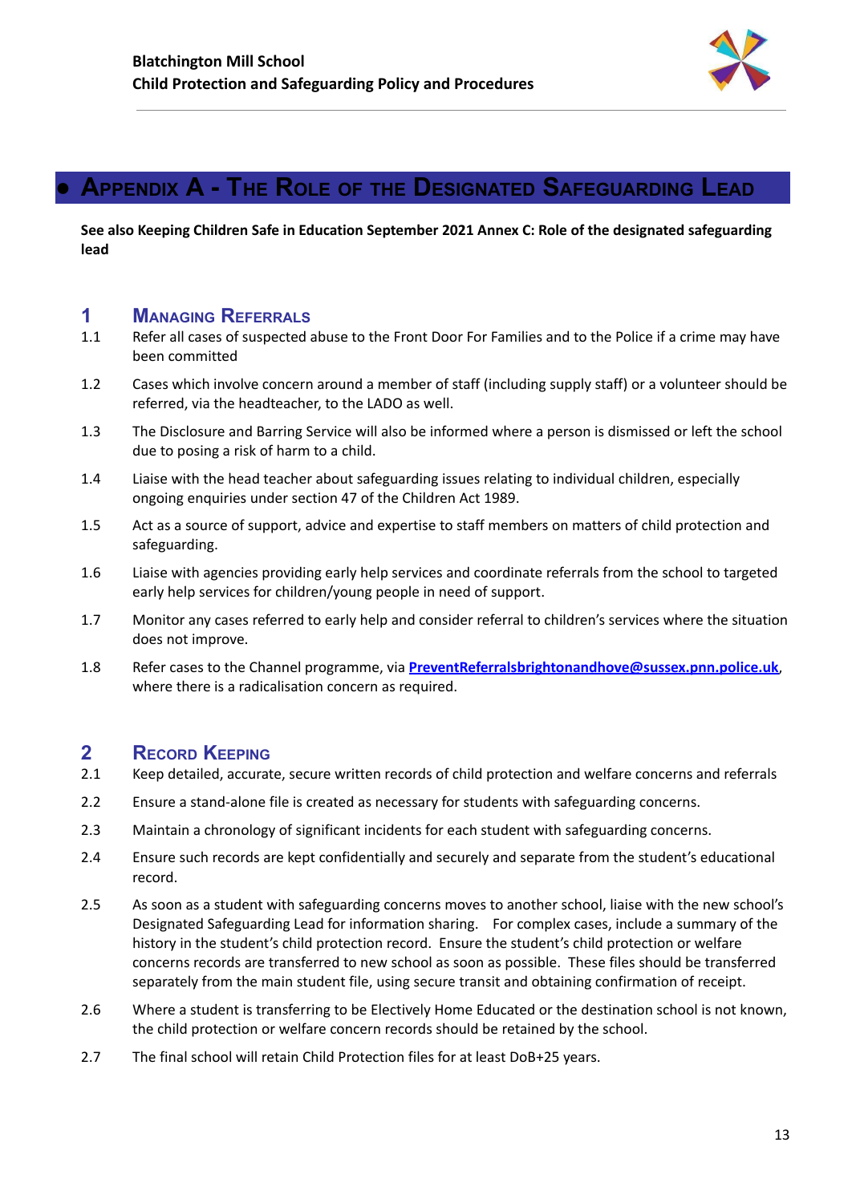# Appendix A - The Role of the Designated Safeguarding Lead

**See also Keeping Children Safe in Education September 2021 Annex C: Role of the designated safeguarding lead**

## 1 Managing Referrals

1.1 Refer all cases of suspected abuse to the Front Door For Families and to the Police if a crime may have been committed

1.2 Cases which involve concern around a member of staff (including supply staff) or a volunteer should be referred, via the headteacher, to the LADO as well.

1.3 The Disclosure and Barring Service will also be informed where a person is dismissed or left the school due to posing a risk of harm to a child.

1.4 Liaise with the head teacher about safeguarding issues relating to individual children, especially ongoing enquiries under section 47 of the Children Act 1989.

1.5 Act as a source of support, advice and expertise to staff members on matters of child protection and safeguarding.

1.6 Liaise with agencies providing early help services and coordinate referrals from the school to targeted early help services for children/young people in need of support.

1.7 Monitor any cases referred to early help and consider referral to children's services where the situation does not improve.

1.8 Refer cases to the Channel programme, via **PreventReferralsbrightonandhove@sussex.pnn.police.uk**, where there is a radicalisation concern as required.

## 2 Record Keeping

2.1 Keep detailed, accurate, secure written records of child protection and welfare concerns and referrals

2.2 Ensure a stand-alone file is created as necessary for students with safeguarding concerns.

2.3 Maintain a chronology of significant incidents for each student with safeguarding concerns.

2.4 Ensure such records are kept confidentially and securely and separate from the student's educational record.

2.5 As soon as a student with safeguarding concerns moves to another school, liaise with the new school's Designated Safeguarding Lead for information sharing. For complex cases, include a summary of the history in the student's child protection record. Ensure the student's child protection or welfare concerns records are transferred to new school as soon as possible. These files should be transferred separately from the main student file, using secure transit and obtaining confirmation of receipt.

2.6 Where a student is transferring to be Electively Home Educated or the destination school is not known, the child protection or welfare concern records should be retained by the school.

2.7 The final school will retain Child Protection files for at least DoB+25 years.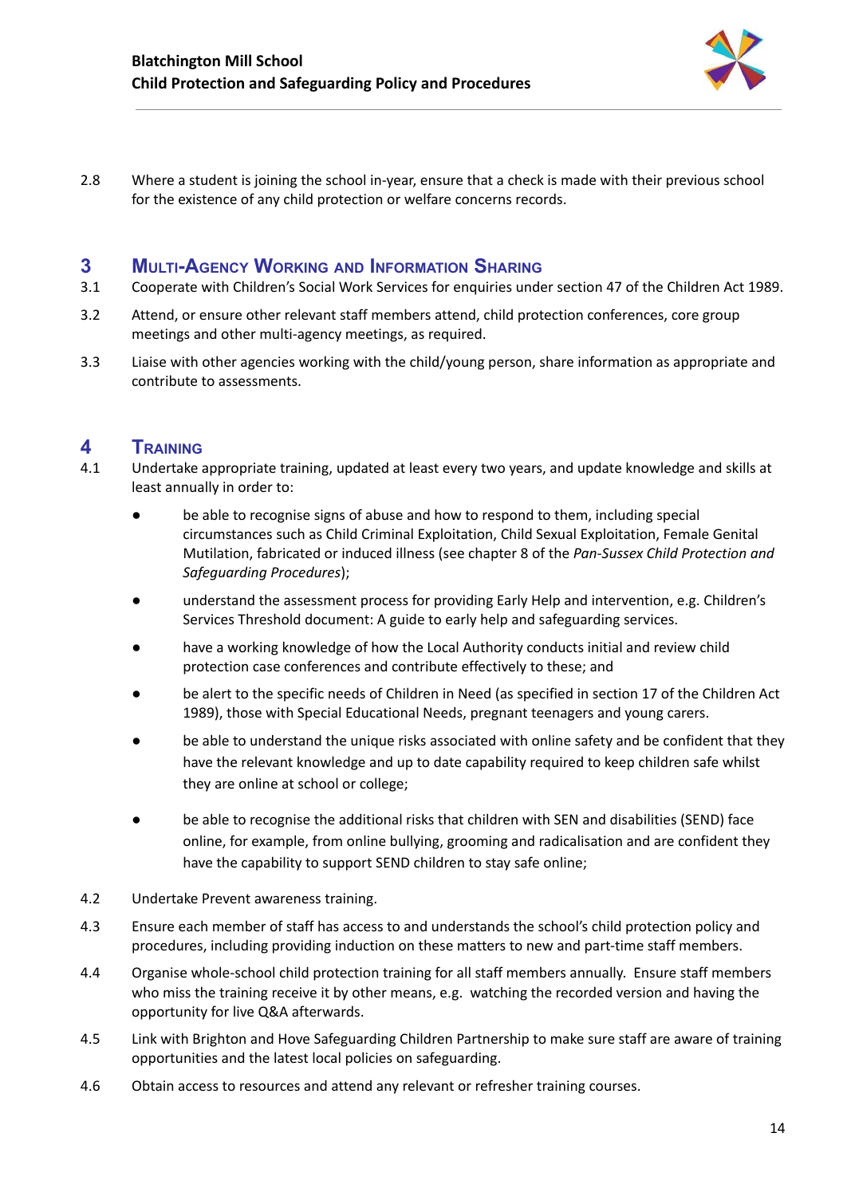2.8 Where a student is joining the school in-year, ensure that a check is made with their previous school for the existence of any child protection or welfare concerns records.

## 3 Multi-Agency Working and Information Sharing

3.1 Cooperate with Children's Social Work Services for enquiries under section 47 of the Children Act 1989.

3.2 Attend, or ensure other relevant staff members attend, child protection conferences, core group meetings and other multi-agency meetings, as required.

3.3 Liaise with other agencies working with the child/young person, share information as appropriate and contribute to assessments.

## 4 Training

4.1 Undertake appropriate training, updated at least every two years, and update knowledge and skills at least annually in order to:

- be able to recognise signs of abuse and how to respond to them, including special circumstances such as Child Criminal Exploitation, Child Sexual Exploitation, Female Genital Mutilation, fabricated or induced illness (see chapter 8 of the *Pan-Sussex Child Protection and Safeguarding Procedures*);
- understand the assessment process for providing Early Help and intervention, e.g. Children's Services Threshold document: A guide to early help and safeguarding services.
- have a working knowledge of how the Local Authority conducts initial and review child protection case conferences and contribute effectively to these; and
- be alert to the specific needs of Children in Need (as specified in section 17 of the Children Act 1989), those with Special Educational Needs, pregnant teenagers and young carers.
- be able to understand the unique risks associated with online safety and be confident that they have the relevant knowledge and up to date capability required to keep children safe whilst they are online at school or college;
- be able to recognise the additional risks that children with SEN and disabilities (SEND) face online, for example, from online bullying, grooming and radicalisation and are confident they have the capability to support SEND children to stay safe online;

4.2 Undertake Prevent awareness training.

4.3 Ensure each member of staff has access to and understands the school's child protection policy and procedures, including providing induction on these matters to new and part-time staff members.

4.4 Organise whole-school child protection training for all staff members annually. Ensure staff members who miss the training receive it by other means, e.g. watching the recorded version and having the opportunity for live Q&A afterwards.

4.5 Link with Brighton and Hove Safeguarding Children Partnership to make sure staff are aware of training opportunities and the latest local policies on safeguarding.

4.6 Obtain access to resources and attend any relevant or refresher training courses.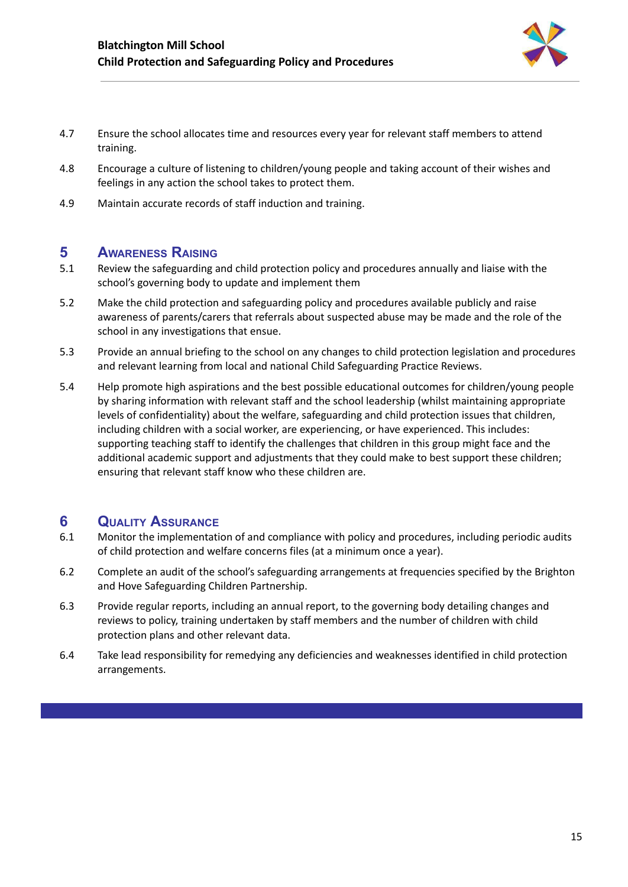4.7 Ensure the school allocates time and resources every year for relevant staff members to attend training.

4.8 Encourage a culture of listening to children/young people and taking account of their wishes and feelings in any action the school takes to protect them.

4.9 Maintain accurate records of staff induction and training.

## 5 Awareness Raising

5.1 Review the safeguarding and child protection policy and procedures annually and liaise with the school's governing body to update and implement them

5.2 Make the child protection and safeguarding policy and procedures available publicly and raise awareness of parents/carers that referrals about suspected abuse may be made and the role of the school in any investigations that ensue.

5.3 Provide an annual briefing to the school on any changes to child protection legislation and procedures and relevant learning from local and national Child Safeguarding Practice Reviews.

5.4 Help promote high aspirations and the best possible educational outcomes for children/young people by sharing information with relevant staff and the school leadership (whilst maintaining appropriate levels of confidentiality) about the welfare, safeguarding and child protection issues that children, including children with a social worker, are experiencing, or have experienced. This includes: supporting teaching staff to identify the challenges that children in this group might face and the additional academic support and adjustments that they could make to best support these children; ensuring that relevant staff know who these children are.

## 6 Quality Assurance

6.1 Monitor the implementation of and compliance with policy and procedures, including periodic audits of child protection and welfare concerns files (at a minimum once a year).

6.2 Complete an audit of the school's safeguarding arrangements at frequencies specified by the Brighton and Hove Safeguarding Children Partnership.

6.3 Provide regular reports, including an annual report, to the governing body detailing changes and reviews to policy, training undertaken by staff members and the number of children with child protection plans and other relevant data.

6.4 Take lead responsibility for remedying any deficiencies and weaknesses identified in child protection arrangements.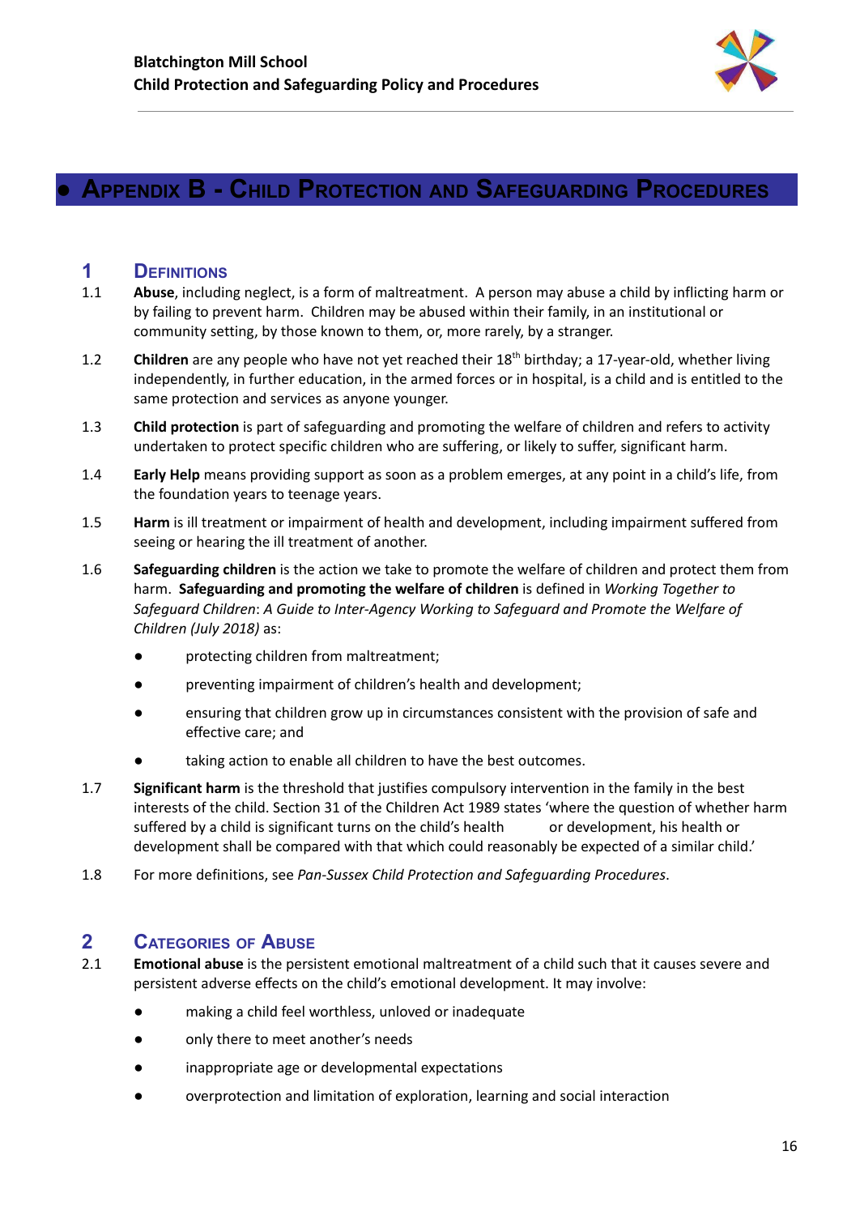# Appendix B - Child Protection and Safeguarding Procedures

## 1 Definitions

1.1 **Abuse**, including neglect, is a form of maltreatment. A person may abuse a child by inflicting harm or by failing to prevent harm. Children may be abused within their family, in an institutional or community setting, by those known to them, or, more rarely, by a stranger.

1.2 **Children** are any people who have not yet reached their 18th birthday; a 17-year-old, whether living independently, in further education, in the armed forces or in hospital, is a child and is entitled to the same protection and services as anyone younger.

1.3 **Child protection** is part of safeguarding and promoting the welfare of children and refers to activity undertaken to protect specific children who are suffering, or likely to suffer, significant harm.

1.4 **Early Help** means providing support as soon as a problem emerges, at any point in a child's life, from the foundation years to teenage years.

1.5 **Harm** is ill treatment or impairment of health and development, including impairment suffered from seeing or hearing the ill treatment of another.

1.6 **Safeguarding children** is the action we take to promote the welfare of children and protect them from harm. **Safeguarding and promoting the welfare of children** is defined in *Working Together to Safeguard Children*: *A Guide to Inter-Agency Working to Safeguard and Promote the Welfare of Children (July 2018)* as:

- protecting children from maltreatment;
- preventing impairment of children's health and development;
- ensuring that children grow up in circumstances consistent with the provision of safe and effective care; and
- taking action to enable all children to have the best outcomes.

1.7 **Significant harm** is the threshold that justifies compulsory intervention in the family in the best interests of the child. Section 31 of the Children Act 1989 states 'where the question of whether harm suffered by a child is significant turns on the child's health or development, his health or development shall be compared with that which could reasonably be expected of a similar child.'

1.8 For more definitions, see *Pan-Sussex Child Protection and Safeguarding Procedures*.

## 2 Categories of Abuse

2.1 **Emotional abuse** is the persistent emotional maltreatment of a child such that it causes severe and persistent adverse effects on the child's emotional development. It may involve:

- making a child feel worthless, unloved or inadequate
- only there to meet another's needs
- inappropriate age or developmental expectations
- overprotection and limitation of exploration, learning and social interaction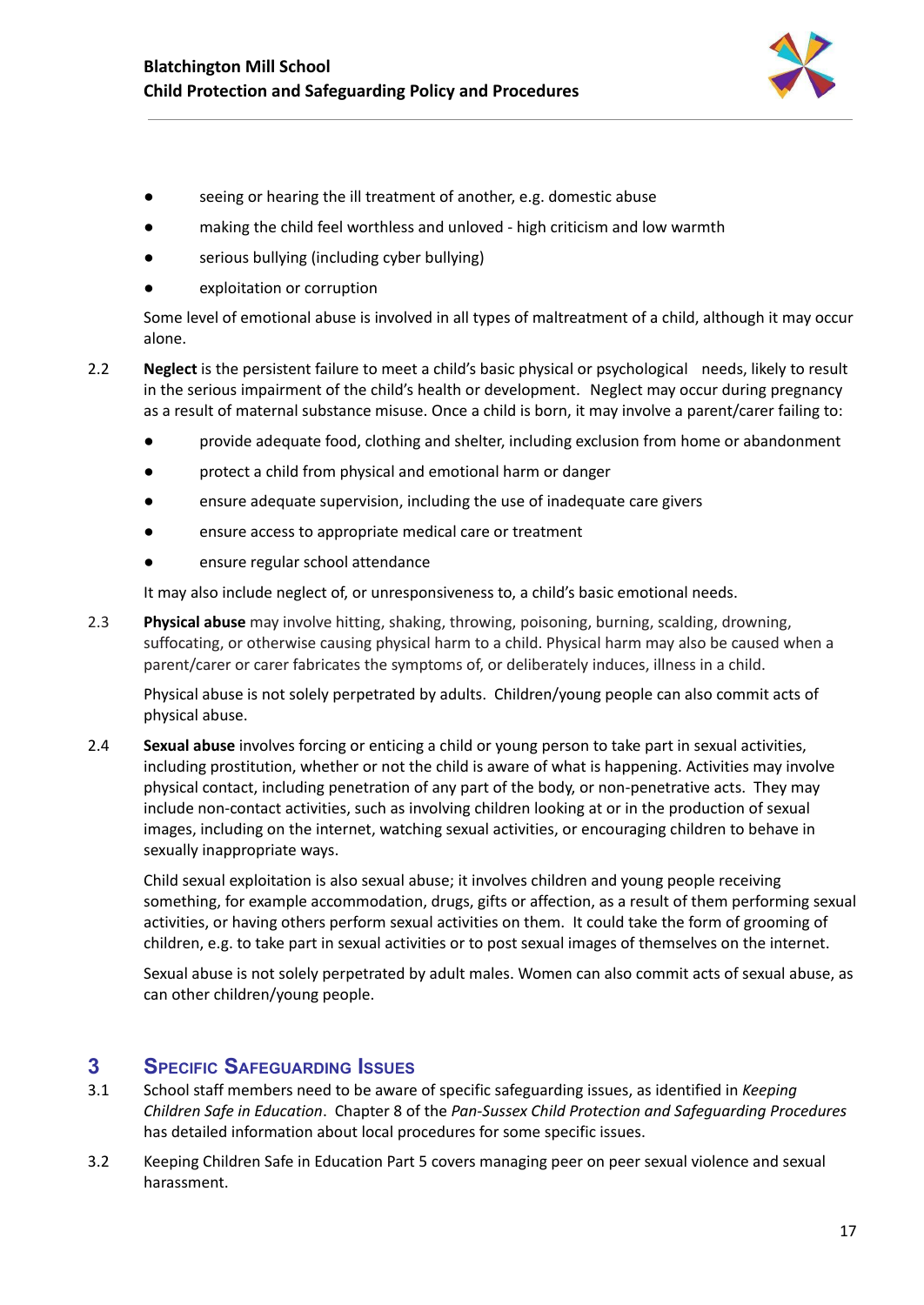- seeing or hearing the ill treatment of another, e.g. domestic abuse
- making the child feel worthless and unloved - high criticism and low warmth
- serious bullying (including cyber bullying)
- exploitation or corruption

Some level of emotional abuse is involved in all types of maltreatment of a child, although it may occur alone.

2.2 **Neglect** is the persistent failure to meet a child's basic physical or psychological needs, likely to result in the serious impairment of the child's health or development. Neglect may occur during pregnancy as a result of maternal substance misuse. Once a child is born, it may involve a parent/carer failing to:

- provide adequate food, clothing and shelter, including exclusion from home or abandonment
- protect a child from physical and emotional harm or danger
- ensure adequate supervision, including the use of inadequate care givers
- ensure access to appropriate medical care or treatment
- ensure regular school attendance

It may also include neglect of, or unresponsiveness to, a child's basic emotional needs.

2.3 **Physical abuse** may involve hitting, shaking, throwing, poisoning, burning, scalding, drowning, suffocating, or otherwise causing physical harm to a child. Physical harm may also be caused when a parent/carer or carer fabricates the symptoms of, or deliberately induces, illness in a child.

Physical abuse is not solely perpetrated by adults. Children/young people can also commit acts of physical abuse.

2.4 **Sexual abuse** involves forcing or enticing a child or young person to take part in sexual activities, including prostitution, whether or not the child is aware of what is happening. Activities may involve physical contact, including penetration of any part of the body, or non-penetrative acts. They may include non-contact activities, such as involving children looking at or in the production of sexual images, including on the internet, watching sexual activities, or encouraging children to behave in sexually inappropriate ways.

Child sexual exploitation is also sexual abuse; it involves children and young people receiving something, for example accommodation, drugs, gifts or affection, as a result of them performing sexual activities, or having others perform sexual activities on them. It could take the form of grooming of children, e.g. to take part in sexual activities or to post sexual images of themselves on the internet.

Sexual abuse is not solely perpetrated by adult males. Women can also commit acts of sexual abuse, as can other children/young people.

## 3 Specific Safeguarding Issues

3.1 School staff members need to be aware of specific safeguarding issues, as identified in *Keeping Children Safe in Education*. Chapter 8 of the *Pan-Sussex Child Protection and Safeguarding Procedures* has detailed information about local procedures for some specific issues.

3.2 Keeping Children Safe in Education Part 5 covers managing peer on peer sexual violence and sexual harassment.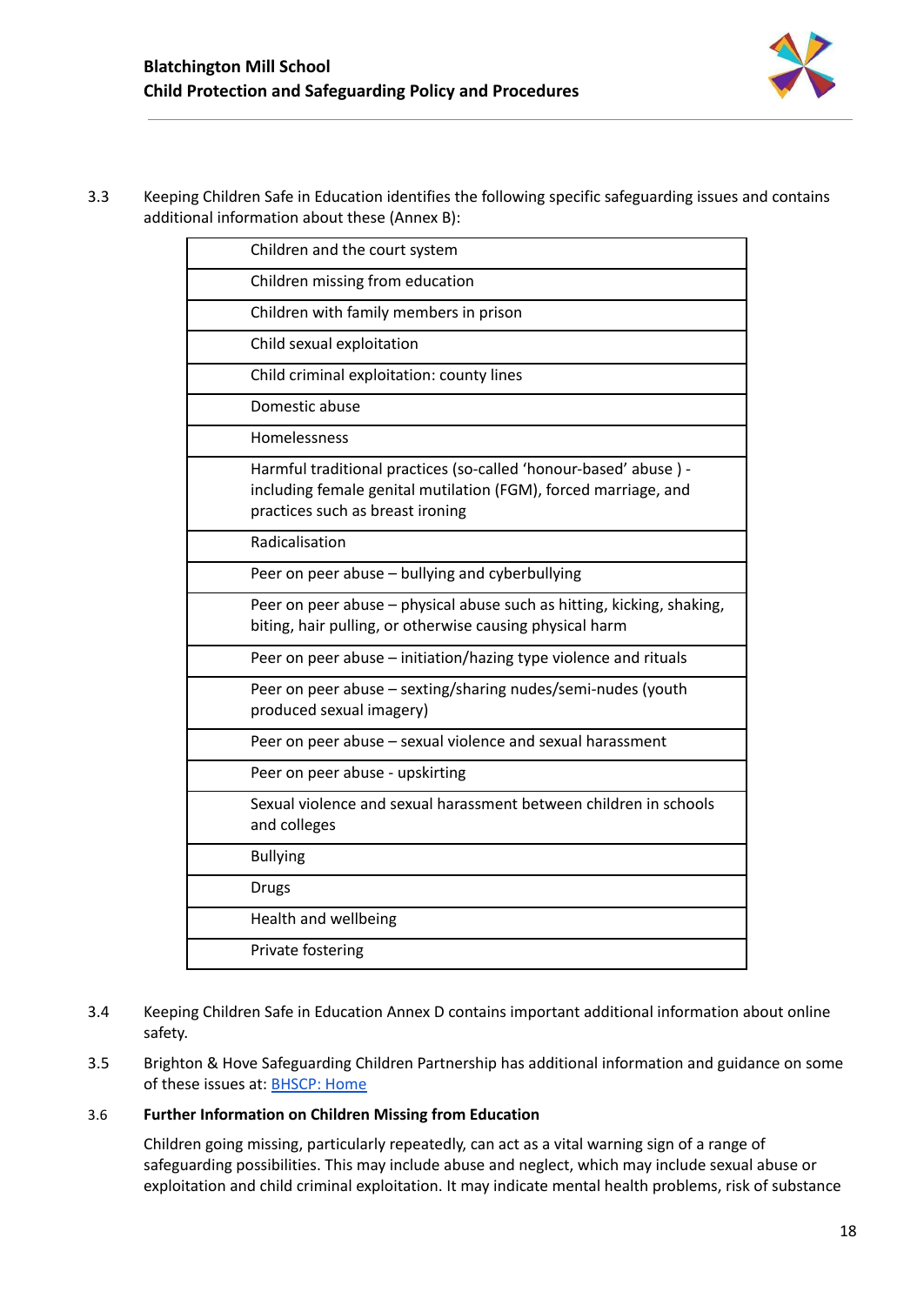3.3 Keeping Children Safe in Education identifies the following specific safeguarding issues and contains additional information about these (Annex B):

| |
|---|
| Children and the court system |
| Children missing from education |
| Children with family members in prison |
| Child sexual exploitation |
| Child criminal exploitation: county lines |
| Domestic abuse |
| Homelessness |
| Harmful traditional practices (so-called 'honour-based' abuse ) - including female genital mutilation (FGM), forced marriage, and practices such as breast ironing |
| Radicalisation |
| Peer on peer abuse – bullying and cyberbullying |
| Peer on peer abuse – physical abuse such as hitting, kicking, shaking, biting, hair pulling, or otherwise causing physical harm |
| Peer on peer abuse – initiation/hazing type violence and rituals |
| Peer on peer abuse – sexting/sharing nudes/semi-nudes (youth produced sexual imagery) |
| Peer on peer abuse – sexual violence and sexual harassment |
| Peer on peer abuse - upskirting |
| Sexual violence and sexual harassment between children in schools and colleges |
| Bullying |
| Drugs |
| Health and wellbeing |
| Private fostering |

3.4 Keeping Children Safe in Education Annex D contains important additional information about online safety.

3.5 Brighton & Hove Safeguarding Children Partnership has additional information and guidance on some of these issues at: BHSCP: Home

3.6 **Further Information on Children Missing from Education**

Children going missing, particularly repeatedly, can act as a vital warning sign of a range of safeguarding possibilities. This may include abuse and neglect, which may include sexual abuse or exploitation and child criminal exploitation. It may indicate mental health problems, risk of substance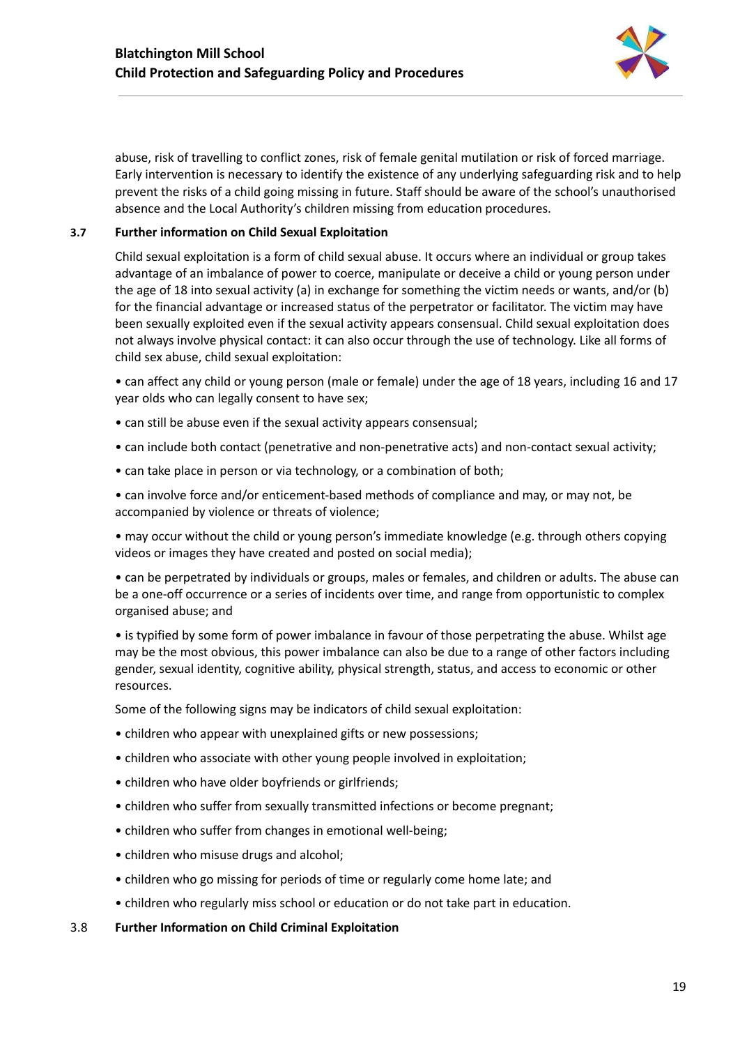abuse, risk of travelling to conflict zones, risk of female genital mutilation or risk of forced marriage. Early intervention is necessary to identify the existence of any underlying safeguarding risk and to help prevent the risks of a child going missing in future. Staff should be aware of the school's unauthorised absence and the Local Authority's children missing from education procedures.

### 3.7 Further information on Child Sexual Exploitation

Child sexual exploitation is a form of child sexual abuse. It occurs where an individual or group takes advantage of an imbalance of power to coerce, manipulate or deceive a child or young person under the age of 18 into sexual activity (a) in exchange for something the victim needs or wants, and/or (b) for the financial advantage or increased status of the perpetrator or facilitator. The victim may have been sexually exploited even if the sexual activity appears consensual. Child sexual exploitation does not always involve physical contact: it can also occur through the use of technology. Like all forms of child sex abuse, child sexual exploitation:

- can affect any child or young person (male or female) under the age of 18 years, including 16 and 17 year olds who can legally consent to have sex;
- can still be abuse even if the sexual activity appears consensual;
- can include both contact (penetrative and non-penetrative acts) and non-contact sexual activity;
- can take place in person or via technology, or a combination of both;
- can involve force and/or enticement-based methods of compliance and may, or may not, be accompanied by violence or threats of violence;
- may occur without the child or young person's immediate knowledge (e.g. through others copying videos or images they have created and posted on social media);
- can be perpetrated by individuals or groups, males or females, and children or adults. The abuse can be a one-off occurrence or a series of incidents over time, and range from opportunistic to complex organised abuse; and
- is typified by some form of power imbalance in favour of those perpetrating the abuse. Whilst age may be the most obvious, this power imbalance can also be due to a range of other factors including gender, sexual identity, cognitive ability, physical strength, status, and access to economic or other resources.

Some of the following signs may be indicators of child sexual exploitation:

- children who appear with unexplained gifts or new possessions;
- children who associate with other young people involved in exploitation;
- children who have older boyfriends or girlfriends;
- children who suffer from sexually transmitted infections or become pregnant;
- children who suffer from changes in emotional well-being;
- children who misuse drugs and alcohol;
- children who go missing for periods of time or regularly come home late; and
- children who regularly miss school or education or do not take part in education.

### 3.8 Further Information on Child Criminal Exploitation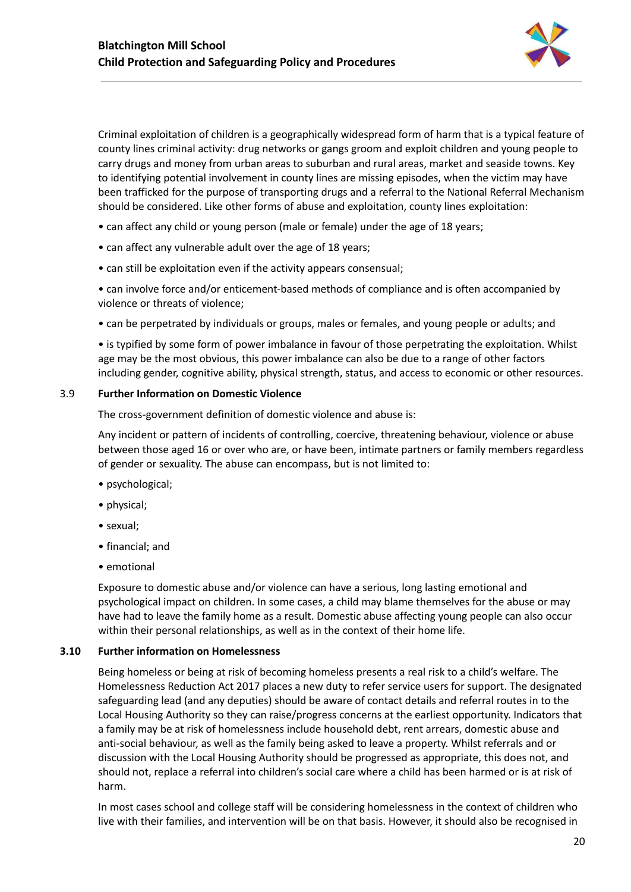Criminal exploitation of children is a geographically widespread form of harm that is a typical feature of county lines criminal activity: drug networks or gangs groom and exploit children and young people to carry drugs and money from urban areas to suburban and rural areas, market and seaside towns. Key to identifying potential involvement in county lines are missing episodes, when the victim may have been trafficked for the purpose of transporting drugs and a referral to the National Referral Mechanism should be considered. Like other forms of abuse and exploitation, county lines exploitation:

- can affect any child or young person (male or female) under the age of 18 years;
- can affect any vulnerable adult over the age of 18 years;
- can still be exploitation even if the activity appears consensual;
- can involve force and/or enticement-based methods of compliance and is often accompanied by violence or threats of violence;
- can be perpetrated by individuals or groups, males or females, and young people or adults; and
- is typified by some form of power imbalance in favour of those perpetrating the exploitation. Whilst age may be the most obvious, this power imbalance can also be due to a range of other factors including gender, cognitive ability, physical strength, status, and access to economic or other resources.

### 3.9 Further Information on Domestic Violence

The cross-government definition of domestic violence and abuse is:

Any incident or pattern of incidents of controlling, coercive, threatening behaviour, violence or abuse between those aged 16 or over who are, or have been, intimate partners or family members regardless of gender or sexuality. The abuse can encompass, but is not limited to:

- psychological;
- physical;
- sexual;
- financial; and
- emotional

Exposure to domestic abuse and/or violence can have a serious, long lasting emotional and psychological impact on children. In some cases, a child may blame themselves for the abuse or may have had to leave the family home as a result. Domestic abuse affecting young people can also occur within their personal relationships, as well as in the context of their home life.

### 3.10 Further information on Homelessness

Being homeless or being at risk of becoming homeless presents a real risk to a child's welfare. The Homelessness Reduction Act 2017 places a new duty to refer service users for support. The designated safeguarding lead (and any deputies) should be aware of contact details and referral routes in to the Local Housing Authority so they can raise/progress concerns at the earliest opportunity. Indicators that a family may be at risk of homelessness include household debt, rent arrears, domestic abuse and anti-social behaviour, as well as the family being asked to leave a property. Whilst referrals and or discussion with the Local Housing Authority should be progressed as appropriate, this does not, and should not, replace a referral into children's social care where a child has been harmed or is at risk of harm.

In most cases school and college staff will be considering homelessness in the context of children who live with their families, and intervention will be on that basis. However, it should also be recognised in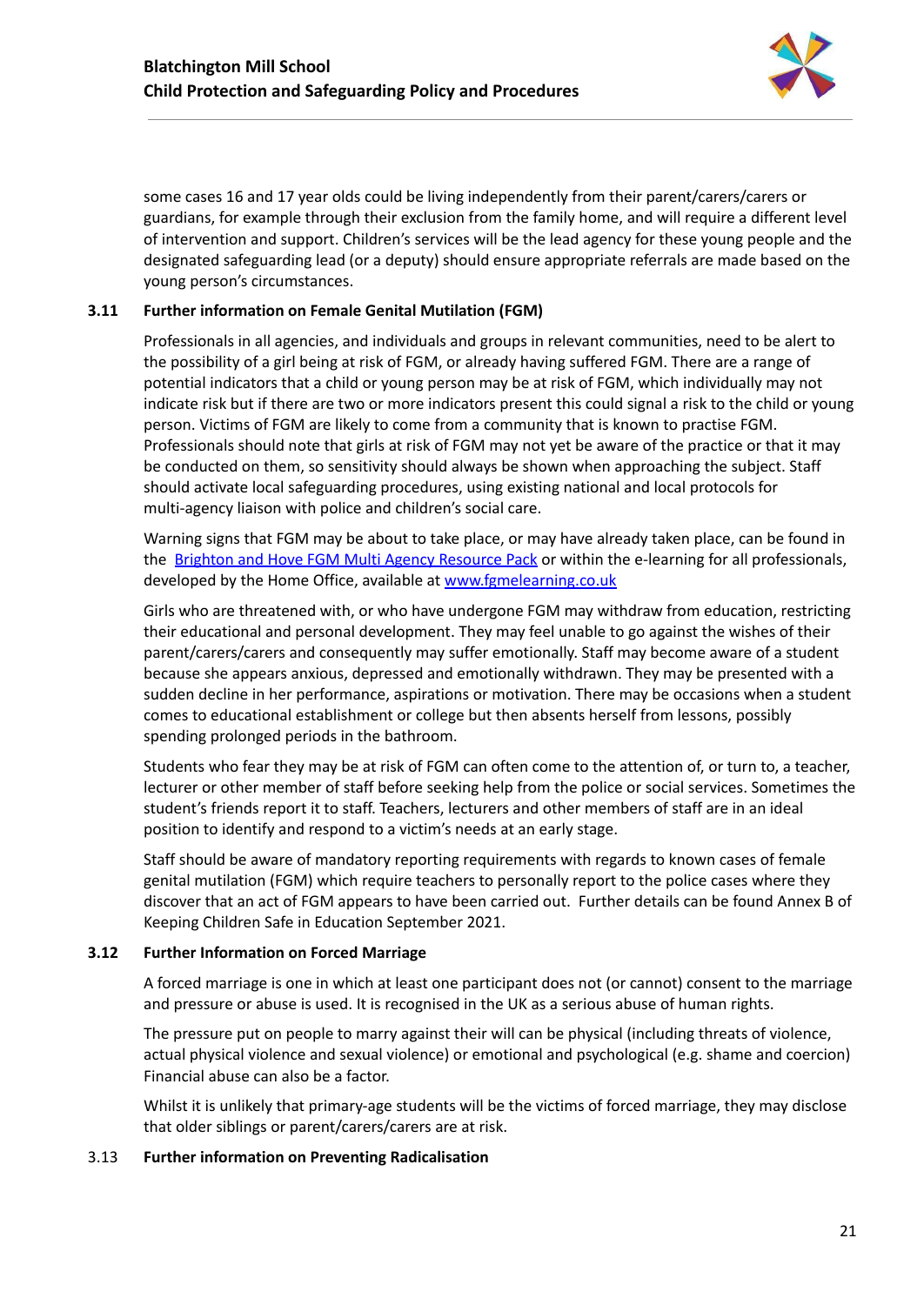some cases 16 and 17 year olds could be living independently from their parent/carers/carers or guardians, for example through their exclusion from the family home, and will require a different level of intervention and support. Children's services will be the lead agency for these young people and the designated safeguarding lead (or a deputy) should ensure appropriate referrals are made based on the young person's circumstances.

### 3.11 Further information on Female Genital Mutilation (FGM)

Professionals in all agencies, and individuals and groups in relevant communities, need to be alert to the possibility of a girl being at risk of FGM, or already having suffered FGM. There are a range of potential indicators that a child or young person may be at risk of FGM, which individually may not indicate risk but if there are two or more indicators present this could signal a risk to the child or young person. Victims of FGM are likely to come from a community that is known to practise FGM. Professionals should note that girls at risk of FGM may not yet be aware of the practice or that it may be conducted on them, so sensitivity should always be shown when approaching the subject. Staff should activate local safeguarding procedures, using existing national and local protocols for multi-agency liaison with police and children's social care.

Warning signs that FGM may be about to take place, or may have already taken place, can be found in the Brighton and Hove FGM Multi Agency Resource Pack or within the e-learning for all professionals, developed by the Home Office, available at www.fgmelearning.co.uk

Girls who are threatened with, or who have undergone FGM may withdraw from education, restricting their educational and personal development. They may feel unable to go against the wishes of their parent/carers/carers and consequently may suffer emotionally. Staff may become aware of a student because she appears anxious, depressed and emotionally withdrawn. They may be presented with a sudden decline in her performance, aspirations or motivation. There may be occasions when a student comes to educational establishment or college but then absents herself from lessons, possibly spending prolonged periods in the bathroom.

Students who fear they may be at risk of FGM can often come to the attention of, or turn to, a teacher, lecturer or other member of staff before seeking help from the police or social services. Sometimes the student's friends report it to staff. Teachers, lecturers and other members of staff are in an ideal position to identify and respond to a victim's needs at an early stage.

Staff should be aware of mandatory reporting requirements with regards to known cases of female genital mutilation (FGM) which require teachers to personally report to the police cases where they discover that an act of FGM appears to have been carried out. Further details can be found Annex B of Keeping Children Safe in Education September 2021.

### 3.12 Further Information on Forced Marriage

A forced marriage is one in which at least one participant does not (or cannot) consent to the marriage and pressure or abuse is used. It is recognised in the UK as a serious abuse of human rights.

The pressure put on people to marry against their will can be physical (including threats of violence, actual physical violence and sexual violence) or emotional and psychological (e.g. shame and coercion) Financial abuse can also be a factor.

Whilst it is unlikely that primary-age students will be the victims of forced marriage, they may disclose that older siblings or parent/carers/carers are at risk.

### 3.13 Further information on Preventing Radicalisation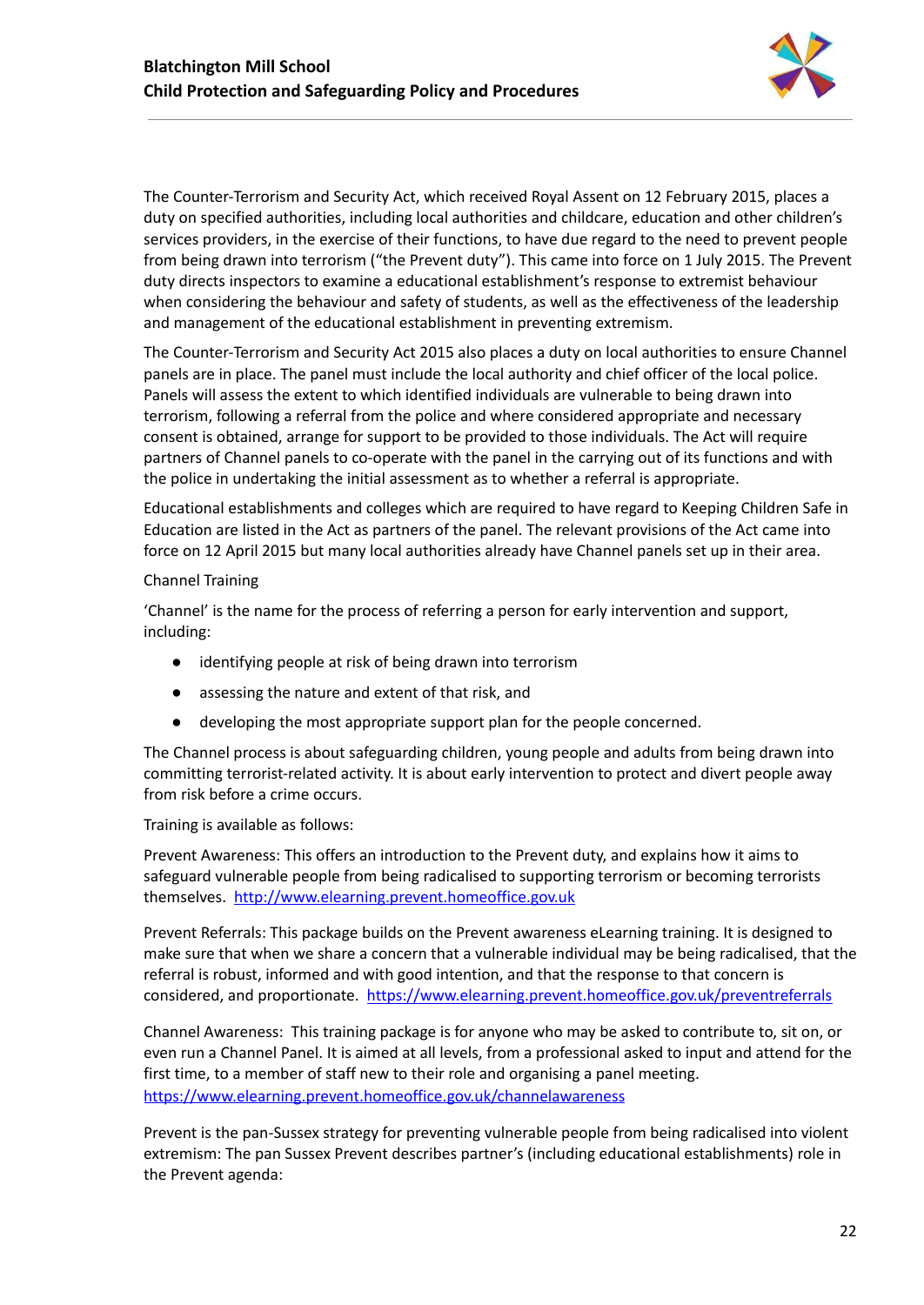The Counter-Terrorism and Security Act, which received Royal Assent on 12 February 2015, places a duty on specified authorities, including local authorities and childcare, education and other children's services providers, in the exercise of their functions, to have due regard to the need to prevent people from being drawn into terrorism ("the Prevent duty"). This came into force on 1 July 2015. The Prevent duty directs inspectors to examine a educational establishment's response to extremist behaviour when considering the behaviour and safety of students, as well as the effectiveness of the leadership and management of the educational establishment in preventing extremism.

The Counter-Terrorism and Security Act 2015 also places a duty on local authorities to ensure Channel panels are in place. The panel must include the local authority and chief officer of the local police. Panels will assess the extent to which identified individuals are vulnerable to being drawn into terrorism, following a referral from the police and where considered appropriate and necessary consent is obtained, arrange for support to be provided to those individuals. The Act will require partners of Channel panels to co-operate with the panel in the carrying out of its functions and with the police in undertaking the initial assessment as to whether a referral is appropriate.

Educational establishments and colleges which are required to have regard to Keeping Children Safe in Education are listed in the Act as partners of the panel. The relevant provisions of the Act came into force on 12 April 2015 but many local authorities already have Channel panels set up in their area.

Channel Training

'Channel' is the name for the process of referring a person for early intervention and support, including:

- identifying people at risk of being drawn into terrorism
- assessing the nature and extent of that risk, and
- developing the most appropriate support plan for the people concerned.

The Channel process is about safeguarding children, young people and adults from being drawn into committing terrorist-related activity. It is about early intervention to protect and divert people away from risk before a crime occurs.

Training is available as follows:

Prevent Awareness: This offers an introduction to the Prevent duty, and explains how it aims to safeguard vulnerable people from being radicalised to supporting terrorism or becoming terrorists themselves. http://www.elearning.prevent.homeoffice.gov.uk

Prevent Referrals: This package builds on the Prevent awareness eLearning training. It is designed to make sure that when we share a concern that a vulnerable individual may be being radicalised, that the referral is robust, informed and with good intention, and that the response to that concern is considered, and proportionate. https://www.elearning.prevent.homeoffice.gov.uk/preventreferrals

Channel Awareness: This training package is for anyone who may be asked to contribute to, sit on, or even run a Channel Panel. It is aimed at all levels, from a professional asked to input and attend for the first time, to a member of staff new to their role and organising a panel meeting. https://www.elearning.prevent.homeoffice.gov.uk/channelawareness

Prevent is the pan-Sussex strategy for preventing vulnerable people from being radicalised into violent extremism: The pan Sussex Prevent describes partner's (including educational establishments) role in the Prevent agenda: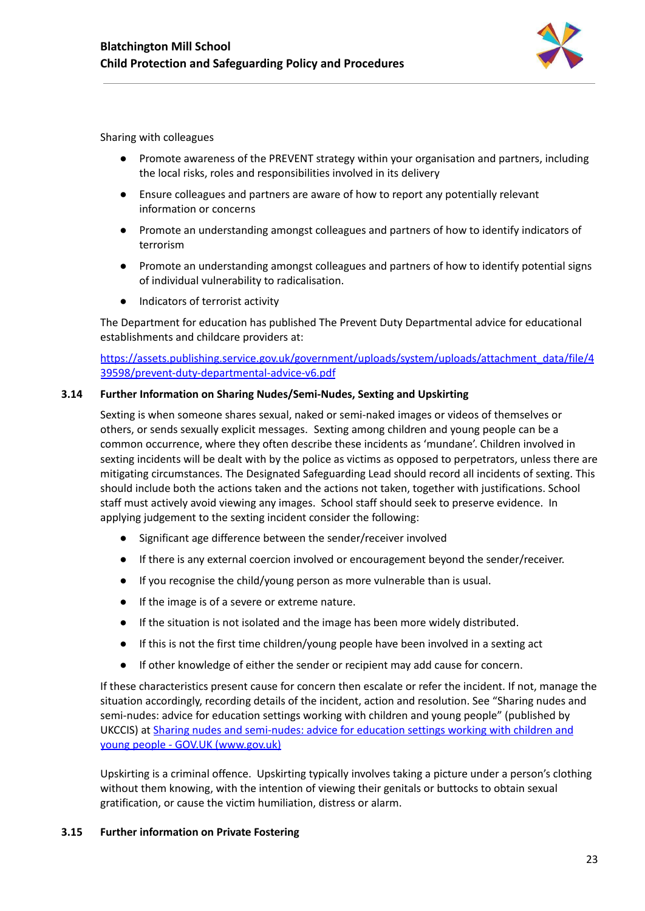Sharing with colleagues

- Promote awareness of the PREVENT strategy within your organisation and partners, including the local risks, roles and responsibilities involved in its delivery
- Ensure colleagues and partners are aware of how to report any potentially relevant information or concerns
- Promote an understanding amongst colleagues and partners of how to identify indicators of terrorism
- Promote an understanding amongst colleagues and partners of how to identify potential signs of individual vulnerability to radicalisation.
- Indicators of terrorist activity

The Department for education has published The Prevent Duty Departmental advice for educational establishments and childcare providers at:

[https://assets.publishing.service.gov.uk/government/uploads/system/uploads/attachment_data/file/439598/prevent-duty-departmental-advice-v6.pdf](https://assets.publishing.service.gov.uk/government/uploads/system/uploads/attachment_data/file/439598/prevent-duty-departmental-advice-v6.pdf)

### 3.14 Further Information on Sharing Nudes/Semi-Nudes, Sexting and Upskirting

Sexting is when someone shares sexual, naked or semi-naked images or videos of themselves or others, or sends sexually explicit messages. Sexting among children and young people can be a common occurrence, where they often describe these incidents as 'mundane'. Children involved in sexting incidents will be dealt with by the police as victims as opposed to perpetrators, unless there are mitigating circumstances. The Designated Safeguarding Lead should record all incidents of sexting. This should include both the actions taken and the actions not taken, together with justifications. School staff must actively avoid viewing any images. School staff should seek to preserve evidence. In applying judgement to the sexting incident consider the following:

- Significant age difference between the sender/receiver involved
- If there is any external coercion involved or encouragement beyond the sender/receiver.
- If you recognise the child/young person as more vulnerable than is usual.
- If the image is of a severe or extreme nature.
- If the situation is not isolated and the image has been more widely distributed.
- If this is not the first time children/young people have been involved in a sexting act
- If other knowledge of either the sender or recipient may add cause for concern.

If these characteristics present cause for concern then escalate or refer the incident. If not, manage the situation accordingly, recording details of the incident, action and resolution. See "Sharing nudes and semi-nudes: advice for education settings working with children and young people" (published by UKCCIS) at Sharing nudes and semi-nudes: advice for education settings working with children and young people - GOV.UK (www.gov.uk)

Upskirting is a criminal offence. Upskirting typically involves taking a picture under a person's clothing without them knowing, with the intention of viewing their genitals or buttocks to obtain sexual gratification, or cause the victim humiliation, distress or alarm.

### 3.15 Further information on Private Fostering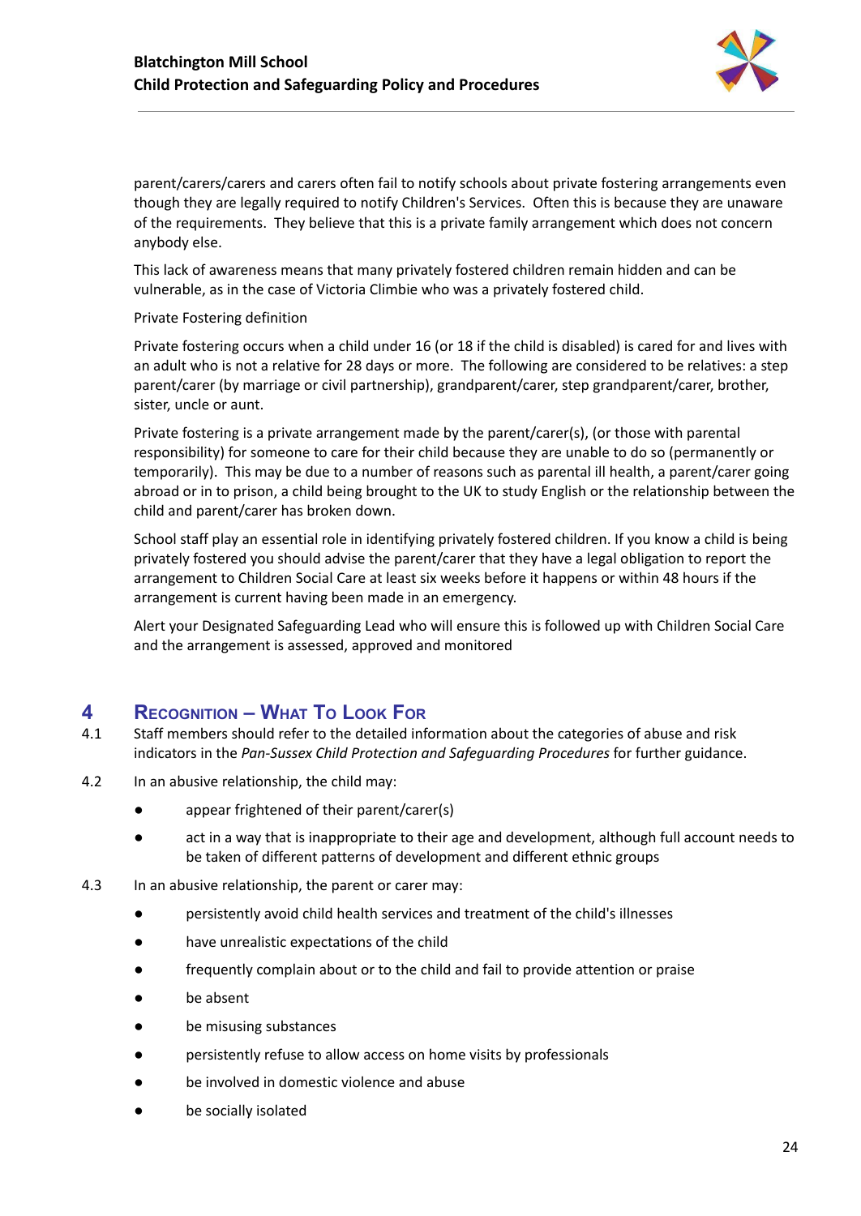parent/carers/carers and carers often fail to notify schools about private fostering arrangements even though they are legally required to notify Children's Services. Often this is because they are unaware of the requirements. They believe that this is a private family arrangement which does not concern anybody else.

This lack of awareness means that many privately fostered children remain hidden and can be vulnerable, as in the case of Victoria Climbie who was a privately fostered child.

Private Fostering definition

Private fostering occurs when a child under 16 (or 18 if the child is disabled) is cared for and lives with an adult who is not a relative for 28 days or more. The following are considered to be relatives: a step parent/carer (by marriage or civil partnership), grandparent/carer, step grandparent/carer, brother, sister, uncle or aunt.

Private fostering is a private arrangement made by the parent/carer(s), (or those with parental responsibility) for someone to care for their child because they are unable to do so (permanently or temporarily). This may be due to a number of reasons such as parental ill health, a parent/carer going abroad or in to prison, a child being brought to the UK to study English or the relationship between the child and parent/carer has broken down.

School staff play an essential role in identifying privately fostered children. If you know a child is being privately fostered you should advise the parent/carer that they have a legal obligation to report the arrangement to Children Social Care at least six weeks before it happens or within 48 hours if the arrangement is current having been made in an emergency.

Alert your Designated Safeguarding Lead who will ensure this is followed up with Children Social Care and the arrangement is assessed, approved and monitored

## 4 Recognition – What To Look For

4.1 Staff members should refer to the detailed information about the categories of abuse and risk indicators in the *Pan-Sussex Child Protection and Safeguarding Procedures* for further guidance.

4.2 In an abusive relationship, the child may:

- appear frightened of their parent/carer(s)
- act in a way that is inappropriate to their age and development, although full account needs to be taken of different patterns of development and different ethnic groups

4.3 In an abusive relationship, the parent or carer may:

- persistently avoid child health services and treatment of the child's illnesses
- have unrealistic expectations of the child
- frequently complain about or to the child and fail to provide attention or praise
- be absent
- be misusing substances
- persistently refuse to allow access on home visits by professionals
- be involved in domestic violence and abuse
- be socially isolated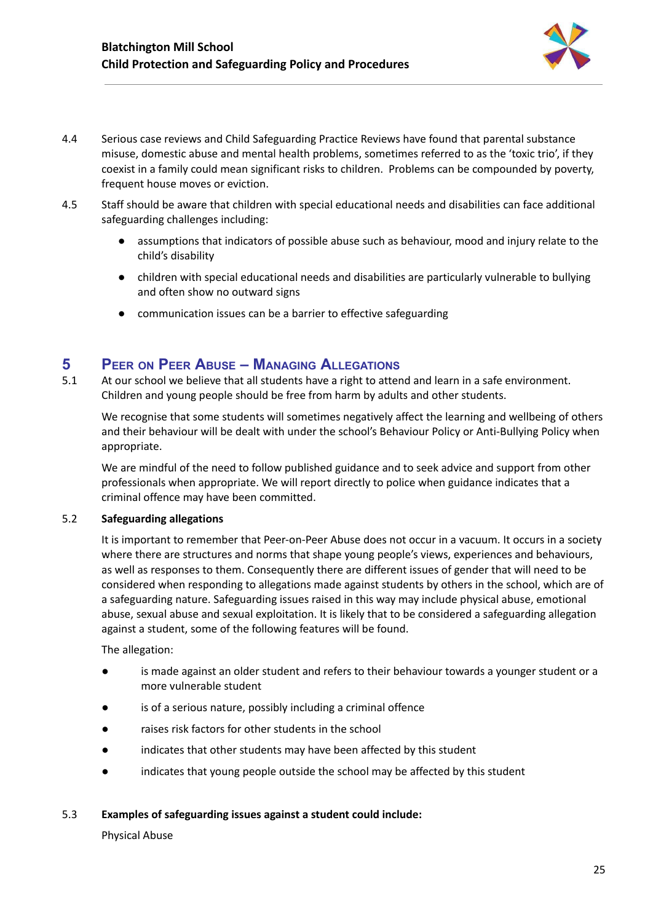4.4 Serious case reviews and Child Safeguarding Practice Reviews have found that parental substance misuse, domestic abuse and mental health problems, sometimes referred to as the 'toxic trio', if they coexist in a family could mean significant risks to children. Problems can be compounded by poverty, frequent house moves or eviction.

4.5 Staff should be aware that children with special educational needs and disabilities can face additional safeguarding challenges including:

- assumptions that indicators of possible abuse such as behaviour, mood and injury relate to the child's disability
- children with special educational needs and disabilities are particularly vulnerable to bullying and often show no outward signs
- communication issues can be a barrier to effective safeguarding

# 5 Peer on Peer Abuse – Managing Allegations

5.1 At our school we believe that all students have a right to attend and learn in a safe environment. Children and young people should be free from harm by adults and other students.

We recognise that some students will sometimes negatively affect the learning and wellbeing of others and their behaviour will be dealt with under the school's Behaviour Policy or Anti-Bullying Policy when appropriate.

We are mindful of the need to follow published guidance and to seek advice and support from other professionals when appropriate. We will report directly to police when guidance indicates that a criminal offence may have been committed.

5.2 **Safeguarding allegations**

It is important to remember that Peer-on-Peer Abuse does not occur in a vacuum. It occurs in a society where there are structures and norms that shape young people's views, experiences and behaviours, as well as responses to them. Consequently there are different issues of gender that will need to be considered when responding to allegations made against students by others in the school, which are of a safeguarding nature. Safeguarding issues raised in this way may include physical abuse, emotional abuse, sexual abuse and sexual exploitation. It is likely that to be considered a safeguarding allegation against a student, some of the following features will be found.

The allegation:

- is made against an older student and refers to their behaviour towards a younger student or a more vulnerable student
- is of a serious nature, possibly including a criminal offence
- raises risk factors for other students in the school
- indicates that other students may have been affected by this student
- indicates that young people outside the school may be affected by this student

5.3 **Examples of safeguarding issues against a student could include:**

Physical Abuse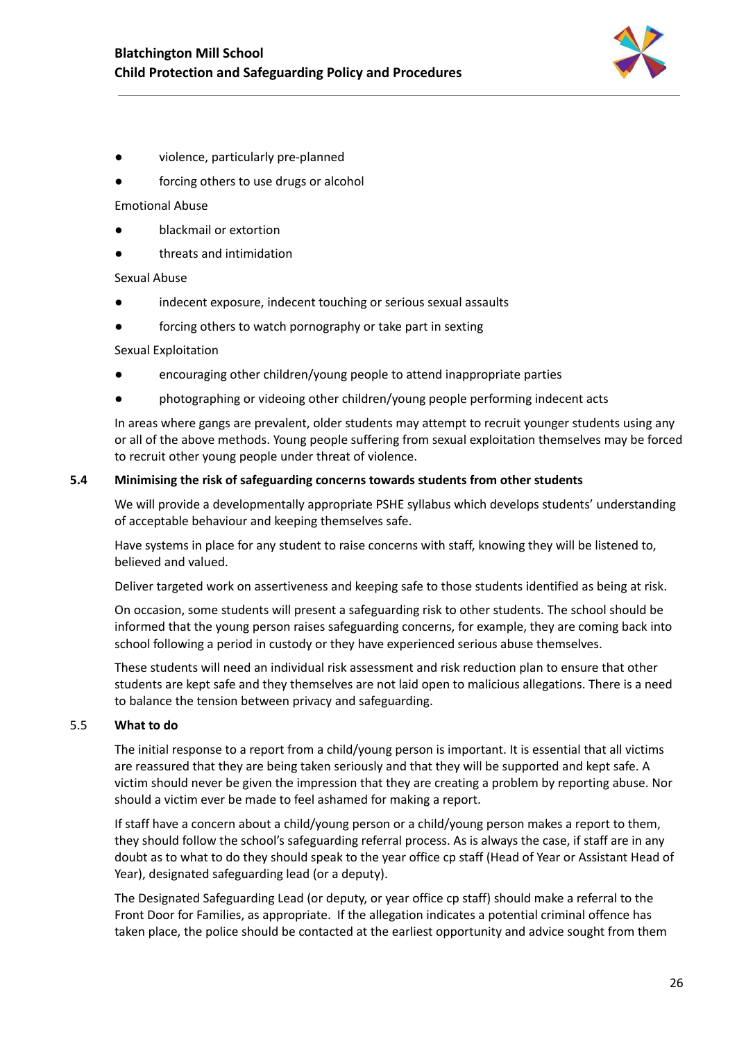- violence, particularly pre-planned
- forcing others to use drugs or alcohol

Emotional Abuse

- blackmail or extortion
- threats and intimidation

Sexual Abuse

- indecent exposure, indecent touching or serious sexual assaults
- forcing others to watch pornography or take part in sexting

Sexual Exploitation

- encouraging other children/young people to attend inappropriate parties
- photographing or videoing other children/young people performing indecent acts

In areas where gangs are prevalent, older students may attempt to recruit younger students using any or all of the above methods. Young people suffering from sexual exploitation themselves may be forced to recruit other young people under threat of violence.

### 5.4 Minimising the risk of safeguarding concerns towards students from other students

We will provide a developmentally appropriate PSHE syllabus which develops students' understanding of acceptable behaviour and keeping themselves safe.

Have systems in place for any student to raise concerns with staff, knowing they will be listened to, believed and valued.

Deliver targeted work on assertiveness and keeping safe to those students identified as being at risk.

On occasion, some students will present a safeguarding risk to other students. The school should be informed that the young person raises safeguarding concerns, for example, they are coming back into school following a period in custody or they have experienced serious abuse themselves.

These students will need an individual risk assessment and risk reduction plan to ensure that other students are kept safe and they themselves are not laid open to malicious allegations. There is a need to balance the tension between privacy and safeguarding.

### 5.5 What to do

The initial response to a report from a child/young person is important. It is essential that all victims are reassured that they are being taken seriously and that they will be supported and kept safe. A victim should never be given the impression that they are creating a problem by reporting abuse. Nor should a victim ever be made to feel ashamed for making a report.

If staff have a concern about a child/young person or a child/young person makes a report to them, they should follow the school's safeguarding referral process. As is always the case, if staff are in any doubt as to what to do they should speak to the year office cp staff (Head of Year or Assistant Head of Year), designated safeguarding lead (or a deputy).

The Designated Safeguarding Lead (or deputy, or year office cp staff) should make a referral to the Front Door for Families, as appropriate. If the allegation indicates a potential criminal offence has taken place, the police should be contacted at the earliest opportunity and advice sought from them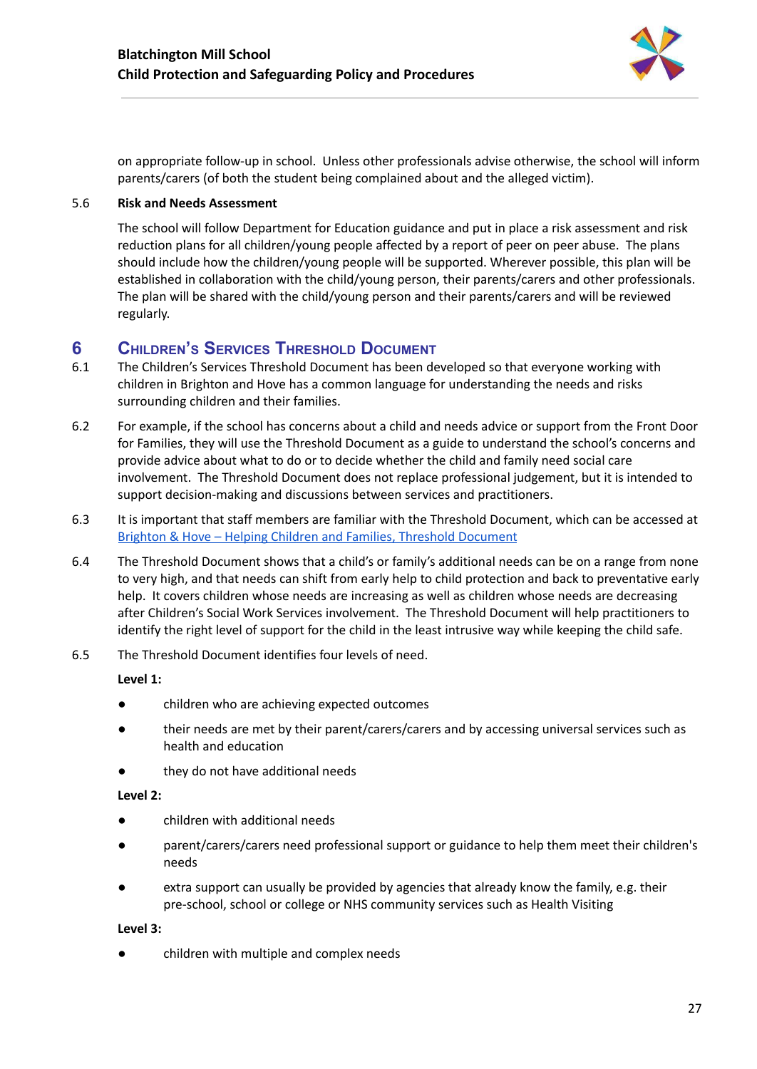on appropriate follow-up in school. Unless other professionals advise otherwise, the school will inform parents/carers (of both the student being complained about and the alleged victim).

5.6 **Risk and Needs Assessment**

The school will follow Department for Education guidance and put in place a risk assessment and risk reduction plans for all children/young people affected by a report of peer on peer abuse. The plans should include how the children/young people will be supported. Wherever possible, this plan will be established in collaboration with the child/young person, their parents/carers and other professionals. The plan will be shared with the child/young person and their parents/carers and will be reviewed regularly.

# 6 Children's Services Threshold Document

6.1 The Children's Services Threshold Document has been developed so that everyone working with children in Brighton and Hove has a common language for understanding the needs and risks surrounding children and their families.

6.2 For example, if the school has concerns about a child and needs advice or support from the Front Door for Families, they will use the Threshold Document as a guide to understand the school's concerns and provide advice about what to do or to decide whether the child and family need social care involvement. The Threshold Document does not replace professional judgement, but it is intended to support decision-making and discussions between services and practitioners.

6.3 It is important that staff members are familiar with the Threshold Document, which can be accessed at [Brighton & Hove – Helping Children and Families, Threshold Document]

6.4 The Threshold Document shows that a child's or family's additional needs can be on a range from none to very high, and that needs can shift from early help to child protection and back to preventative early help. It covers children whose needs are increasing as well as children whose needs are decreasing after Children's Social Work Services involvement. The Threshold Document will help practitioners to identify the right level of support for the child in the least intrusive way while keeping the child safe.

6.5 The Threshold Document identifies four levels of need.

**Level 1:**

- children who are achieving expected outcomes
- their needs are met by their parent/carers/carers and by accessing universal services such as health and education
- they do not have additional needs

**Level 2:**

- children with additional needs
- parent/carers/carers need professional support or guidance to help them meet their children's needs
- extra support can usually be provided by agencies that already know the family, e.g. their pre-school, school or college or NHS community services such as Health Visiting

**Level 3:**

- children with multiple and complex needs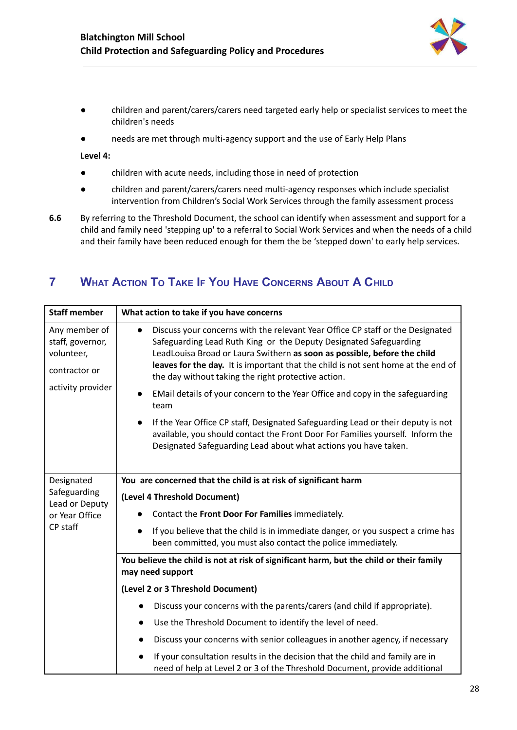- children and parent/carers/carers need targeted early help or specialist services to meet the children's needs
- needs are met through multi-agency support and the use of Early Help Plans

**Level 4:**

- children with acute needs, including those in need of protection
- children and parent/carers/carers need multi-agency responses which include specialist intervention from Children's Social Work Services through the family assessment process

**6.6** By referring to the Threshold Document, the school can identify when assessment and support for a child and family need 'stepping up' to a referral to Social Work Services and when the needs of a child and their family have been reduced enough for them the be 'stepped down' to early help services.

## 7 What Action To Take If You Have Concerns About A Child

| Staff member | What action to take if you have concerns |
|---|---|
| Any member of staff, governor, volunteer, contractor or activity provider | • Discuss your concerns with the relevant Year Office CP staff or the Designated Safeguarding Lead Ruth King or the Deputy Designated Safeguarding LeadLouisa Broad or Laura Swithern **as soon as possible, before the child leaves for the day.** It is important that the child is not sent home at the end of the day without taking the right protective action.<br>• EMail details of your concern to the Year Office and copy in the safeguarding team<br>• If the Year Office CP staff, Designated Safeguarding Lead or their deputy is not available, you should contact the Front Door For Families yourself. Inform the Designated Safeguarding Lead about what actions you have taken. |
| Designated Safeguarding Lead or Deputy or Year Office CP staff | **You are concerned that the child is at risk of significant harm**<br>**(Level 4 Threshold Document)**<br>• Contact the **Front Door For Families** immediately.<br>• If you believe that the child is in immediate danger, or you suspect a crime has been committed, you must also contact the police immediately. |
| | **You believe the child is not at risk of significant harm, but the child or their family may need support**<br>**(Level 2 or 3 Threshold Document)**<br>• Discuss your concerns with the parents/carers (and child if appropriate).<br>• Use the Threshold Document to identify the level of need.<br>• Discuss your concerns with senior colleagues in another agency, if necessary<br>• If your consultation results in the decision that the child and family are in need of help at Level 2 or 3 of the Threshold Document, provide additional |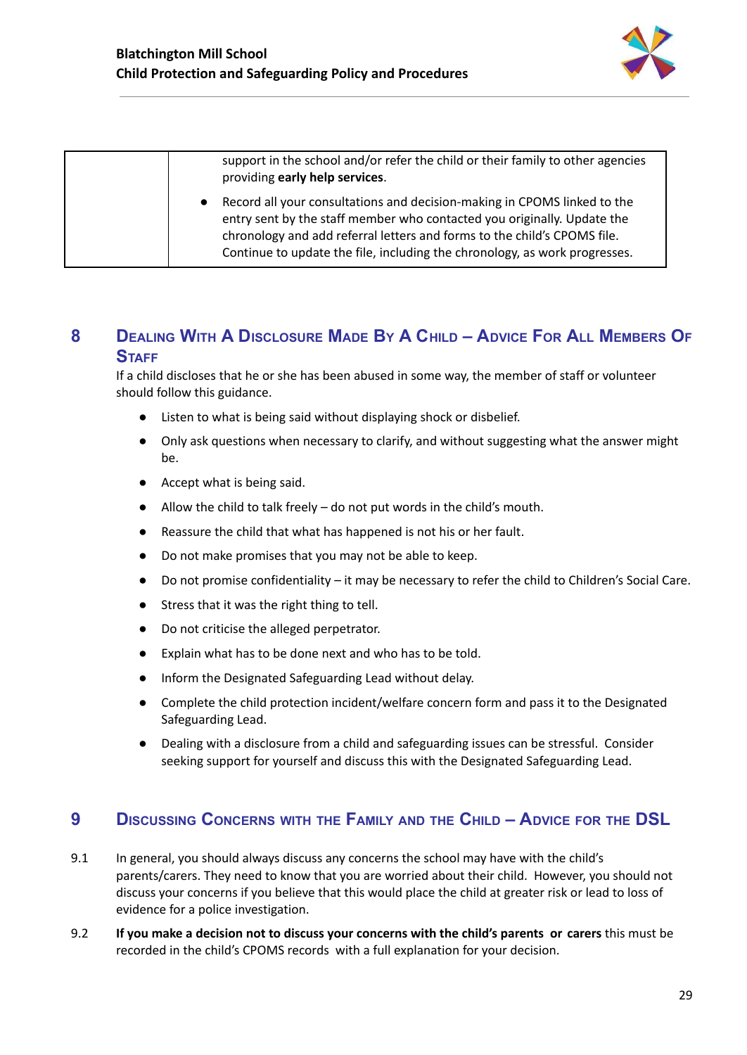| | support in the school and/or refer the child or their family to other agencies providing **early help services**.<br>• Record all your consultations and decision-making in CPOMS linked to the entry sent by the staff member who contacted you originally. Update the chronology and add referral letters and forms to the child's CPOMS file. Continue to update the file, including the chronology, as work progresses. |
|---|---|

## 8 Dealing With A Disclosure Made By A Child – Advice For All Members Of Staff

If a child discloses that he or she has been abused in some way, the member of staff or volunteer should follow this guidance.

- Listen to what is being said without displaying shock or disbelief.
- Only ask questions when necessary to clarify, and without suggesting what the answer might be.
- Accept what is being said.
- Allow the child to talk freely – do not put words in the child's mouth.
- Reassure the child that what has happened is not his or her fault.
- Do not make promises that you may not be able to keep.
- Do not promise confidentiality – it may be necessary to refer the child to Children's Social Care.
- Stress that it was the right thing to tell.
- Do not criticise the alleged perpetrator.
- Explain what has to be done next and who has to be told.
- Inform the Designated Safeguarding Lead without delay.
- Complete the child protection incident/welfare concern form and pass it to the Designated Safeguarding Lead.
- Dealing with a disclosure from a child and safeguarding issues can be stressful. Consider seeking support for yourself and discuss this with the Designated Safeguarding Lead.

## 9 Discussing Concerns with the Family and the Child – Advice for the DSL

9.1 In general, you should always discuss any concerns the school may have with the child's parents/carers. They need to know that you are worried about their child. However, you should not discuss your concerns if you believe that this would place the child at greater risk or lead to loss of evidence for a police investigation.

9.2 **If you make a decision not to discuss your concerns with the child's parents or carers** this must be recorded in the child's CPOMS records with a full explanation for your decision.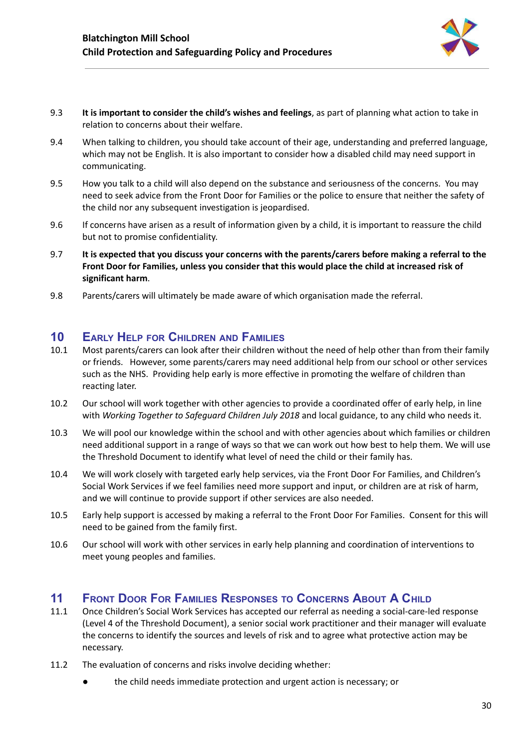9.3 **It is important to consider the child's wishes and feelings**, as part of planning what action to take in relation to concerns about their welfare.

9.4 When talking to children, you should take account of their age, understanding and preferred language, which may not be English. It is also important to consider how a disabled child may need support in communicating.

9.5 How you talk to a child will also depend on the substance and seriousness of the concerns. You may need to seek advice from the Front Door for Families or the police to ensure that neither the safety of the child nor any subsequent investigation is jeopardised.

9.6 If concerns have arisen as a result of information given by a child, it is important to reassure the child but not to promise confidentiality.

9.7 **It is expected that you discuss your concerns with the parents/carers before making a referral to the Front Door for Families, unless you consider that this would place the child at increased risk of significant harm**.

9.8 Parents/carers will ultimately be made aware of which organisation made the referral.

## 10 Early Help for Children and Families

10.1 Most parents/carers can look after their children without the need of help other than from their family or friends. However, some parents/carers may need additional help from our school or other services such as the NHS. Providing help early is more effective in promoting the welfare of children than reacting later.

10.2 Our school will work together with other agencies to provide a coordinated offer of early help, in line with *Working Together to Safeguard Children July 2018* and local guidance, to any child who needs it.

10.3 We will pool our knowledge within the school and with other agencies about which families or children need additional support in a range of ways so that we can work out how best to help them. We will use the Threshold Document to identify what level of need the child or their family has.

10.4 We will work closely with targeted early help services, via the Front Door For Families, and Children's Social Work Services if we feel families need more support and input, or children are at risk of harm, and we will continue to provide support if other services are also needed.

10.5 Early help support is accessed by making a referral to the Front Door For Families. Consent for this will need to be gained from the family first.

10.6 Our school will work with other services in early help planning and coordination of interventions to meet young peoples and families.

## 11 Front Door For Families Responses to Concerns About A Child

11.1 Once Children's Social Work Services has accepted our referral as needing a social-care-led response (Level 4 of the Threshold Document), a senior social work practitioner and their manager will evaluate the concerns to identify the sources and levels of risk and to agree what protective action may be necessary.

11.2 The evaluation of concerns and risks involve deciding whether:

- the child needs immediate protection and urgent action is necessary; or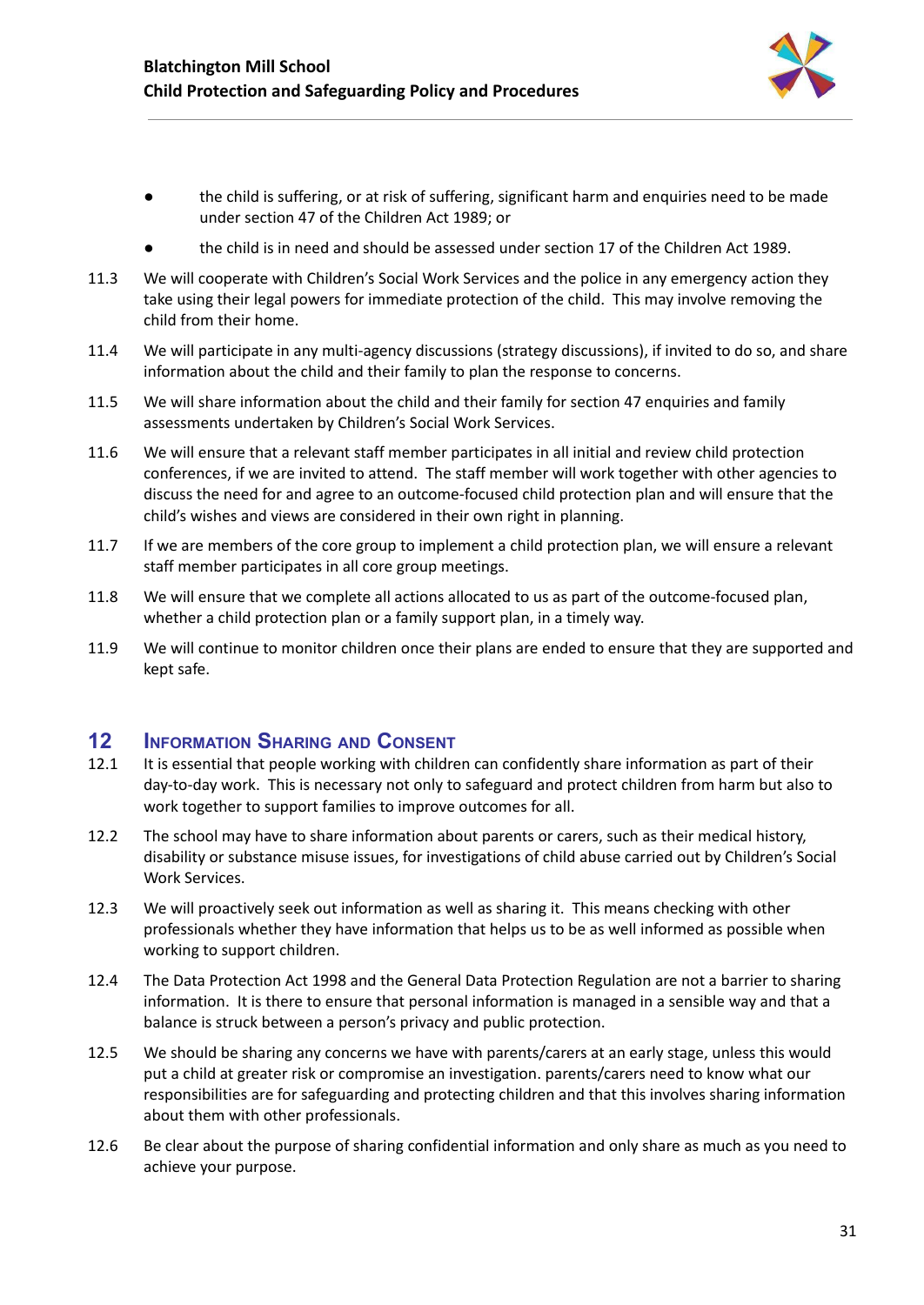- the child is suffering, or at risk of suffering, significant harm and enquiries need to be made under section 47 of the Children Act 1989; or
- the child is in need and should be assessed under section 17 of the Children Act 1989.

11.3 We will cooperate with Children's Social Work Services and the police in any emergency action they take using their legal powers for immediate protection of the child. This may involve removing the child from their home.

11.4 We will participate in any multi-agency discussions (strategy discussions), if invited to do so, and share information about the child and their family to plan the response to concerns.

11.5 We will share information about the child and their family for section 47 enquiries and family assessments undertaken by Children's Social Work Services.

11.6 We will ensure that a relevant staff member participates in all initial and review child protection conferences, if we are invited to attend. The staff member will work together with other agencies to discuss the need for and agree to an outcome-focused child protection plan and will ensure that the child's wishes and views are considered in their own right in planning.

11.7 If we are members of the core group to implement a child protection plan, we will ensure a relevant staff member participates in all core group meetings.

11.8 We will ensure that we complete all actions allocated to us as part of the outcome-focused plan, whether a child protection plan or a family support plan, in a timely way.

11.9 We will continue to monitor children once their plans are ended to ensure that they are supported and kept safe.

## 12 Information Sharing and Consent

12.1 It is essential that people working with children can confidently share information as part of their day-to-day work. This is necessary not only to safeguard and protect children from harm but also to work together to support families to improve outcomes for all.

12.2 The school may have to share information about parents or carers, such as their medical history, disability or substance misuse issues, for investigations of child abuse carried out by Children's Social Work Services.

12.3 We will proactively seek out information as well as sharing it. This means checking with other professionals whether they have information that helps us to be as well informed as possible when working to support children.

12.4 The Data Protection Act 1998 and the General Data Protection Regulation are not a barrier to sharing information. It is there to ensure that personal information is managed in a sensible way and that a balance is struck between a person's privacy and public protection.

12.5 We should be sharing any concerns we have with parents/carers at an early stage, unless this would put a child at greater risk or compromise an investigation. parents/carers need to know what our responsibilities are for safeguarding and protecting children and that this involves sharing information about them with other professionals.

12.6 Be clear about the purpose of sharing confidential information and only share as much as you need to achieve your purpose.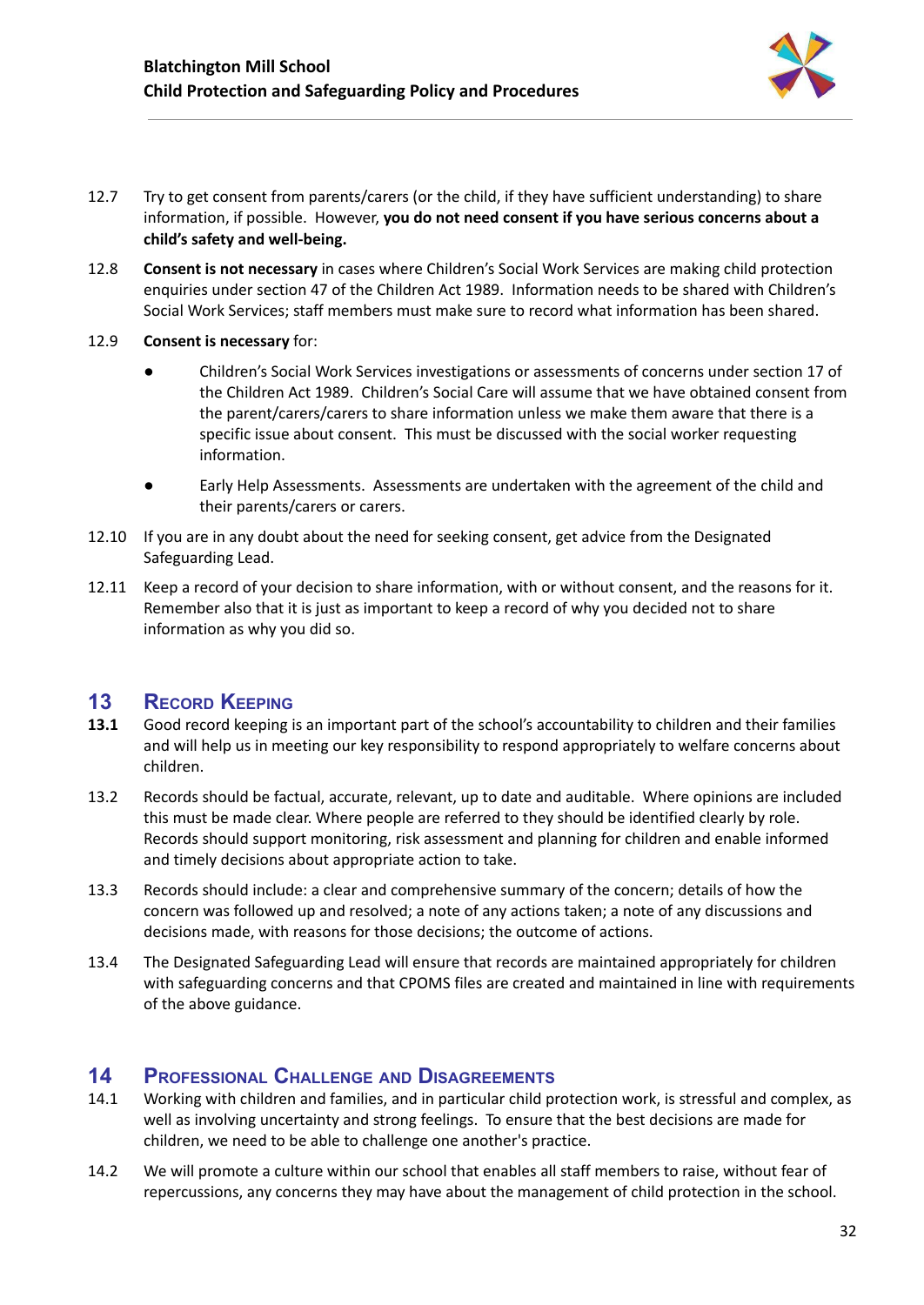12.7 Try to get consent from parents/carers (or the child, if they have sufficient understanding) to share information, if possible. However, **you do not need consent if you have serious concerns about a child's safety and well-being.**

12.8 **Consent is not necessary** in cases where Children's Social Work Services are making child protection enquiries under section 47 of the Children Act 1989. Information needs to be shared with Children's Social Work Services; staff members must make sure to record what information has been shared.

12.9 **Consent is necessary** for:

- Children's Social Work Services investigations or assessments of concerns under section 17 of the Children Act 1989. Children's Social Care will assume that we have obtained consent from the parent/carers/carers to share information unless we make them aware that there is a specific issue about consent. This must be discussed with the social worker requesting information.
- Early Help Assessments. Assessments are undertaken with the agreement of the child and their parents/carers or carers.

12.10 If you are in any doubt about the need for seeking consent, get advice from the Designated Safeguarding Lead.

12.11 Keep a record of your decision to share information, with or without consent, and the reasons for it. Remember also that it is just as important to keep a record of why you decided not to share information as why you did so.

## 13 Record Keeping

**13.1** Good record keeping is an important part of the school's accountability to children and their families and will help us in meeting our key responsibility to respond appropriately to welfare concerns about children.

13.2 Records should be factual, accurate, relevant, up to date and auditable. Where opinions are included this must be made clear. Where people are referred to they should be identified clearly by role. Records should support monitoring, risk assessment and planning for children and enable informed and timely decisions about appropriate action to take.

13.3 Records should include: a clear and comprehensive summary of the concern; details of how the concern was followed up and resolved; a note of any actions taken; a note of any discussions and decisions made, with reasons for those decisions; the outcome of actions.

13.4 The Designated Safeguarding Lead will ensure that records are maintained appropriately for children with safeguarding concerns and that CPOMS files are created and maintained in line with requirements of the above guidance.

## 14 Professional Challenge and Disagreements

14.1 Working with children and families, and in particular child protection work, is stressful and complex, as well as involving uncertainty and strong feelings. To ensure that the best decisions are made for children, we need to be able to challenge one another's practice.

14.2 We will promote a culture within our school that enables all staff members to raise, without fear of repercussions, any concerns they may have about the management of child protection in the school.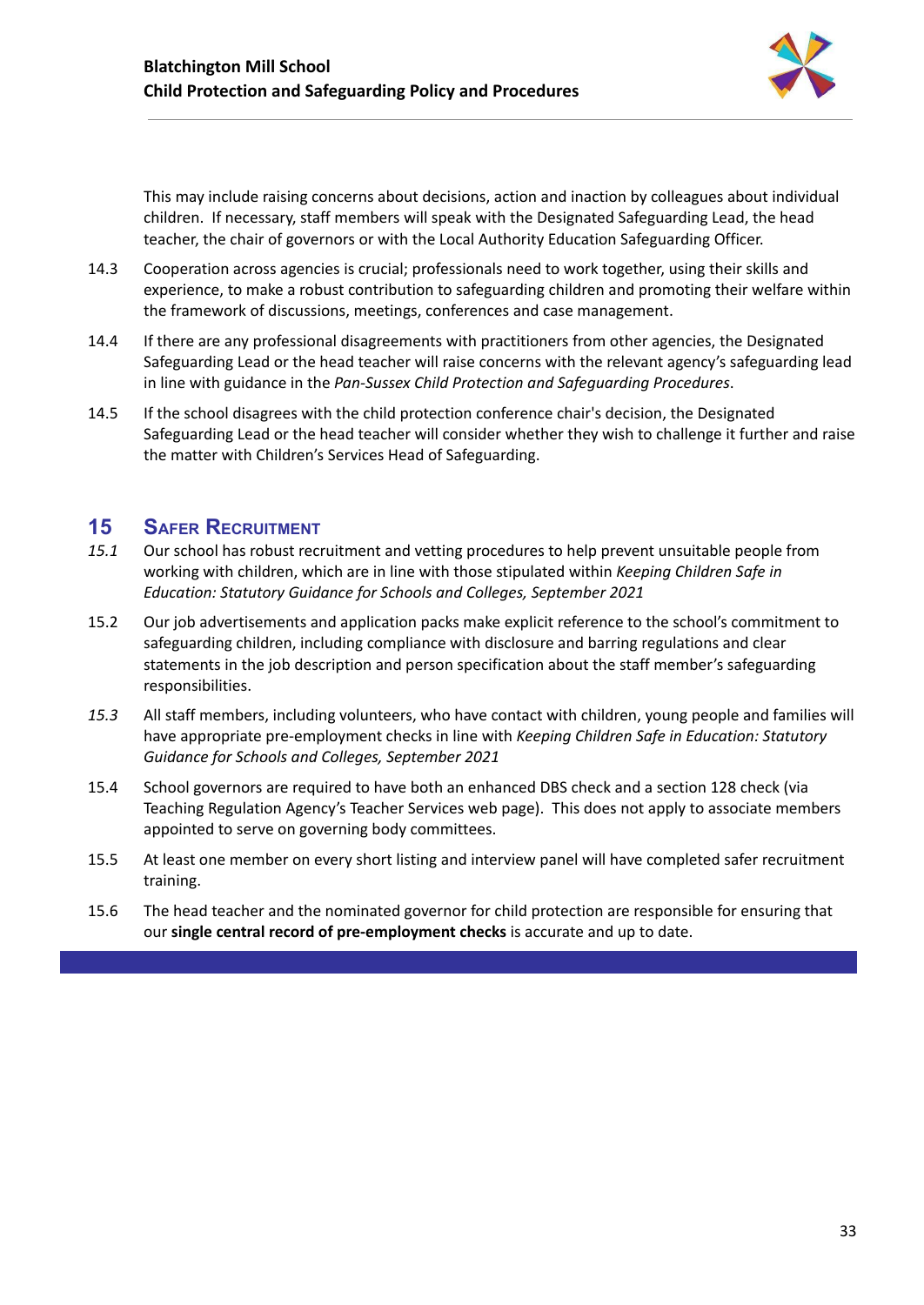This may include raising concerns about decisions, action and inaction by colleagues about individual children. If necessary, staff members will speak with the Designated Safeguarding Lead, the head teacher, the chair of governors or with the Local Authority Education Safeguarding Officer.

14.3 Cooperation across agencies is crucial; professionals need to work together, using their skills and experience, to make a robust contribution to safeguarding children and promoting their welfare within the framework of discussions, meetings, conferences and case management.

14.4 If there are any professional disagreements with practitioners from other agencies, the Designated Safeguarding Lead or the head teacher will raise concerns with the relevant agency's safeguarding lead in line with guidance in the *Pan-Sussex Child Protection and Safeguarding Procedures*.

14.5 If the school disagrees with the child protection conference chair's decision, the Designated Safeguarding Lead or the head teacher will consider whether they wish to challenge it further and raise the matter with Children's Services Head of Safeguarding.

## 15 Safer Recruitment

*15.1* Our school has robust recruitment and vetting procedures to help prevent unsuitable people from working with children, which are in line with those stipulated within *Keeping Children Safe in Education: Statutory Guidance for Schools and Colleges, September 2021*

15.2 Our job advertisements and application packs make explicit reference to the school's commitment to safeguarding children, including compliance with disclosure and barring regulations and clear statements in the job description and person specification about the staff member's safeguarding responsibilities.

*15.3* All staff members, including volunteers, who have contact with children, young people and families will have appropriate pre-employment checks in line with *Keeping Children Safe in Education: Statutory Guidance for Schools and Colleges, September 2021*

15.4 School governors are required to have both an enhanced DBS check and a section 128 check (via Teaching Regulation Agency's Teacher Services web page). This does not apply to associate members appointed to serve on governing body committees.

15.5 At least one member on every short listing and interview panel will have completed safer recruitment training.

15.6 The head teacher and the nominated governor for child protection are responsible for ensuring that our **single central record of pre-employment checks** is accurate and up to date.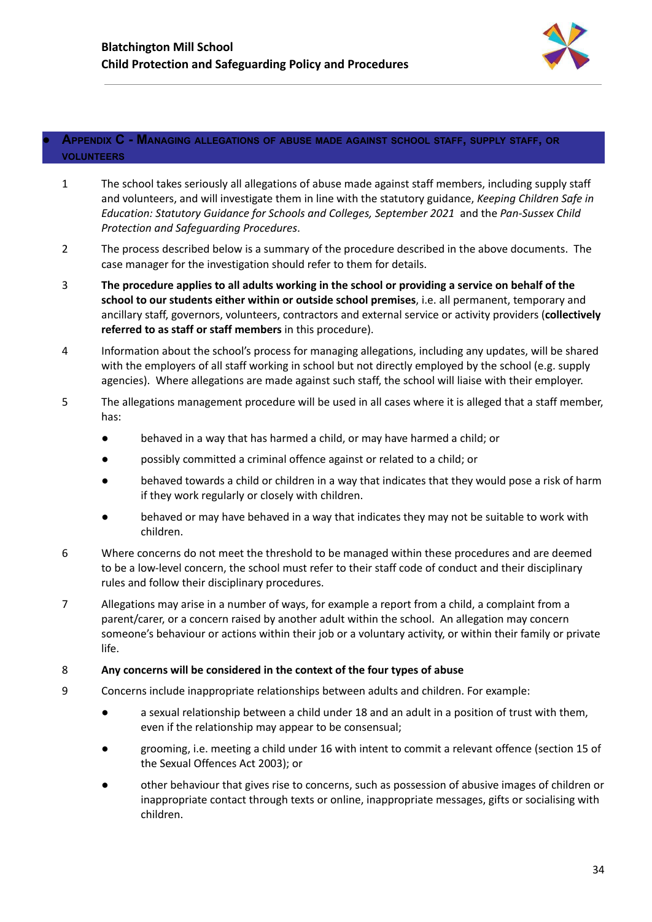## Appendix C - Managing allegations of abuse made against school staff, supply staff, or volunteers

1 The school takes seriously all allegations of abuse made against staff members, including supply staff and volunteers, and will investigate them in line with the statutory guidance, *Keeping Children Safe in Education: Statutory Guidance for Schools and Colleges, September 2021* and the *Pan-Sussex Child Protection and Safeguarding Procedures*.

2 The process described below is a summary of the procedure described in the above documents. The case manager for the investigation should refer to them for details.

3 **The procedure applies to all adults working in the school or providing a service on behalf of the school to our students either within or outside school premises**, i.e. all permanent, temporary and ancillary staff, governors, volunteers, contractors and external service or activity providers (**collectively referred to as staff or staff members** in this procedure).

4 Information about the school's process for managing allegations, including any updates, will be shared with the employers of all staff working in school but not directly employed by the school (e.g. supply agencies). Where allegations are made against such staff, the school will liaise with their employer.

5 The allegations management procedure will be used in all cases where it is alleged that a staff member, has:

- behaved in a way that has harmed a child, or may have harmed a child; or
- possibly committed a criminal offence against or related to a child; or
- behaved towards a child or children in a way that indicates that they would pose a risk of harm if they work regularly or closely with children.
- behaved or may have behaved in a way that indicates they may not be suitable to work with children.

6 Where concerns do not meet the threshold to be managed within these procedures and are deemed to be a low-level concern, the school must refer to their staff code of conduct and their disciplinary rules and follow their disciplinary procedures.

7 Allegations may arise in a number of ways, for example a report from a child, a complaint from a parent/carer, or a concern raised by another adult within the school. An allegation may concern someone's behaviour or actions within their job or a voluntary activity, or within their family or private life.

8 **Any concerns will be considered in the context of the four types of abuse**

9 Concerns include inappropriate relationships between adults and children. For example:

- a sexual relationship between a child under 18 and an adult in a position of trust with them, even if the relationship may appear to be consensual;
- grooming, i.e. meeting a child under 16 with intent to commit a relevant offence (section 15 of the Sexual Offences Act 2003); or
- other behaviour that gives rise to concerns, such as possession of abusive images of children or inappropriate contact through texts or online, inappropriate messages, gifts or socialising with children.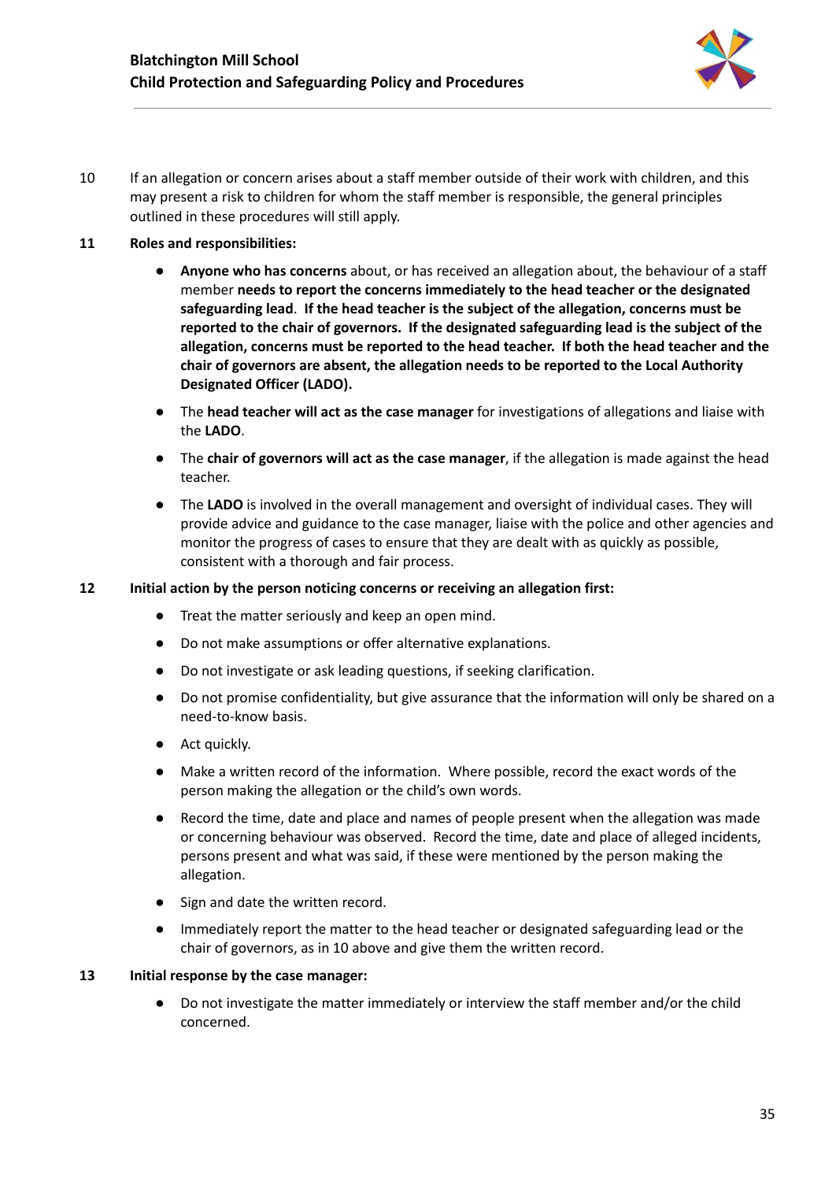10 If an allegation or concern arises about a staff member outside of their work with children, and this may present a risk to children for whom the staff member is responsible, the general principles outlined in these procedures will still apply.

**11 Roles and responsibilities:**

- **Anyone who has concerns** about, or has received an allegation about, the behaviour of a staff member **needs to report the concerns immediately to the head teacher or the designated safeguarding lead**. **If the head teacher is the subject of the allegation, concerns must be reported to the chair of governors. If the designated safeguarding lead is the subject of the allegation, concerns must be reported to the head teacher. If both the head teacher and the chair of governors are absent, the allegation needs to be reported to the Local Authority Designated Officer (LADO).**
- The **head teacher will act as the case manager** for investigations of allegations and liaise with the **LADO**.
- The **chair of governors will act as the case manager**, if the allegation is made against the head teacher.
- The **LADO** is involved in the overall management and oversight of individual cases. They will provide advice and guidance to the case manager, liaise with the police and other agencies and monitor the progress of cases to ensure that they are dealt with as quickly as possible, consistent with a thorough and fair process.

**12 Initial action by the person noticing concerns or receiving an allegation first:**

- Treat the matter seriously and keep an open mind.
- Do not make assumptions or offer alternative explanations.
- Do not investigate or ask leading questions, if seeking clarification.
- Do not promise confidentiality, but give assurance that the information will only be shared on a need-to-know basis.
- Act quickly.
- Make a written record of the information. Where possible, record the exact words of the person making the allegation or the child's own words.
- Record the time, date and place and names of people present when the allegation was made or concerning behaviour was observed. Record the time, date and place of alleged incidents, persons present and what was said, if these were mentioned by the person making the allegation.
- Sign and date the written record.
- Immediately report the matter to the head teacher or designated safeguarding lead or the chair of governors, as in 10 above and give them the written record.

**13 Initial response by the case manager:**

- Do not investigate the matter immediately or interview the staff member and/or the child concerned.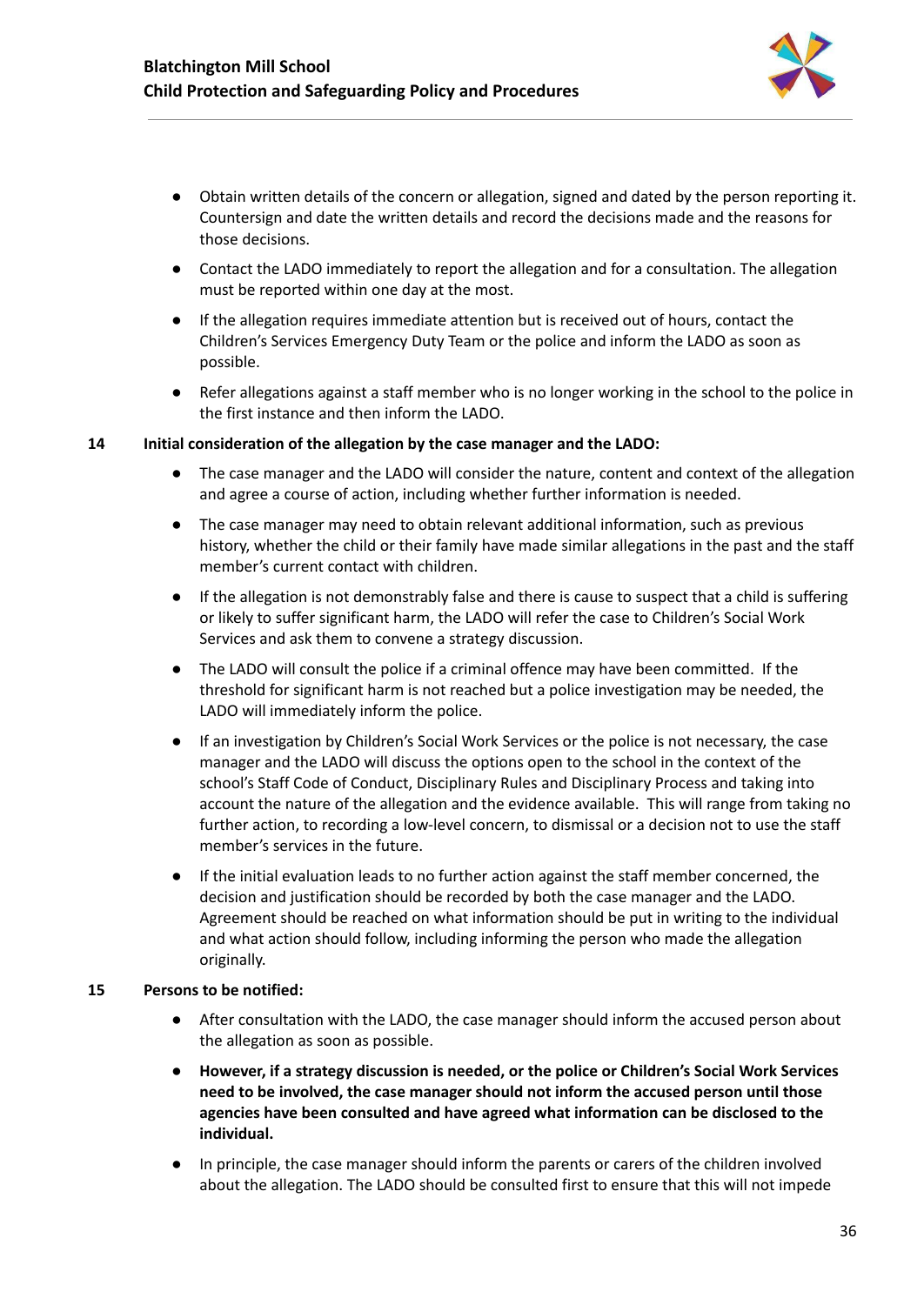- Obtain written details of the concern or allegation, signed and dated by the person reporting it. Countersign and date the written details and record the decisions made and the reasons for those decisions.
- Contact the LADO immediately to report the allegation and for a consultation. The allegation must be reported within one day at the most.
- If the allegation requires immediate attention but is received out of hours, contact the Children's Services Emergency Duty Team or the police and inform the LADO as soon as possible.
- Refer allegations against a staff member who is no longer working in the school to the police in the first instance and then inform the LADO.

**14 Initial consideration of the allegation by the case manager and the LADO:**

- The case manager and the LADO will consider the nature, content and context of the allegation and agree a course of action, including whether further information is needed.
- The case manager may need to obtain relevant additional information, such as previous history, whether the child or their family have made similar allegations in the past and the staff member's current contact with children.
- If the allegation is not demonstrably false and there is cause to suspect that a child is suffering or likely to suffer significant harm, the LADO will refer the case to Children's Social Work Services and ask them to convene a strategy discussion.
- The LADO will consult the police if a criminal offence may have been committed. If the threshold for significant harm is not reached but a police investigation may be needed, the LADO will immediately inform the police.
- If an investigation by Children's Social Work Services or the police is not necessary, the case manager and the LADO will discuss the options open to the school in the context of the school's Staff Code of Conduct, Disciplinary Rules and Disciplinary Process and taking into account the nature of the allegation and the evidence available. This will range from taking no further action, to recording a low-level concern, to dismissal or a decision not to use the staff member's services in the future.
- If the initial evaluation leads to no further action against the staff member concerned, the decision and justification should be recorded by both the case manager and the LADO. Agreement should be reached on what information should be put in writing to the individual and what action should follow, including informing the person who made the allegation originally.

**15 Persons to be notified:**

- After consultation with the LADO, the case manager should inform the accused person about the allegation as soon as possible.
- **However, if a strategy discussion is needed, or the police or Children's Social Work Services need to be involved, the case manager should not inform the accused person until those agencies have been consulted and have agreed what information can be disclosed to the individual.**
- In principle, the case manager should inform the parents or carers of the children involved about the allegation. The LADO should be consulted first to ensure that this will not impede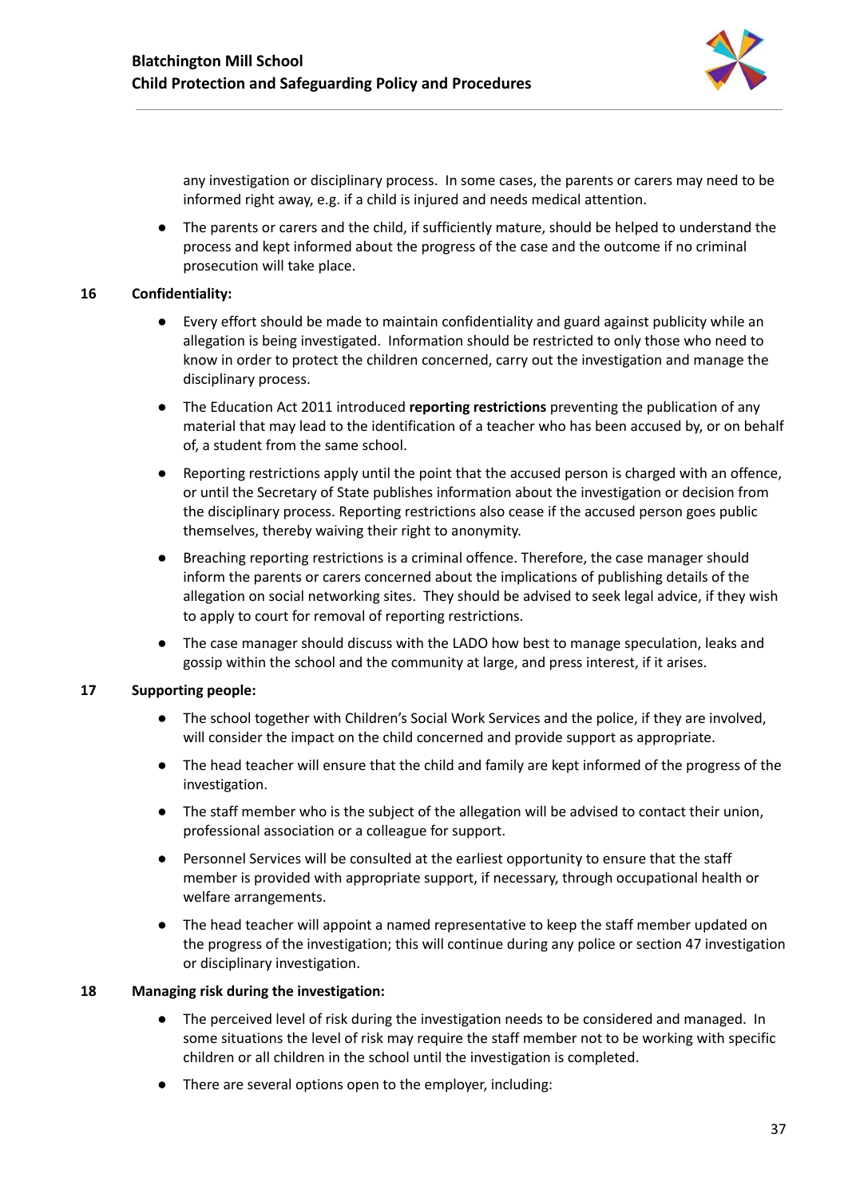any investigation or disciplinary process. In some cases, the parents or carers may need to be informed right away, e.g. if a child is injured and needs medical attention.

- The parents or carers and the child, if sufficiently mature, should be helped to understand the process and kept informed about the progress of the case and the outcome if no criminal prosecution will take place.

**16 Confidentiality:**

- Every effort should be made to maintain confidentiality and guard against publicity while an allegation is being investigated. Information should be restricted to only those who need to know in order to protect the children concerned, carry out the investigation and manage the disciplinary process.
- The Education Act 2011 introduced **reporting restrictions** preventing the publication of any material that may lead to the identification of a teacher who has been accused by, or on behalf of, a student from the same school.
- Reporting restrictions apply until the point that the accused person is charged with an offence, or until the Secretary of State publishes information about the investigation or decision from the disciplinary process. Reporting restrictions also cease if the accused person goes public themselves, thereby waiving their right to anonymity.
- Breaching reporting restrictions is a criminal offence. Therefore, the case manager should inform the parents or carers concerned about the implications of publishing details of the allegation on social networking sites. They should be advised to seek legal advice, if they wish to apply to court for removal of reporting restrictions.
- The case manager should discuss with the LADO how best to manage speculation, leaks and gossip within the school and the community at large, and press interest, if it arises.

**17 Supporting people:**

- The school together with Children's Social Work Services and the police, if they are involved, will consider the impact on the child concerned and provide support as appropriate.
- The head teacher will ensure that the child and family are kept informed of the progress of the investigation.
- The staff member who is the subject of the allegation will be advised to contact their union, professional association or a colleague for support.
- Personnel Services will be consulted at the earliest opportunity to ensure that the staff member is provided with appropriate support, if necessary, through occupational health or welfare arrangements.
- The head teacher will appoint a named representative to keep the staff member updated on the progress of the investigation; this will continue during any police or section 47 investigation or disciplinary investigation.

**18 Managing risk during the investigation:**

- The perceived level of risk during the investigation needs to be considered and managed. In some situations the level of risk may require the staff member not to be working with specific children or all children in the school until the investigation is completed.
- There are several options open to the employer, including: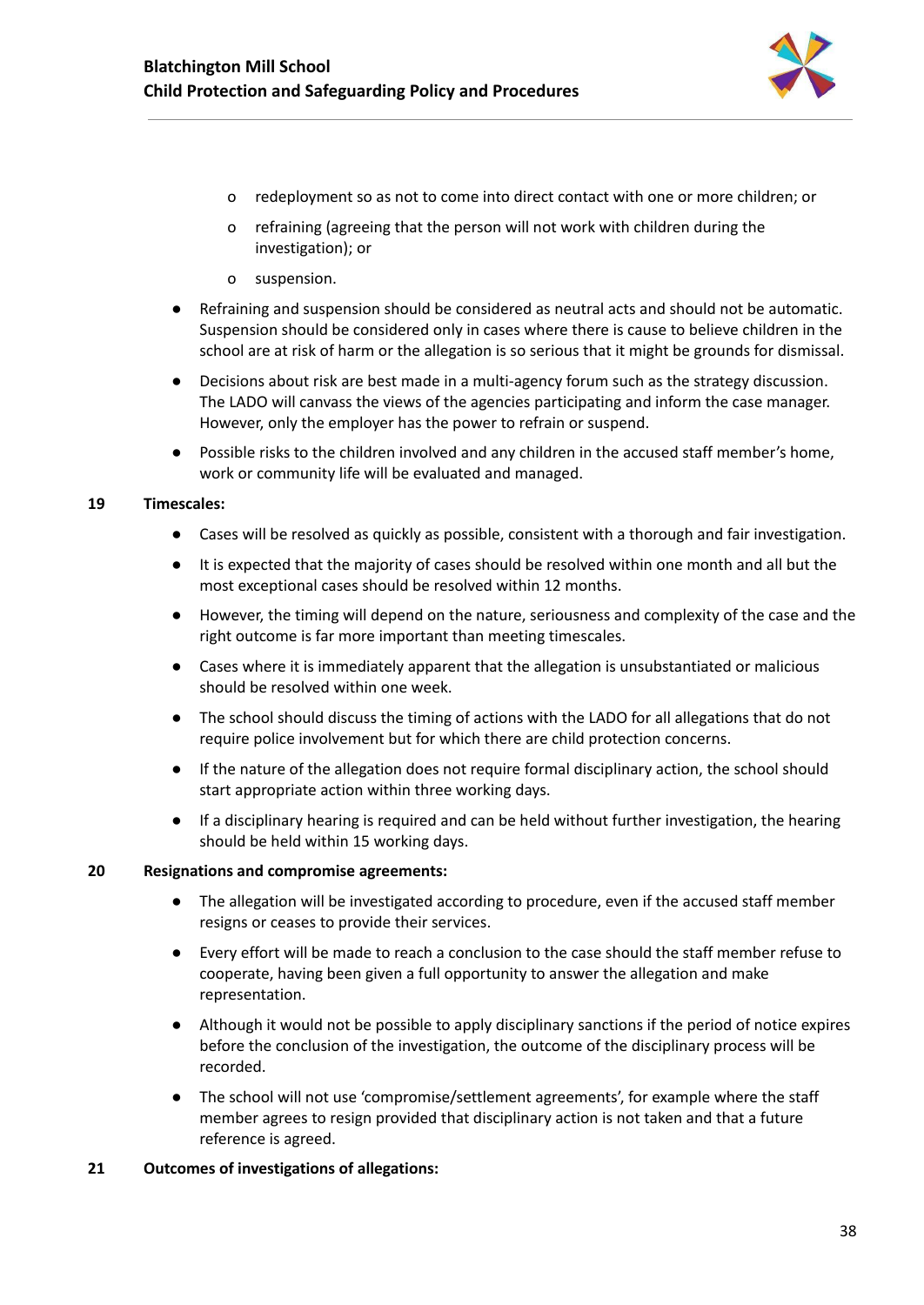- redeployment so as not to come into direct contact with one or more children; or
   - refraining (agreeing that the person will not work with children during the investigation); or
   - suspension.

- Refraining and suspension should be considered as neutral acts and should not be automatic. Suspension should be considered only in cases where there is cause to believe children in the school are at risk of harm or the allegation is so serious that it might be grounds for dismissal.
- Decisions about risk are best made in a multi-agency forum such as the strategy discussion. The LADO will canvass the views of the agencies participating and inform the case manager. However, only the employer has the power to refrain or suspend.
- Possible risks to the children involved and any children in the accused staff member's home, work or community life will be evaluated and managed.

**19 Timescales:**

- Cases will be resolved as quickly as possible, consistent with a thorough and fair investigation.
- It is expected that the majority of cases should be resolved within one month and all but the most exceptional cases should be resolved within 12 months.
- However, the timing will depend on the nature, seriousness and complexity of the case and the right outcome is far more important than meeting timescales.
- Cases where it is immediately apparent that the allegation is unsubstantiated or malicious should be resolved within one week.
- The school should discuss the timing of actions with the LADO for all allegations that do not require police involvement but for which there are child protection concerns.
- If the nature of the allegation does not require formal disciplinary action, the school should start appropriate action within three working days.
- If a disciplinary hearing is required and can be held without further investigation, the hearing should be held within 15 working days.

**20 Resignations and compromise agreements:**

- The allegation will be investigated according to procedure, even if the accused staff member resigns or ceases to provide their services.
- Every effort will be made to reach a conclusion to the case should the staff member refuse to cooperate, having been given a full opportunity to answer the allegation and make representation.
- Although it would not be possible to apply disciplinary sanctions if the period of notice expires before the conclusion of the investigation, the outcome of the disciplinary process will be recorded.
- The school will not use 'compromise/settlement agreements', for example where the staff member agrees to resign provided that disciplinary action is not taken and that a future reference is agreed.

**21 Outcomes of investigations of allegations:**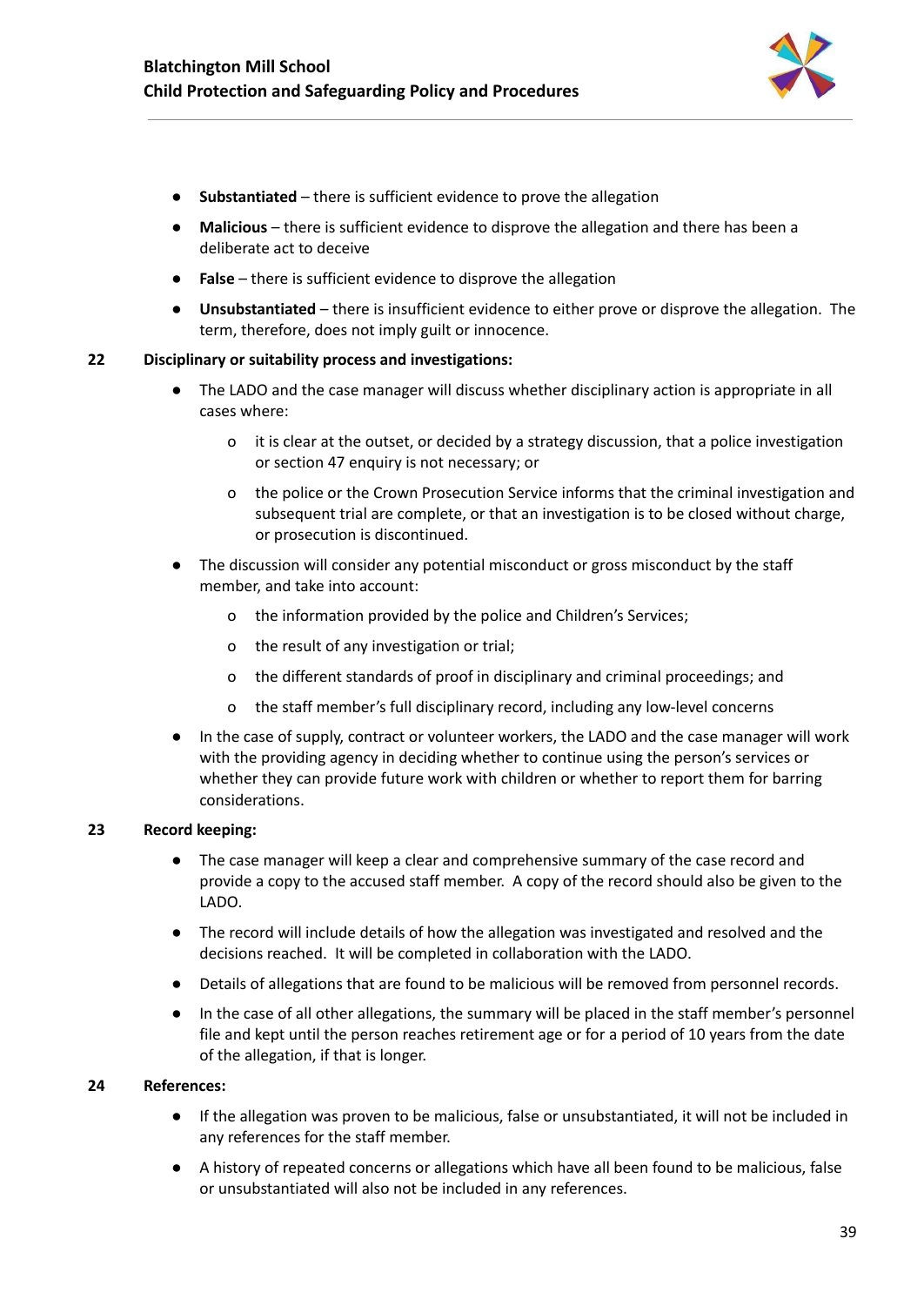- **Substantiated** – there is sufficient evidence to prove the allegation
- **Malicious** – there is sufficient evidence to disprove the allegation and there has been a deliberate act to deceive
- **False** – there is sufficient evidence to disprove the allegation
- **Unsubstantiated** – there is insufficient evidence to either prove or disprove the allegation. The term, therefore, does not imply guilt or innocence.

**22 Disciplinary or suitability process and investigations:**

- The LADO and the case manager will discuss whether disciplinary action is appropriate in all cases where:
  - o it is clear at the outset, or decided by a strategy discussion, that a police investigation or section 47 enquiry is not necessary; or
  - o the police or the Crown Prosecution Service informs that the criminal investigation and subsequent trial are complete, or that an investigation is to be closed without charge, or prosecution is discontinued.
- The discussion will consider any potential misconduct or gross misconduct by the staff member, and take into account:
  - o the information provided by the police and Children's Services;
  - o the result of any investigation or trial;
  - o the different standards of proof in disciplinary and criminal proceedings; and
  - o the staff member's full disciplinary record, including any low-level concerns
- In the case of supply, contract or volunteer workers, the LADO and the case manager will work with the providing agency in deciding whether to continue using the person's services or whether they can provide future work with children or whether to report them for barring considerations.

**23 Record keeping:**

- The case manager will keep a clear and comprehensive summary of the case record and provide a copy to the accused staff member. A copy of the record should also be given to the LADO.
- The record will include details of how the allegation was investigated and resolved and the decisions reached. It will be completed in collaboration with the LADO.
- Details of allegations that are found to be malicious will be removed from personnel records.
- In the case of all other allegations, the summary will be placed in the staff member's personnel file and kept until the person reaches retirement age or for a period of 10 years from the date of the allegation, if that is longer.

**24 References:**

- If the allegation was proven to be malicious, false or unsubstantiated, it will not be included in any references for the staff member.
- A history of repeated concerns or allegations which have all been found to be malicious, false or unsubstantiated will also not be included in any references.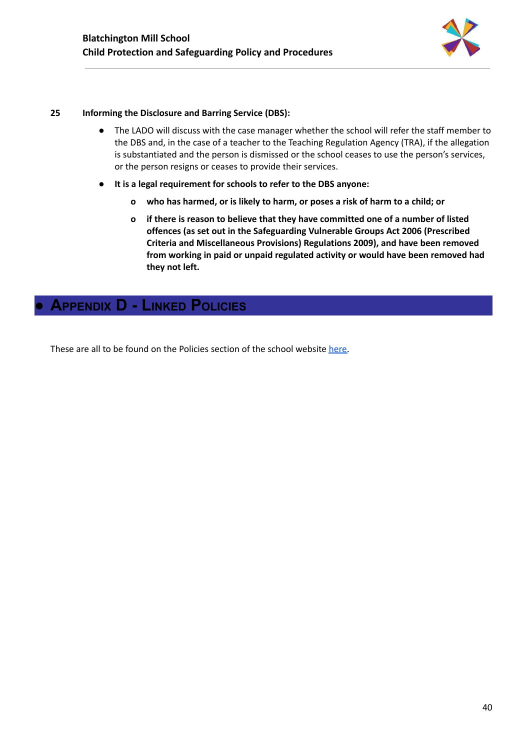**25 Informing the Disclosure and Barring Service (DBS):**

- The LADO will discuss with the case manager whether the school will refer the staff member to the DBS and, in the case of a teacher to the Teaching Regulation Agency (TRA), if the allegation is substantiated and the person is dismissed or the school ceases to use the person's services, or the person resigns or ceases to provide their services.
- **It is a legal requirement for schools to refer to the DBS anyone:**
  - **who has harmed, or is likely to harm, or poses a risk of harm to a child; or**
  - **if there is reason to believe that they have committed one of a number of listed offences (as set out in the Safeguarding Vulnerable Groups Act 2006 (Prescribed Criteria and Miscellaneous Provisions) Regulations 2009), and have been removed from working in paid or unpaid regulated activity or would have been removed had they not left.**

# Appendix D - Linked Policies

These are all to be found on the Policies section of the school website here.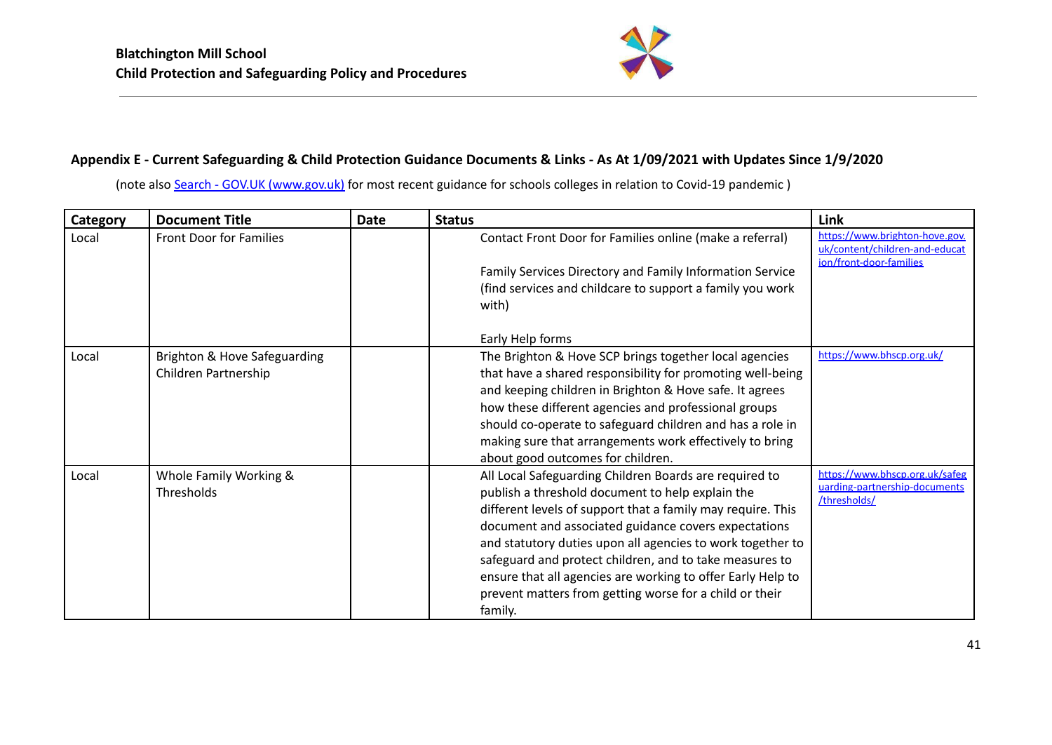## Appendix E - Current Safeguarding & Child Protection Guidance Documents & Links - As At 1/09/2021 with Updates Since 1/9/2020

(note also [Search - GOV.UK (www.gov.uk)](https://www.gov.uk) for most recent guidance for schools colleges in relation to Covid-19 pandemic )

| Category | Document Title | Date | Status | Link |
|---|---|---|---|---|
| Local | Front Door for Families | | Contact Front Door for Families online (make a referral)<br><br>Family Services Directory and Family Information Service (find services and childcare to support a family you work with)<br><br>Early Help forms | https://www.brighton-hove.gov.uk/content/children-and-education/front-door-families |
| Local | Brighton & Hove Safeguarding Children Partnership | | The Brighton & Hove SCP brings together local agencies that have a shared responsibility for promoting well-being and keeping children in Brighton & Hove safe. It agrees how these different agencies and professional groups should co-operate to safeguard children and has a role in making sure that arrangements work effectively to bring about good outcomes for children. | https://www.bhscp.org.uk/ |
| Local | Whole Family Working & Thresholds | | All Local Safeguarding Children Boards are required to publish a threshold document to help explain the different levels of support that a family may require. This document and associated guidance covers expectations and statutory duties upon all agencies to work together to safeguard and protect children, and to take measures to ensure that all agencies are working to offer Early Help to prevent matters from getting worse for a child or their family. | https://www.bhscp.org.uk/safeguarding-partnership-documents/thresholds/ |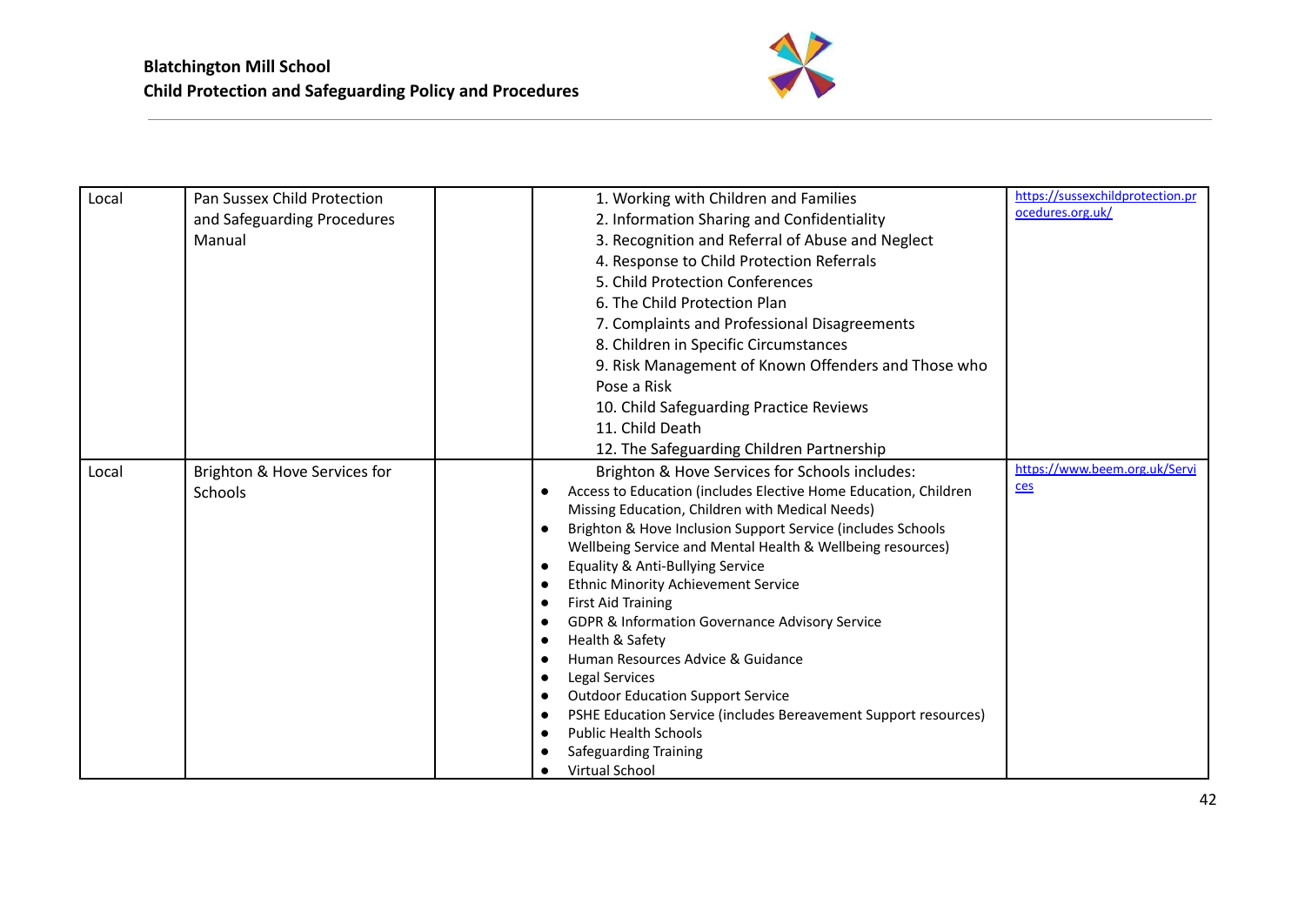| | | | | |
|---|---|---|---|---|
| Local | Pan Sussex Child Protection and Safeguarding Procedures Manual | | 1. Working with Children and Families<br>2. Information Sharing and Confidentiality<br>3. Recognition and Referral of Abuse and Neglect<br>4. Response to Child Protection Referrals<br>5. Child Protection Conferences<br>6. The Child Protection Plan<br>7. Complaints and Professional Disagreements<br>8. Children in Specific Circumstances<br>9. Risk Management of Known Offenders and Those who Pose a Risk<br>10. Child Safeguarding Practice Reviews<br>11. Child Death<br>12. The Safeguarding Children Partnership | https://sussexchildprotection.procedures.org.uk/ |
| Local | Brighton & Hove Services for Schools | | Brighton & Hove Services for Schools includes:<br>• Access to Education (includes Elective Home Education, Children Missing Education, Children with Medical Needs)<br>• Brighton & Hove Inclusion Support Service (includes Schools Wellbeing Service and Mental Health & Wellbeing resources)<br>• Equality & Anti-Bullying Service<br>• Ethnic Minority Achievement Service<br>• First Aid Training<br>• GDPR & Information Governance Advisory Service<br>• Health & Safety<br>• Human Resources Advice & Guidance<br>• Legal Services<br>• Outdoor Education Support Service<br>• PSHE Education Service (includes Bereavement Support resources)<br>• Public Health Schools<br>• Safeguarding Training<br>• Virtual School | https://www.beem.org.uk/Services |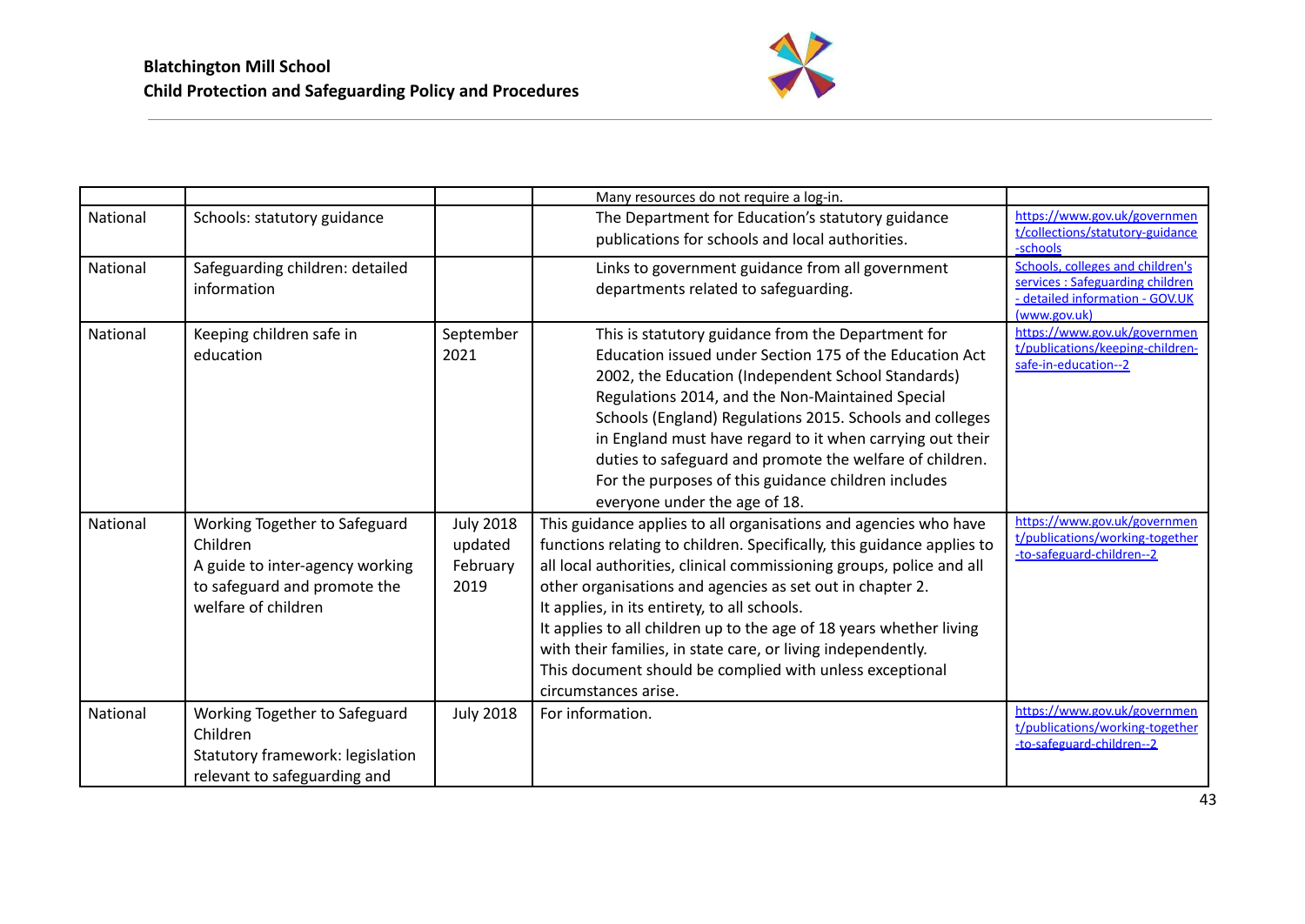| | | | | |
|---|---|---|---|---|
| | | | Many resources do not require a log-in. | |
| National | Schools: statutory guidance | | The Department for Education's statutory guidance publications for schools and local authorities. | https://www.gov.uk/government/collections/statutory-guidance-schools |
| National | Safeguarding children: detailed information | | Links to government guidance from all government departments related to safeguarding. | Schools, colleges and children's services : Safeguarding children - detailed information - GOV.UK (www.gov.uk) |
| National | Keeping children safe in education | September 2021 | This is statutory guidance from the Department for Education issued under Section 175 of the Education Act 2002, the Education (Independent School Standards) Regulations 2014, and the Non-Maintained Special Schools (England) Regulations 2015. Schools and colleges in England must have regard to it when carrying out their duties to safeguard and promote the welfare of children. For the purposes of this guidance children includes everyone under the age of 18. | https://www.gov.uk/government/publications/keeping-children-safe-in-education--2 |
| National | Working Together to Safeguard Children<br>A guide to inter-agency working to safeguard and promote the welfare of children | July 2018 updated February 2019 | This guidance applies to all organisations and agencies who have functions relating to children. Specifically, this guidance applies to all local authorities, clinical commissioning groups, police and all other organisations and agencies as set out in chapter 2.<br>It applies, in its entirety, to all schools.<br>It applies to all children up to the age of 18 years whether living with their families, in state care, or living independently.<br>This document should be complied with unless exceptional circumstances arise. | https://www.gov.uk/government/publications/working-together-to-safeguard-children--2 |
| National | Working Together to Safeguard Children<br>Statutory framework: legislation relevant to safeguarding and | July 2018 | For information. | https://www.gov.uk/government/publications/working-together-to-safeguard-children--2 |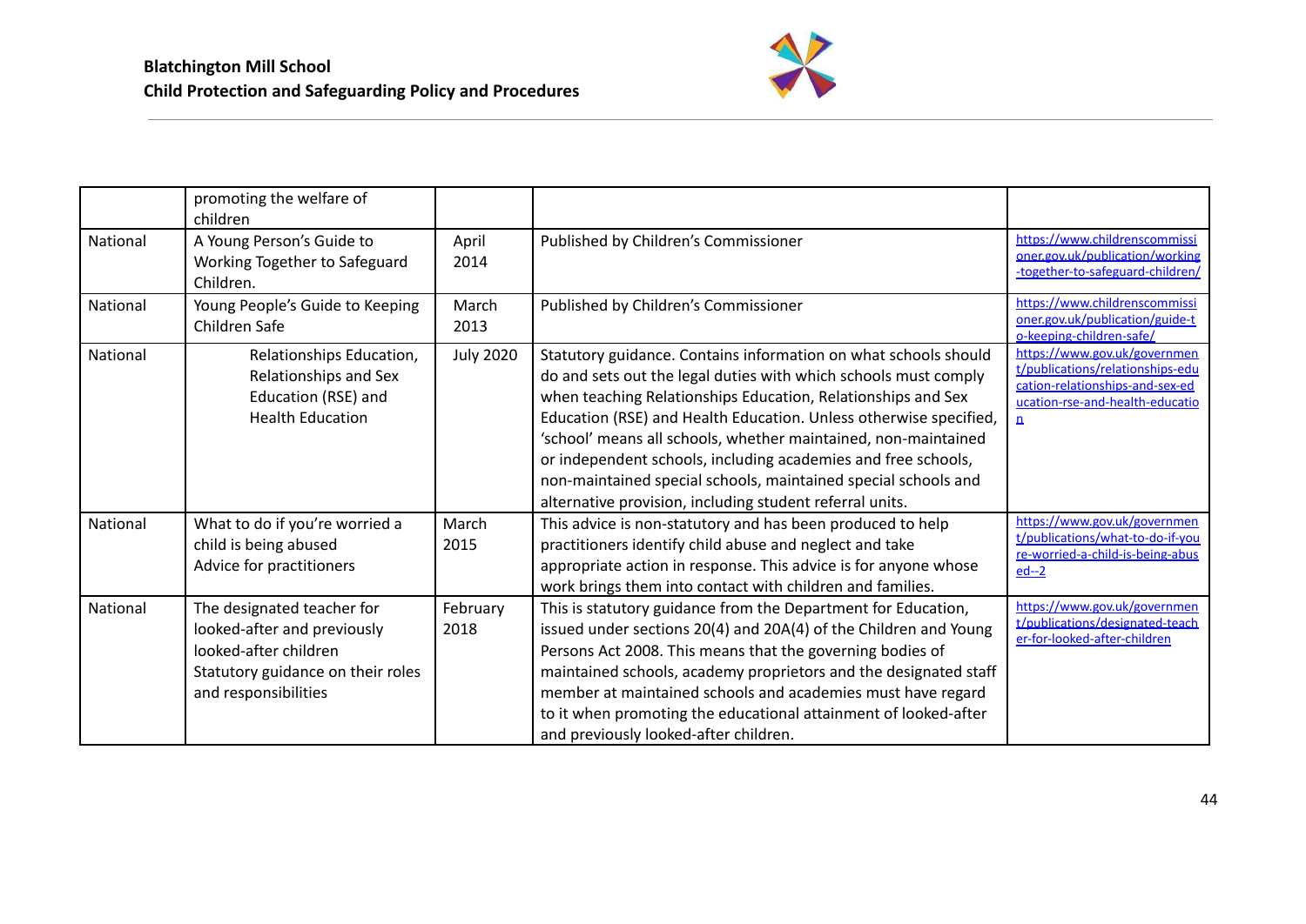| | | | | |
|---|---|---|---|---|
| | promoting the welfare of children | | | |
| National | A Young Person's Guide to Working Together to Safeguard Children. | April 2014 | Published by Children's Commissioner | https://www.childrenscommissioner.gov.uk/publication/working-together-to-safeguard-children/ |
| National | Young People's Guide to Keeping Children Safe | March 2013 | Published by Children's Commissioner | https://www.childrenscommissioner.gov.uk/publication/guide-to-keeping-children-safe/ |
| National | Relationships Education, Relationships and Sex Education (RSE) and Health Education | July 2020 | Statutory guidance. Contains information on what schools should do and sets out the legal duties with which schools must comply when teaching Relationships Education, Relationships and Sex Education (RSE) and Health Education. Unless otherwise specified, 'school' means all schools, whether maintained, non-maintained or independent schools, including academies and free schools, non-maintained special schools, maintained special schools and alternative provision, including student referral units. | https://www.gov.uk/government/publications/relationships-education-relationships-and-sex-education-rse-and-health-education |
| National | What to do if you're worried a child is being abused Advice for practitioners | March 2015 | This advice is non-statutory and has been produced to help practitioners identify child abuse and neglect and take appropriate action in response. This advice is for anyone whose work brings them into contact with children and families. | https://www.gov.uk/government/publications/what-to-do-if-youre-worried-a-child-is-being-abused--2 |
| National | The designated teacher for looked-after and previously looked-after children Statutory guidance on their roles and responsibilities | February 2018 | This is statutory guidance from the Department for Education, issued under sections 20(4) and 20A(4) of the Children and Young Persons Act 2008. This means that the governing bodies of maintained schools, academy proprietors and the designated staff member at maintained schools and academies must have regard to it when promoting the educational attainment of looked-after and previously looked-after children. | https://www.gov.uk/government/publications/designated-teacher-for-looked-after-children |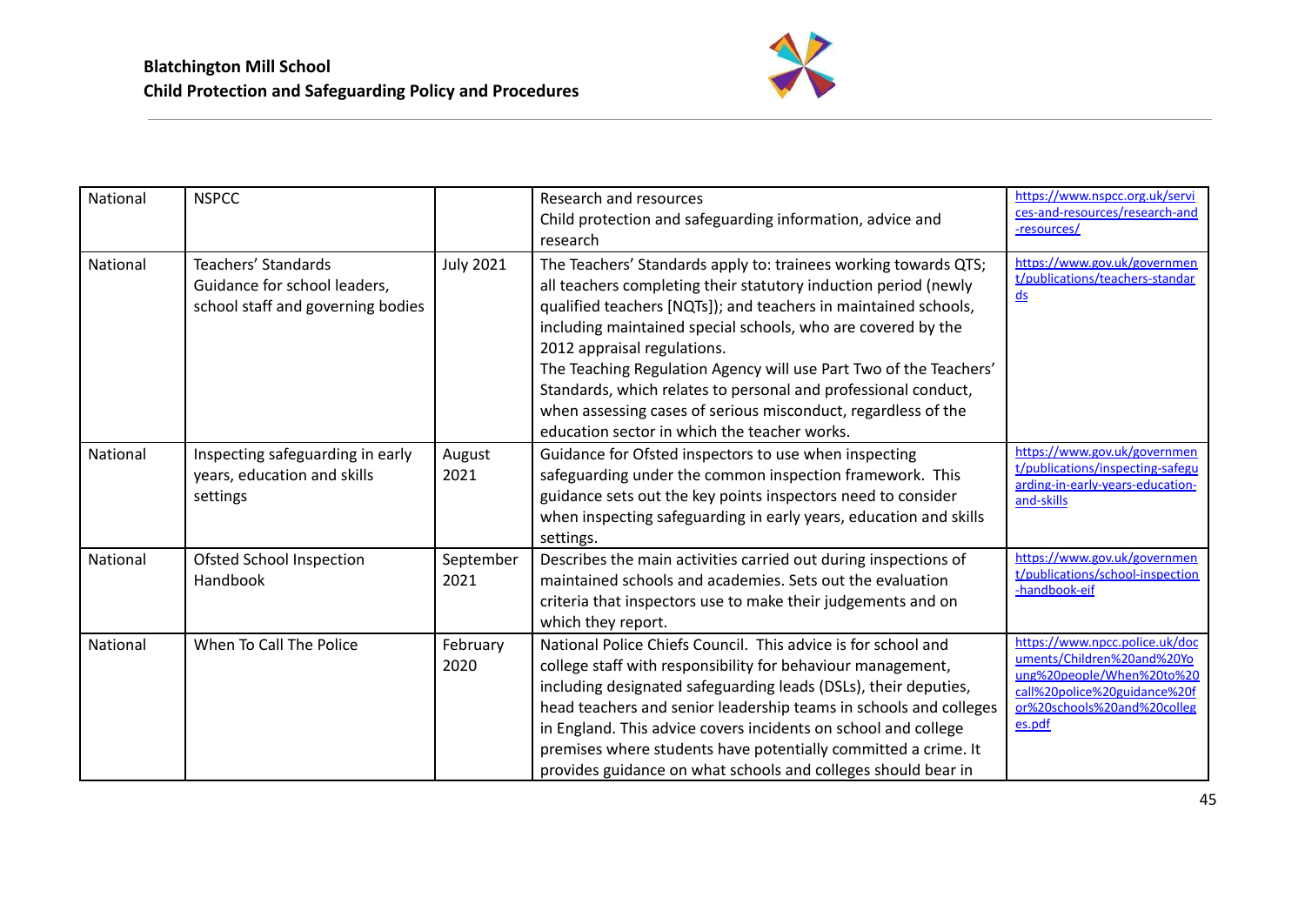| National | NSPCC | | Research and resources<br>Child protection and safeguarding information, advice and research | https://www.nspcc.org.uk/services-and-resources/research-and-resources/ |
|---|---|---|---|---|
| National | Teachers' Standards<br>Guidance for school leaders, school staff and governing bodies | July 2021 | The Teachers' Standards apply to: trainees working towards QTS; all teachers completing their statutory induction period (newly qualified teachers [NQTs]); and teachers in maintained schools, including maintained special schools, who are covered by the 2012 appraisal regulations.<br>The Teaching Regulation Agency will use Part Two of the Teachers' Standards, which relates to personal and professional conduct, when assessing cases of serious misconduct, regardless of the education sector in which the teacher works. | https://www.gov.uk/government/publications/teachers-standards |
| National | Inspecting safeguarding in early years, education and skills settings | August 2021 | Guidance for Ofsted inspectors to use when inspecting safeguarding under the common inspection framework. This guidance sets out the key points inspectors need to consider when inspecting safeguarding in early years, education and skills settings. | https://www.gov.uk/government/publications/inspecting-safeguarding-in-early-years-education-and-skills |
| National | Ofsted School Inspection Handbook | September 2021 | Describes the main activities carried out during inspections of maintained schools and academies. Sets out the evaluation criteria that inspectors use to make their judgements and on which they report. | https://www.gov.uk/government/publications/school-inspection-handbook-eif |
| National | When To Call The Police | February 2020 | National Police Chiefs Council. This advice is for school and college staff with responsibility for behaviour management, including designated safeguarding leads (DSLs), their deputies, head teachers and senior leadership teams in schools and colleges in England. This advice covers incidents on school and college premises where students have potentially committed a crime. It provides guidance on what schools and colleges should bear in | https://www.npcc.police.uk/documents/Children%20and%20Young%20people/When%20to%20call%20police%20guidance%20for%20schools%20and%20colleges.pdf |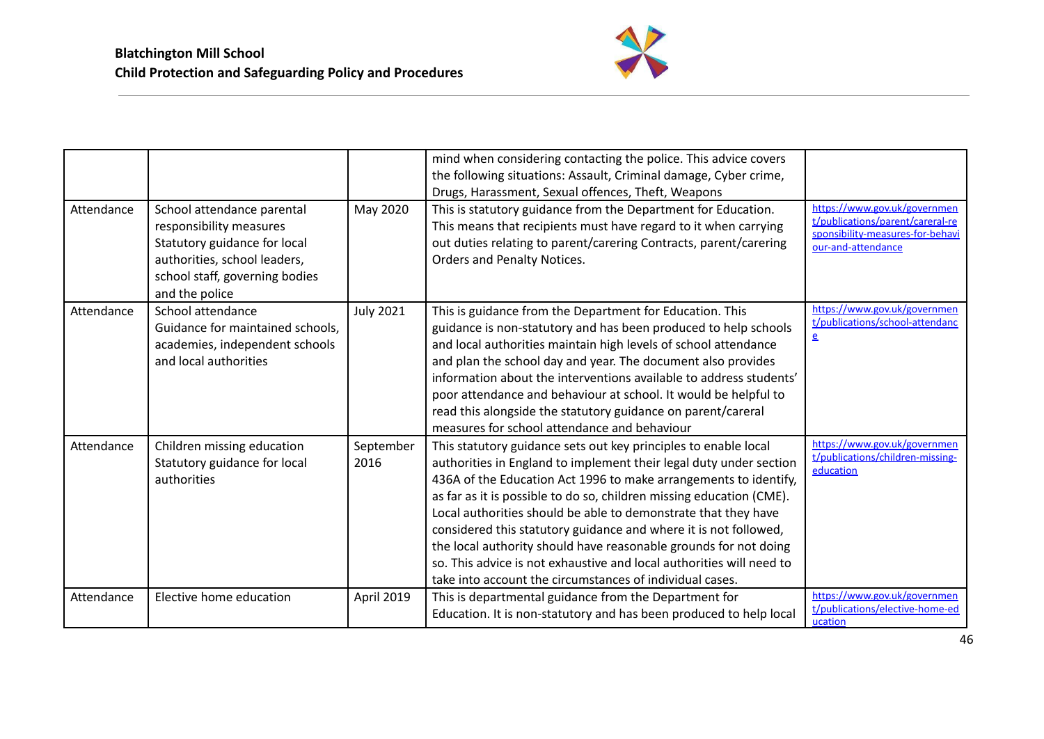| | | | | |
|---|---|---|---|---|
| | | | mind when considering contacting the police. This advice covers the following situations: Assault, Criminal damage, Cyber crime, Drugs, Harassment, Sexual offences, Theft, Weapons | |
| Attendance | School attendance parental responsibility measures Statutory guidance for local authorities, school leaders, school staff, governing bodies and the police | May 2020 | This is statutory guidance from the Department for Education. This means that recipients must have regard to it when carrying out duties relating to parent/carering Contracts, parent/carering Orders and Penalty Notices. | https://www.gov.uk/government/publications/parent/careral-responsibility-measures-for-behaviour-and-attendance |
| Attendance | School attendance Guidance for maintained schools, academies, independent schools and local authorities | July 2021 | This is guidance from the Department for Education. This guidance is non-statutory and has been produced to help schools and local authorities maintain high levels of school attendance and plan the school day and year. The document also provides information about the interventions available to address students' poor attendance and behaviour at school. It would be helpful to read this alongside the statutory guidance on parent/careral measures for school attendance and behaviour | https://www.gov.uk/government/publications/school-attendance |
| Attendance | Children missing education Statutory guidance for local authorities | September 2016 | This statutory guidance sets out key principles to enable local authorities in England to implement their legal duty under section 436A of the Education Act 1996 to make arrangements to identify, as far as it is possible to do so, children missing education (CME). Local authorities should be able to demonstrate that they have considered this statutory guidance and where it is not followed, the local authority should have reasonable grounds for not doing so. This advice is not exhaustive and local authorities will need to take into account the circumstances of individual cases. | https://www.gov.uk/government/publications/children-missing-education |
| Attendance | Elective home education | April 2019 | This is departmental guidance from the Department for Education. It is non-statutory and has been produced to help local | https://www.gov.uk/government/publications/elective-home-education |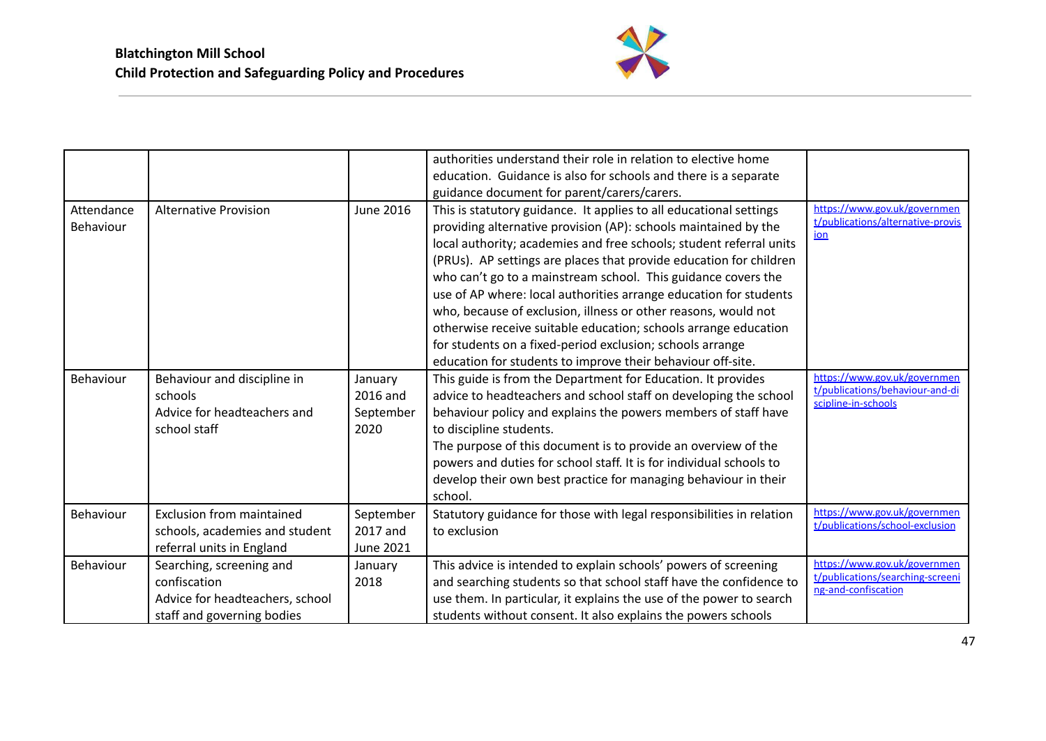| | | | authorities understand their role in relation to elective home education. Guidance is also for schools and there is a separate guidance document for parent/carers/carers. | |
|---|---|---|---|---|
| Attendance Behaviour | Alternative Provision | June 2016 | This is statutory guidance. It applies to all educational settings providing alternative provision (AP): schools maintained by the local authority; academies and free schools; student referral units (PRUs). AP settings are places that provide education for children who can't go to a mainstream school. This guidance covers the use of AP where: local authorities arrange education for students who, because of exclusion, illness or other reasons, would not otherwise receive suitable education; schools arrange education for students on a fixed-period exclusion; schools arrange education for students to improve their behaviour off-site. | https://www.gov.uk/government/publications/alternative-provision |
| Behaviour | Behaviour and discipline in schools<br>Advice for headteachers and school staff | January 2016 and September 2020 | This guide is from the Department for Education. It provides advice to headteachers and school staff on developing the school behaviour policy and explains the powers members of staff have to discipline students.<br>The purpose of this document is to provide an overview of the powers and duties for school staff. It is for individual schools to develop their own best practice for managing behaviour in their school. | https://www.gov.uk/government/publications/behaviour-and-discipline-in-schools |
| Behaviour | Exclusion from maintained schools, academies and student referral units in England | September 2017 and June 2021 | Statutory guidance for those with legal responsibilities in relation to exclusion | https://www.gov.uk/government/publications/school-exclusion |
| Behaviour | Searching, screening and confiscation<br>Advice for headteachers, school staff and governing bodies | January 2018 | This advice is intended to explain schools' powers of screening and searching students so that school staff have the confidence to use them. In particular, it explains the use of the power to search students without consent. It also explains the powers schools | https://www.gov.uk/government/publications/searching-screening-and-confiscation |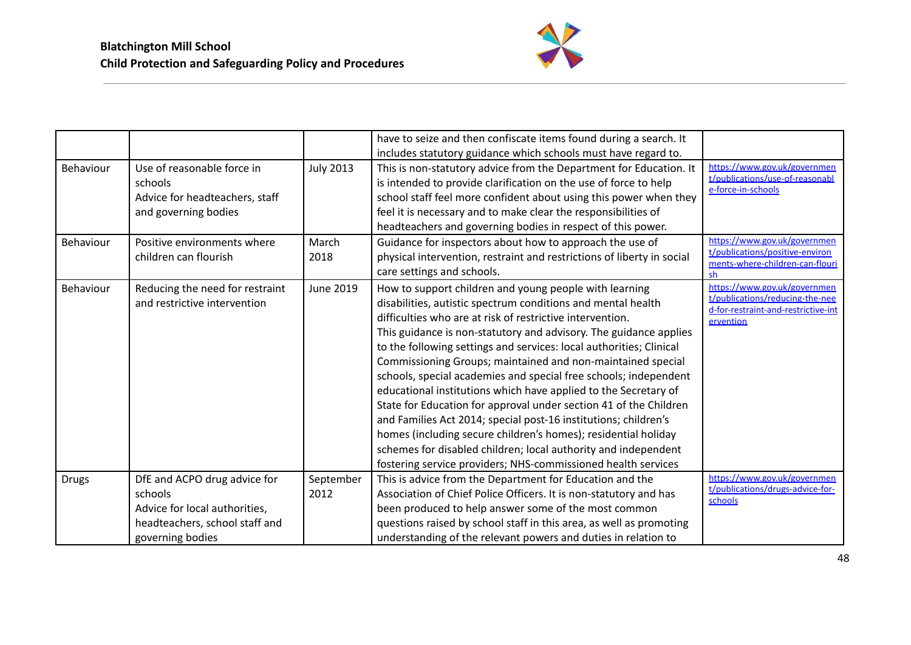| | | | have to seize and then confiscate items found during a search. It includes statutory guidance which schools must have regard to. | |
|---|---|---|---|---|
| Behaviour | Use of reasonable force in schools<br>Advice for headteachers, staff and governing bodies | July 2013 | This is non-statutory advice from the Department for Education. It is intended to provide clarification on the use of force to help school staff feel more confident about using this power when they feel it is necessary and to make clear the responsibilities of headteachers and governing bodies in respect of this power. | https://www.gov.uk/government/publications/use-of-reasonable-force-in-schools |
| Behaviour | Positive environments where children can flourish | March 2018 | Guidance for inspectors about how to approach the use of physical intervention, restraint and restrictions of liberty in social care settings and schools. | https://www.gov.uk/government/publications/positive-environments-where-children-can-flourish |
| Behaviour | Reducing the need for restraint and restrictive intervention | June 2019 | How to support children and young people with learning disabilities, autistic spectrum conditions and mental health difficulties who are at risk of restrictive intervention.<br>This guidance is non-statutory and advisory. The guidance applies to the following settings and services: local authorities; Clinical Commissioning Groups; maintained and non-maintained special schools, special academies and special free schools; independent educational institutions which have applied to the Secretary of State for Education for approval under section 41 of the Children and Families Act 2014; special post-16 institutions; children's homes (including secure children's homes); residential holiday schemes for disabled children; local authority and independent fostering service providers; NHS-commissioned health services | https://www.gov.uk/government/publications/reducing-the-need-for-restraint-and-restrictive-intervention |
| Drugs | DfE and ACPO drug advice for schools<br>Advice for local authorities, headteachers, school staff and governing bodies | September 2012 | This is advice from the Department for Education and the Association of Chief Police Officers. It is non-statutory and has been produced to help answer some of the most common questions raised by school staff in this area, as well as promoting understanding of the relevant powers and duties in relation to | https://www.gov.uk/government/publications/drugs-advice-for-schools |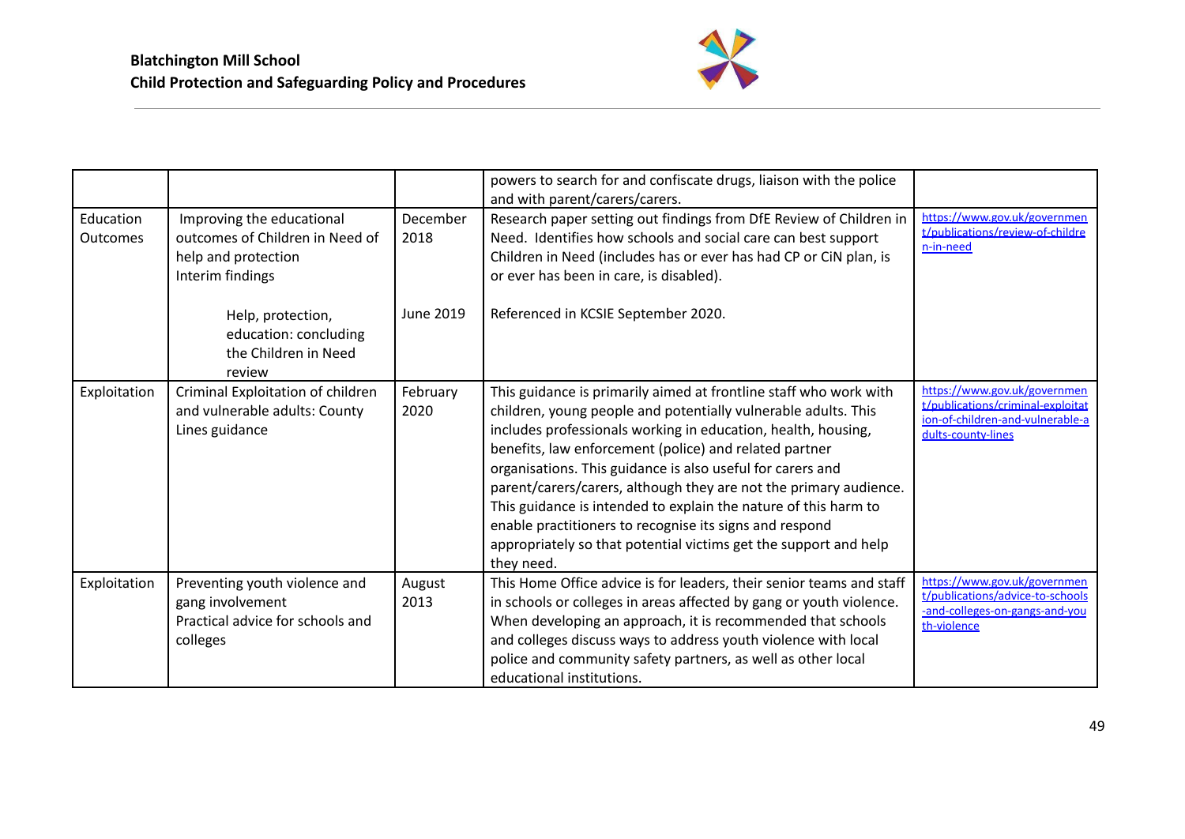| | | | | |
|---|---|---|---|---|
| | | | powers to search for and confiscate drugs, liaison with the police and with parent/carers/carers. | |
| Education Outcomes | Improving the educational outcomes of Children in Need of help and protection Interim findings<br><br>Help, protection, education: concluding the Children in Need review | December 2018<br><br>June 2019 | Research paper setting out findings from DfE Review of Children in Need. Identifies how schools and social care can best support Children in Need (includes has or ever has had CP or CiN plan, is or ever has been in care, is disabled).<br><br>Referenced in KCSIE September 2020. | https://www.gov.uk/government/publications/review-of-children-in-need |
| Exploitation | Criminal Exploitation of children and vulnerable adults: County Lines guidance | February 2020 | This guidance is primarily aimed at frontline staff who work with children, young people and potentially vulnerable adults. This includes professionals working in education, health, housing, benefits, law enforcement (police) and related partner organisations. This guidance is also useful for carers and parent/carers/carers, although they are not the primary audience. This guidance is intended to explain the nature of this harm to enable practitioners to recognise its signs and respond appropriately so that potential victims get the support and help they need. | https://www.gov.uk/government/publications/criminal-exploitation-of-children-and-vulnerable-adults-county-lines |
| Exploitation | Preventing youth violence and gang involvement Practical advice for schools and colleges | August 2013 | This Home Office advice is for leaders, their senior teams and staff in schools or colleges in areas affected by gang or youth violence. When developing an approach, it is recommended that schools and colleges discuss ways to address youth violence with local police and community safety partners, as well as other local educational institutions. | https://www.gov.uk/government/publications/advice-to-schools-and-colleges-on-gangs-and-youth-violence |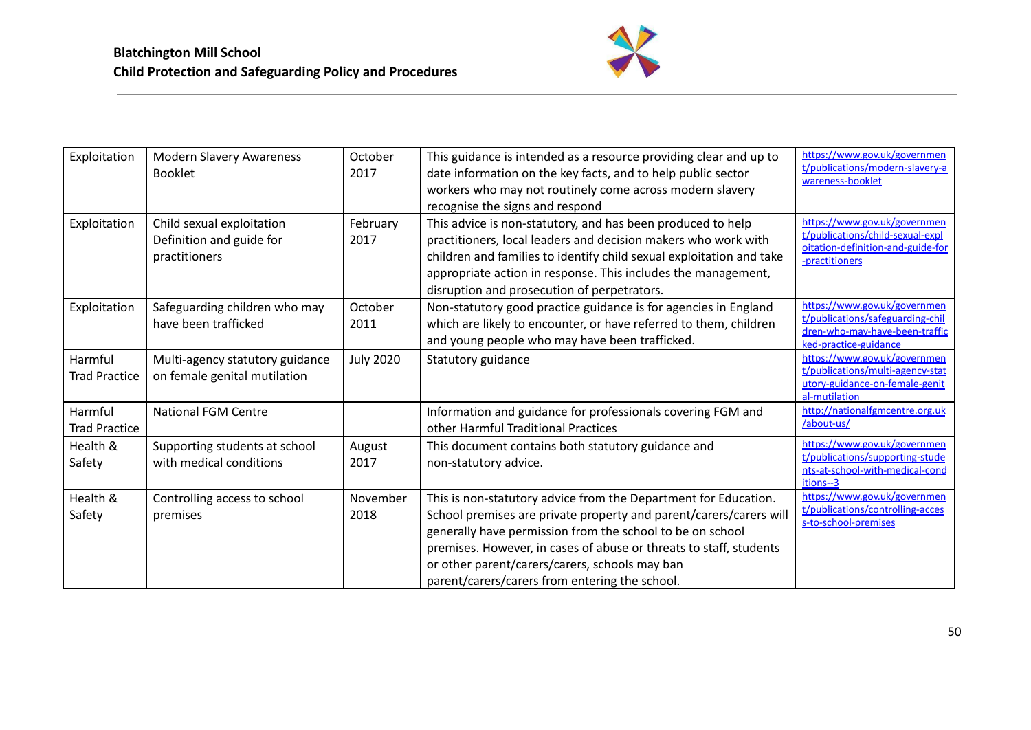| Exploitation | Modern Slavery Awareness Booklet | October 2017 | This guidance is intended as a resource providing clear and up to date information on the key facts, and to help public sector workers who may not routinely come across modern slavery recognise the signs and respond | https://www.gov.uk/government/publications/modern-slavery-awareness-booklet |
|---|---|---|---|---|
| Exploitation | Child sexual exploitation Definition and guide for practitioners | February 2017 | This advice is non-statutory, and has been produced to help practitioners, local leaders and decision makers who work with children and families to identify child sexual exploitation and take appropriate action in response. This includes the management, disruption and prosecution of perpetrators. | https://www.gov.uk/government/publications/child-sexual-exploitation-definition-and-guide-for-practitioners |
| Exploitation | Safeguarding children who may have been trafficked | October 2011 | Non-statutory good practice guidance is for agencies in England which are likely to encounter, or have referred to them, children and young people who may have been trafficked. | https://www.gov.uk/government/publications/safeguarding-children-who-may-have-been-trafficked-practice-guidance |
| Harmful Trad Practice | Multi-agency statutory guidance on female genital mutilation | July 2020 | Statutory guidance | https://www.gov.uk/government/publications/multi-agency-statutory-guidance-on-female-genital-mutilation |
| Harmful Trad Practice | National FGM Centre | | Information and guidance for professionals covering FGM and other Harmful Traditional Practices | http://nationalfgmcentre.org.uk/about-us/ |
| Health & Safety | Supporting students at school with medical conditions | August 2017 | This document contains both statutory guidance and non-statutory advice. | https://www.gov.uk/government/publications/supporting-students-at-school-with-medical-conditions--3 |
| Health & Safety | Controlling access to school premises | November 2018 | This is non-statutory advice from the Department for Education. School premises are private property and parent/carers/carers will generally have permission from the school to be on school premises. However, in cases of abuse or threats to staff, students or other parent/carers/carers, schools may ban parent/carers/carers from entering the school. | https://www.gov.uk/government/publications/controlling-access-to-school-premises |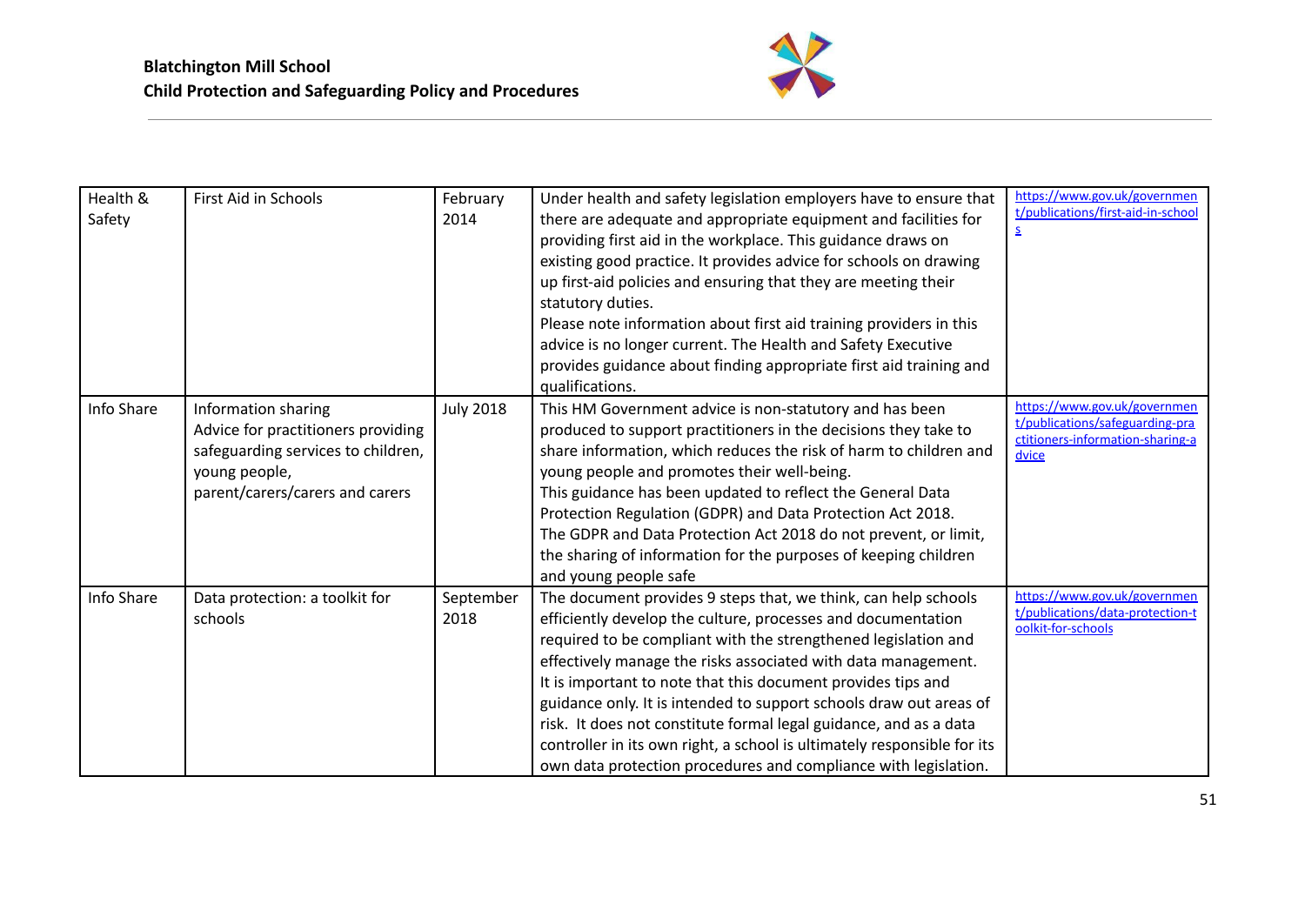| Health & Safety | First Aid in Schools | February 2014 | Under health and safety legislation employers have to ensure that there are adequate and appropriate equipment and facilities for providing first aid in the workplace. This guidance draws on existing good practice. It provides advice for schools on drawing up first-aid policies and ensuring that they are meeting their statutory duties.<br>Please note information about first aid training providers in this advice is no longer current. The Health and Safety Executive provides guidance about finding appropriate first aid training and qualifications. | https://www.gov.uk/government/publications/first-aid-in-schools |
|---|---|---|---|---|
| Info Share | Information sharing<br>Advice for practitioners providing safeguarding services to children, young people, parent/carers/carers and carers | July 2018 | This HM Government advice is non-statutory and has been produced to support practitioners in the decisions they take to share information, which reduces the risk of harm to children and young people and promotes their well-being.<br>This guidance has been updated to reflect the General Data Protection Regulation (GDPR) and Data Protection Act 2018.<br>The GDPR and Data Protection Act 2018 do not prevent, or limit, the sharing of information for the purposes of keeping children and young people safe | https://www.gov.uk/government/publications/safeguarding-practitioners-information-sharing-advice |
| Info Share | Data protection: a toolkit for schools | September 2018 | The document provides 9 steps that, we think, can help schools efficiently develop the culture, processes and documentation required to be compliant with the strengthened legislation and effectively manage the risks associated with data management.<br>It is important to note that this document provides tips and guidance only. It is intended to support schools draw out areas of risk. It does not constitute formal legal guidance, and as a data controller in its own right, a school is ultimately responsible for its own data protection procedures and compliance with legislation. | https://www.gov.uk/government/publications/data-protection-toolkit-for-schools |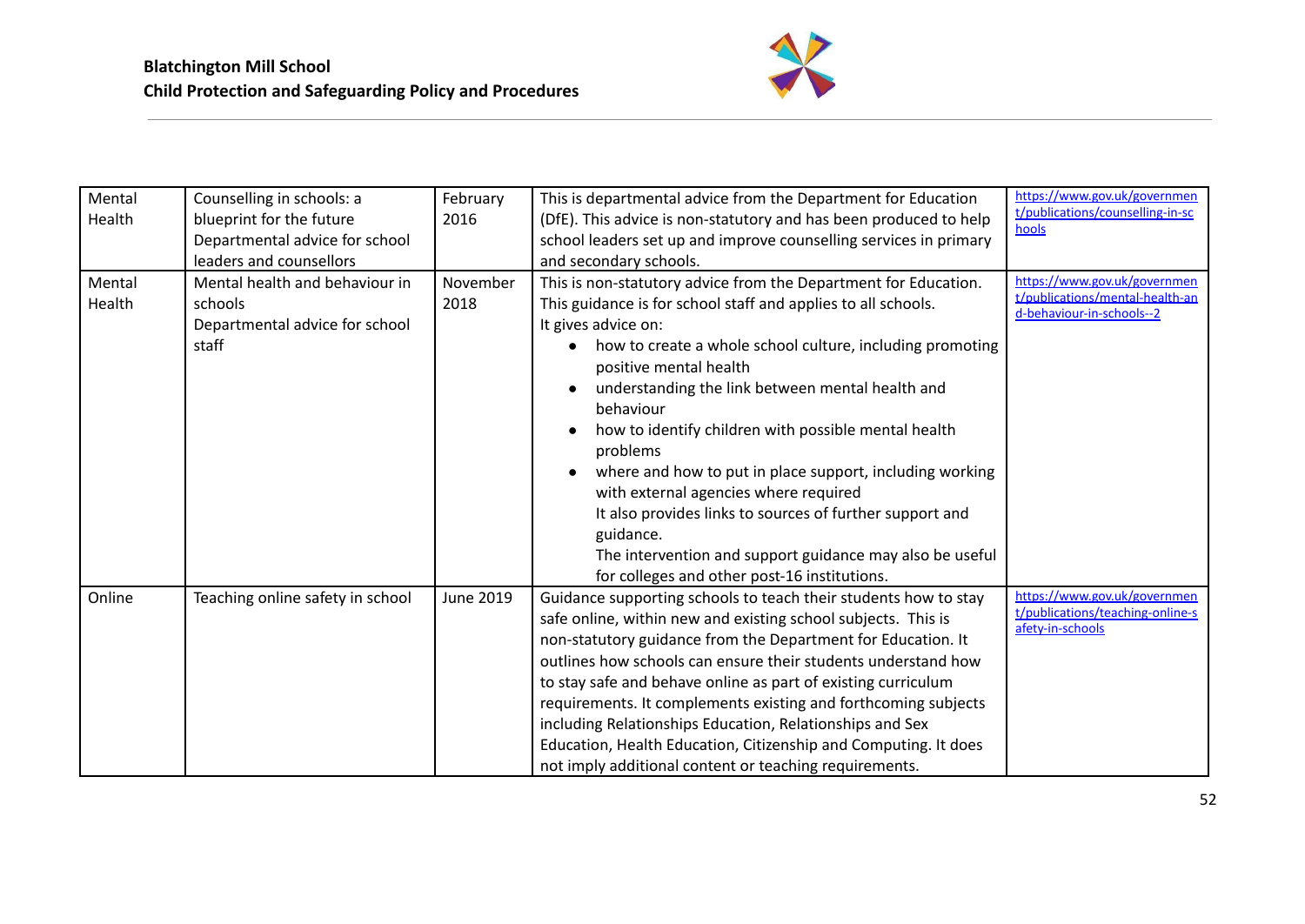| Mental Health | Counselling in schools: a blueprint for the future Departmental advice for school leaders and counsellors | February 2016 | This is departmental advice from the Department for Education (DfE). This advice is non-statutory and has been produced to help school leaders set up and improve counselling services in primary and secondary schools. | https://www.gov.uk/government/publications/counselling-in-schools |
|---|---|---|---|---|
| Mental Health | Mental health and behaviour in schools Departmental advice for school staff | November 2018 | This is non-statutory advice from the Department for Education. This guidance is for school staff and applies to all schools. It gives advice on: <br>• how to create a whole school culture, including promoting positive mental health <br>• understanding the link between mental health and behaviour <br>• how to identify children with possible mental health problems <br>• where and how to put in place support, including working with external agencies where required <br>It also provides links to sources of further support and guidance. <br>The intervention and support guidance may also be useful for colleges and other post-16 institutions. | https://www.gov.uk/government/publications/mental-health-and-behaviour-in-schools--2 |
| Online | Teaching online safety in school | June 2019 | Guidance supporting schools to teach their students how to stay safe online, within new and existing school subjects. This is non-statutory guidance from the Department for Education. It outlines how schools can ensure their students understand how to stay safe and behave online as part of existing curriculum requirements. It complements existing and forthcoming subjects including Relationships Education, Relationships and Sex Education, Health Education, Citizenship and Computing. It does not imply additional content or teaching requirements. | https://www.gov.uk/government/publications/teaching-online-safety-in-schools |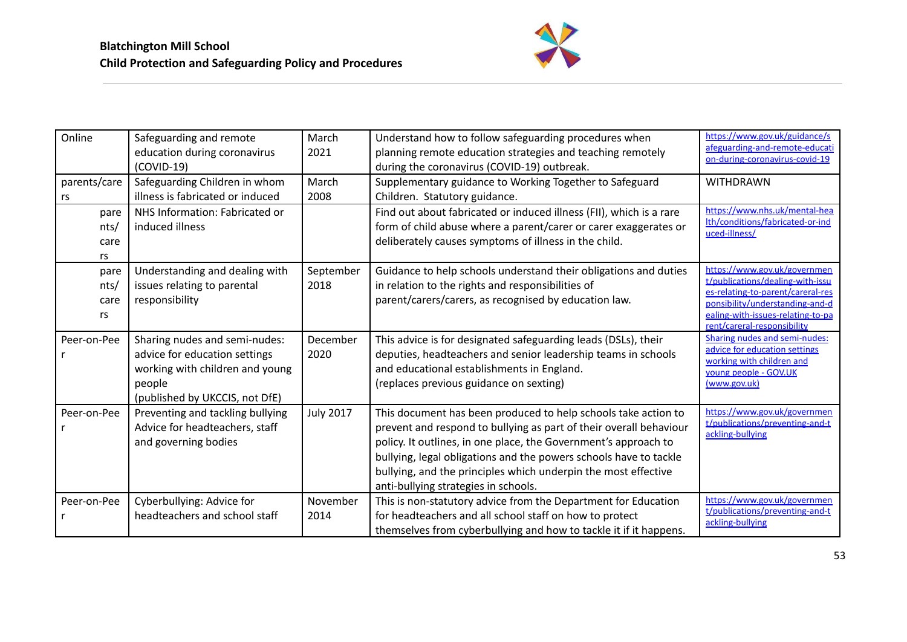| Online | Safeguarding and remote education during coronavirus (COVID-19) | March 2021 | Understand how to follow safeguarding procedures when planning remote education strategies and teaching remotely during the coronavirus (COVID-19) outbreak. | https://www.gov.uk/guidance/safeguarding-and-remote-education-during-coronavirus-covid-19 |
|---|---|---|---|---|
| parents/carers | Safeguarding Children in whom illness is fabricated or induced | March 2008 | Supplementary guidance to Working Together to Safeguard Children. Statutory guidance. | WITHDRAWN |
| parents/carers | NHS Information: Fabricated or induced illness | | Find out about fabricated or induced illness (FII), which is a rare form of child abuse where a parent/carer or carer exaggerates or deliberately causes symptoms of illness in the child. | https://www.nhs.uk/mental-health/conditions/fabricated-or-induced-illness/ |
| parents/carers | Understanding and dealing with issues relating to parental responsibility | September 2018 | Guidance to help schools understand their obligations and duties in relation to the rights and responsibilities of parent/carers/carers, as recognised by education law. | https://www.gov.uk/government/publications/dealing-with-issues-relating-to-parent/careral-responsibility/understanding-and-dealing-with-issues-relating-to-parent/careral-responsibility |
| Peer-on-Peer | Sharing nudes and semi-nudes: advice for education settings working with children and young people (published by UKCCIS, not DfE) | December 2020 | This advice is for designated safeguarding leads (DSLs), their deputies, headteachers and senior leadership teams in schools and educational establishments in England. (replaces previous guidance on sexting) | Sharing nudes and semi-nudes: advice for education settings working with children and young people - GOV.UK (www.gov.uk) |
| Peer-on-Peer | Preventing and tackling bullying Advice for headteachers, staff and governing bodies | July 2017 | This document has been produced to help schools take action to prevent and respond to bullying as part of their overall behaviour policy. It outlines, in one place, the Government's approach to bullying, legal obligations and the powers schools have to tackle bullying, and the principles which underpin the most effective anti-bullying strategies in schools. | https://www.gov.uk/government/publications/preventing-and-tackling-bullying |
| Peer-on-Peer | Cyberbullying: Advice for headteachers and school staff | November 2014 | This is non-statutory advice from the Department for Education for headteachers and all school staff on how to protect themselves from cyberbullying and how to tackle it if it happens. | https://www.gov.uk/government/publications/preventing-and-tackling-bullying |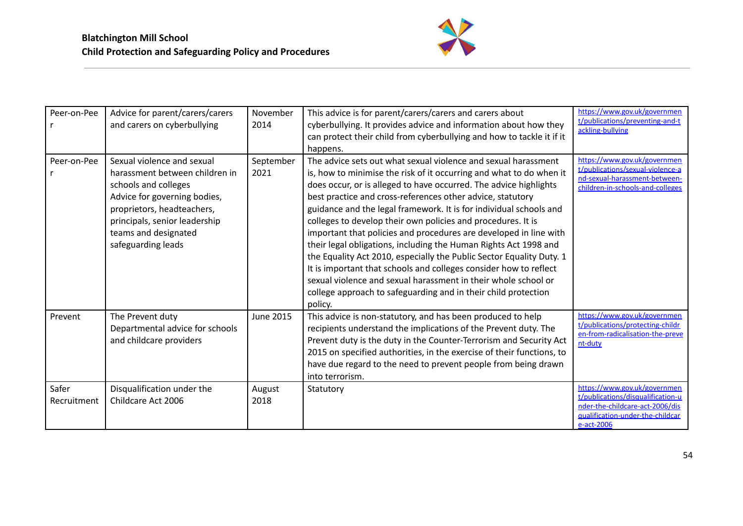| Peer-on-Peer | Advice for parent/carers/carers and carers on cyberbullying | November 2014 | This advice is for parent/carers/carers and carers about cyberbullying. It provides advice and information about how they can protect their child from cyberbullying and how to tackle it if it happens. | https://www.gov.uk/government/publications/preventing-and-tackling-bullying |
|---|---|---|---|---|
| Peer-on-Peer | Sexual violence and sexual harassment between children in schools and colleges Advice for governing bodies, proprietors, headteachers, principals, senior leadership teams and designated safeguarding leads | September 2021 | The advice sets out what sexual violence and sexual harassment is, how to minimise the risk of it occurring and what to do when it does occur, or is alleged to have occurred. The advice highlights best practice and cross-references other advice, statutory guidance and the legal framework. It is for individual schools and colleges to develop their own policies and procedures. It is important that policies and procedures are developed in line with their legal obligations, including the Human Rights Act 1998 and the Equality Act 2010, especially the Public Sector Equality Duty. 1 It is important that schools and colleges consider how to reflect sexual violence and sexual harassment in their whole school or college approach to safeguarding and in their child protection policy. | https://www.gov.uk/government/publications/sexual-violence-and-sexual-harassment-between-children-in-schools-and-colleges |
| Prevent | The Prevent duty Departmental advice for schools and childcare providers | June 2015 | This advice is non-statutory, and has been produced to help recipients understand the implications of the Prevent duty. The Prevent duty is the duty in the Counter-Terrorism and Security Act 2015 on specified authorities, in the exercise of their functions, to have due regard to the need to prevent people from being drawn into terrorism. | https://www.gov.uk/government/publications/protecting-children-from-radicalisation-the-prevent-duty |
| Safer Recruitment | Disqualification under the Childcare Act 2006 | August 2018 | Statutory | https://www.gov.uk/government/publications/disqualification-under-the-childcare-act-2006/disqualification-under-the-childcare-act-2006 |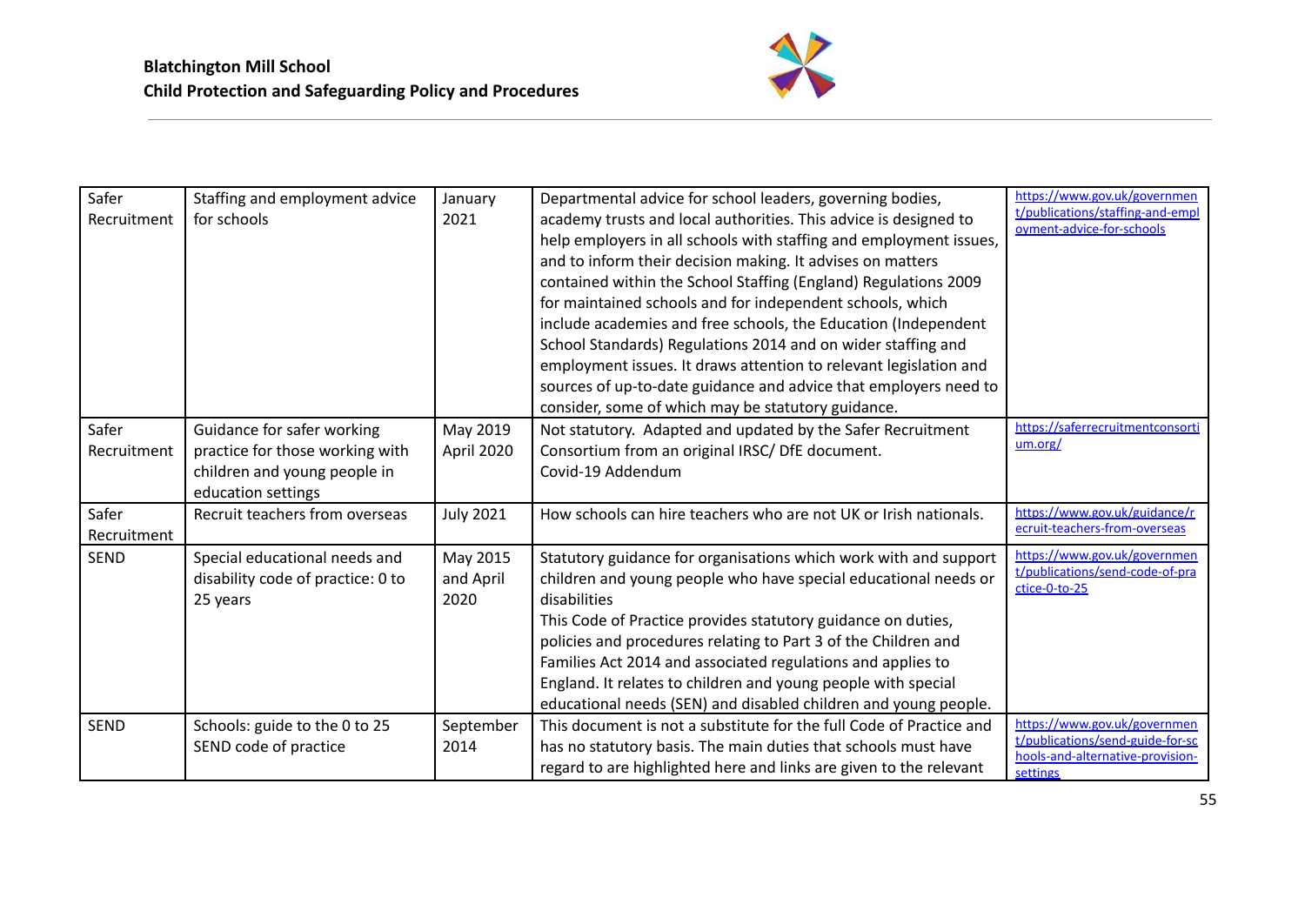| Safer Recruitment | Staffing and employment advice for schools | January 2021 | Departmental advice for school leaders, governing bodies, academy trusts and local authorities. This advice is designed to help employers in all schools with staffing and employment issues, and to inform their decision making. It advises on matters contained within the School Staffing (England) Regulations 2009 for maintained schools and for independent schools, which include academies and free schools, the Education (Independent School Standards) Regulations 2014 and on wider staffing and employment issues. It draws attention to relevant legislation and sources of up-to-date guidance and advice that employers need to consider, some of which may be statutory guidance. | https://www.gov.uk/government/publications/staffing-and-employment-advice-for-schools |
|---|---|---|---|---|
| Safer Recruitment | Guidance for safer working practice for those working with children and young people in education settings | May 2019<br>April 2020 | Not statutory. Adapted and updated by the Safer Recruitment Consortium from an original IRSC/ DfE document.<br>Covid-19 Addendum | https://saferrecruitmentconsortium.org/ |
| Safer Recruitment | Recruit teachers from overseas | July 2021 | How schools can hire teachers who are not UK or Irish nationals. | https://www.gov.uk/guidance/recruit-teachers-from-overseas |
| SEND | Special educational needs and disability code of practice: 0 to 25 years | May 2015 and April 2020 | Statutory guidance for organisations which work with and support children and young people who have special educational needs or disabilities<br>This Code of Practice provides statutory guidance on duties, policies and procedures relating to Part 3 of the Children and Families Act 2014 and associated regulations and applies to England. It relates to children and young people with special educational needs (SEN) and disabled children and young people. | https://www.gov.uk/government/publications/send-code-of-practice-0-to-25 |
| SEND | Schools: guide to the 0 to 25 SEND code of practice | September 2014 | This document is not a substitute for the full Code of Practice and has no statutory basis. The main duties that schools must have regard to are highlighted here and links are given to the relevant | https://www.gov.uk/government/publications/send-guide-for-schools-and-alternative-provision-settings |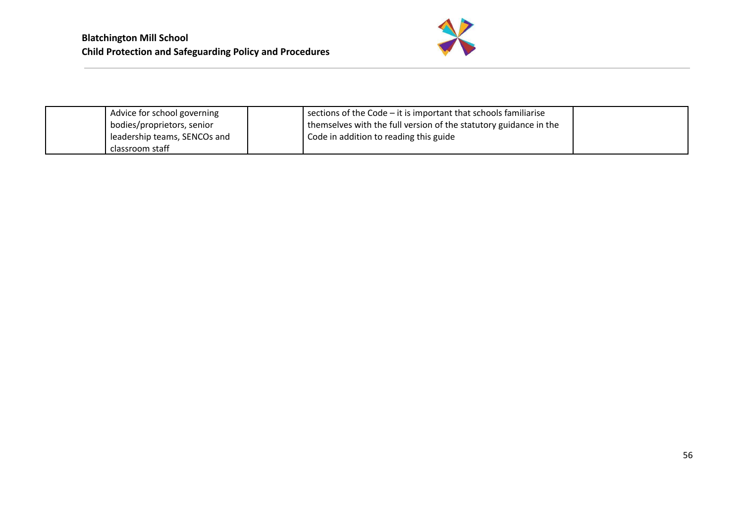| | | | | |
|---|---|---|---|---|
| | Advice for school governing bodies/proprietors, senior leadership teams, SENCOs and classroom staff | | sections of the Code – it is important that schools familiarise themselves with the full version of the statutory guidance in the Code in addition to reading this guide | |